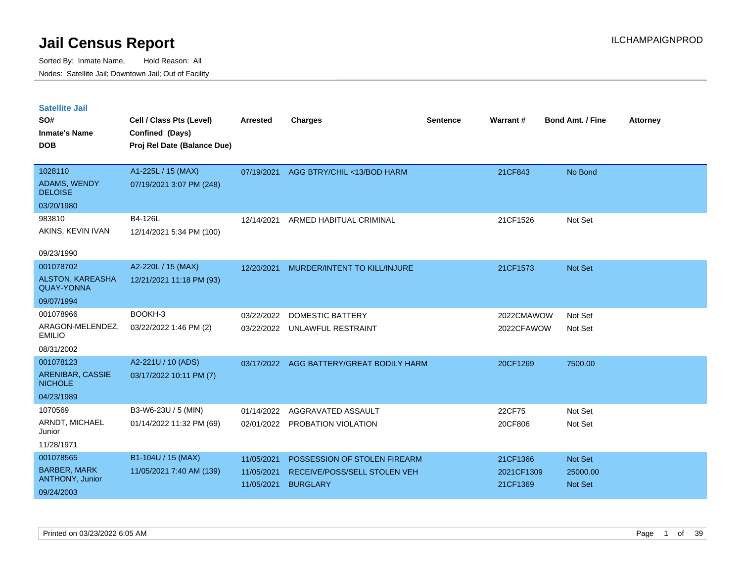# Jail Census Report

Sorted By: Inmate Name, Hold Reason: All

Nodes: Satellite Jail; Downtown Jail; Out of Facility

## Satellite Jail

| SO#<br>Inmate's Name<br>DOB | Cell / Class Pts (Level)<br>Confined (Days)<br>Proj Rel Date (Balance Due) | Arrested | Charges | Sentence | Warrant # | Bond Amt. / Fine | Attorney |
|---|---|---|---|---|---|---|---|
| 1028110<br>ADAMS, WENDY DELOISE<br>03/20/1980 | A1-225L / 15 (MAX)<br>07/19/2021 3:07 PM (248) | 07/19/2021 | AGG BTRY/CHIL <13/BOD HARM | | 21CF843 | No Bond | |
| 983810<br>AKINS, KEVIN IVAN<br>09/23/1990 | B4-126L<br>12/14/2021 5:34 PM (100) | 12/14/2021 | ARMED HABITUAL CRIMINAL | | 21CF1526 | Not Set | |
| 001078702<br>ALSTON, KAREASHA QUAY-YONNA<br>09/07/1994 | A2-220L / 15 (MAX)<br>12/21/2021 11:18 PM (93) | 12/20/2021 | MURDER/INTENT TO KILL/INJURE | | 21CF1573 | Not Set | |
| 001078966<br>ARAGON-MELENDEZ, EMILIO<br>08/31/2002 | BOOKH-3<br>03/22/2022 1:46 PM (2) | 03/22/2022 | DOMESTIC BATTERY | | 2022CMAWOW | Not Set | |
| | | 03/22/2022 | UNLAWFUL RESTRAINT | | 2022CFAWOW | Not Set | |
| 001078123<br>ARENIBAR, CASSIE NICHOLE<br>04/23/1989 | A2-221U / 10 (ADS)<br>03/17/2022 10:11 PM (7) | 03/17/2022 | AGG BATTERY/GREAT BODILY HARM | | 20CF1269 | 7500.00 | |
| 1070569<br>ARNDT, MICHAEL Junior<br>11/28/1971 | B3-W6-23U / 5 (MIN)<br>01/14/2022 11:32 PM (69) | 01/14/2022 | AGGRAVATED ASSAULT | | 22CF75 | Not Set | |
| | | 02/01/2022 | PROBATION VIOLATION | | 20CF806 | Not Set | |
| 001078565<br>BARBER, MARK ANTHONY, Junior<br>09/24/2003 | B1-104U / 15 (MAX)<br>11/05/2021 7:40 AM (139) | 11/05/2021 | POSSESSION OF STOLEN FIREARM | | 21CF1366 | Not Set | |
| | | 11/05/2021 | RECEIVE/POSS/SELL STOLEN VEH | | 2021CF1309 | 25000.00 | |
| | | 11/05/2021 | BURGLARY | | 21CF1369 | Not Set | |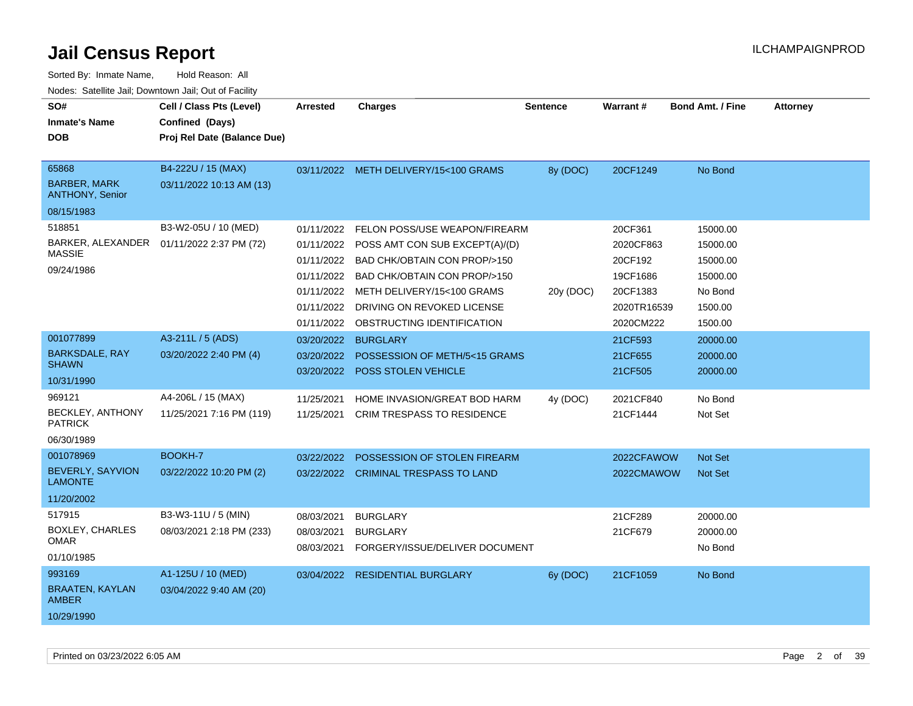# Jail Census Report

ILCHAMPAIGNPROD

Sorted By: Inmate Name, Hold Reason: All

Nodes: Satellite Jail; Downtown Jail; Out of Facility

| SO# / Inmate's Name / DOB | Cell / Class Pts (Level) / Confined (Days) / Proj Rel Date (Balance Due) | Arrested | Charges | Sentence | Warrant # | Bond Amt. / Fine | Attorney |
|---|---|---|---|---|---|---|---|
| 65868<br>BARBER, MARK ANTHONY, Senior<br>08/15/1983 | B4-222U / 15 (MAX)<br>03/11/2022 10:13 AM (13) | 03/11/2022 | METH DELIVERY/15<100 GRAMS | 8y (DOC) | 20CF1249 | No Bond | |
| 518851<br>BARKER, ALEXANDER MASSIE<br>09/24/1986 | B3-W2-05U / 10 (MED)<br>01/11/2022 2:37 PM (72) | 01/11/2022 | FELON POSS/USE WEAPON/FIREARM | | 20CF361 | 15000.00 | |
| | | 01/11/2022 | POSS AMT CON SUB EXCEPT(A)/(D) | | 2020CF863 | 15000.00 | |
| | | 01/11/2022 | BAD CHK/OBTAIN CON PROP/>150 | | 20CF192 | 15000.00 | |
| | | 01/11/2022 | BAD CHK/OBTAIN CON PROP/>150 | | 19CF1686 | 15000.00 | |
| | | 01/11/2022 | METH DELIVERY/15<100 GRAMS | 20y (DOC) | 20CF1383 | No Bond | |
| | | 01/11/2022 | DRIVING ON REVOKED LICENSE | | 2020TR16539 | 1500.00 | |
| | | 01/11/2022 | OBSTRUCTING IDENTIFICATION | | 2020CM222 | 1500.00 | |
| 001077899<br>BARKSDALE, RAY SHAWN<br>10/31/1990 | A3-211L / 5 (ADS)<br>03/20/2022 2:40 PM (4) | 03/20/2022 | BURGLARY | | 21CF593 | 20000.00 | |
| | | 03/20/2022 | POSSESSION OF METH/5<15 GRAMS | | 21CF655 | 20000.00 | |
| | | 03/20/2022 | POSS STOLEN VEHICLE | | 21CF505 | 20000.00 | |
| 969121<br>BECKLEY, ANTHONY PATRICK<br>06/30/1989 | A4-206L / 15 (MAX)<br>11/25/2021 7:16 PM (119) | 11/25/2021 | HOME INVASION/GREAT BOD HARM | 4y (DOC) | 2021CF840 | No Bond | |
| | | 11/25/2021 | CRIM TRESPASS TO RESIDENCE | | 21CF1444 | Not Set | |
| 001078969<br>BEVERLY, SAYVION LAMONTE<br>11/20/2002 | BOOKH-7<br>03/22/2022 10:20 PM (2) | 03/22/2022 | POSSESSION OF STOLEN FIREARM | | 2022CFAWOW | Not Set | |
| | | 03/22/2022 | CRIMINAL TRESPASS TO LAND | | 2022CMAWOW | Not Set | |
| 517915<br>BOXLEY, CHARLES OMAR<br>01/10/1985 | B3-W3-11U / 5 (MIN)<br>08/03/2021 2:18 PM (233) | 08/03/2021 | BURGLARY | | 21CF289 | 20000.00 | |
| | | 08/03/2021 | BURGLARY | | 21CF679 | 20000.00 | |
| | | 08/03/2021 | FORGERY/ISSUE/DELIVER DOCUMENT | | | No Bond | |
| 993169<br>BRAATEN, KAYLAN AMBER<br>10/29/1990 | A1-125U / 10 (MED)<br>03/04/2022 9:40 AM (20) | 03/04/2022 | RESIDENTIAL BURGLARY | 6y (DOC) | 21CF1059 | No Bond | |

Printed on 03/23/2022 6:05 AM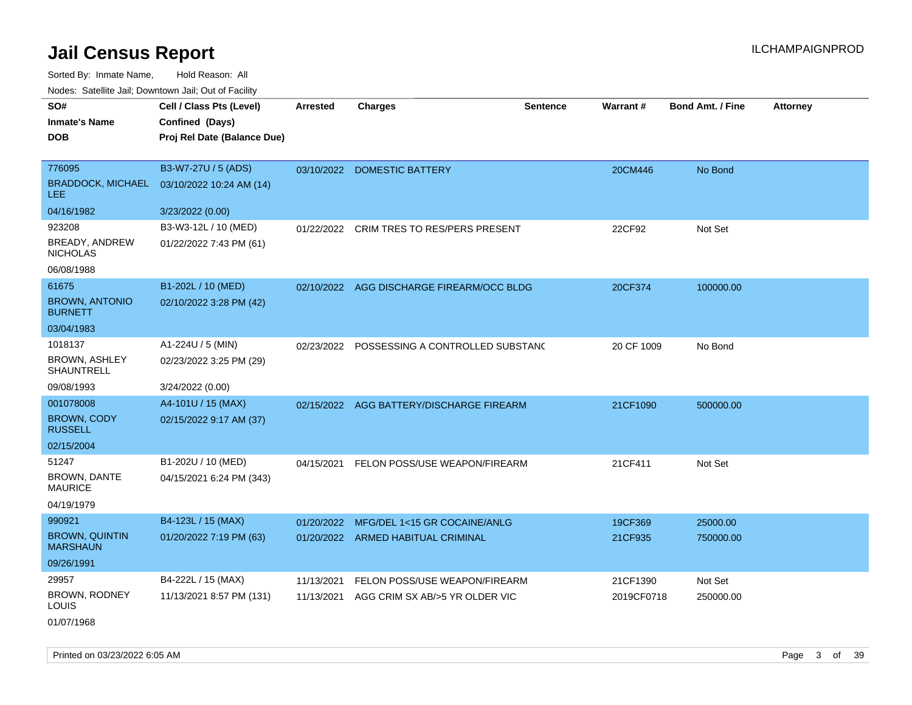# Jail Census Report

ILCHAMPAIGNPROD

Sorted By: Inmate Name, Hold Reason: All

Nodes: Satellite Jail; Downtown Jail; Out of Facility

| SO# / Inmate's Name / DOB | Cell / Class Pts (Level) / Confined (Days) / Proj Rel Date (Balance Due) | Arrested | Charges | Sentence | Warrant # | Bond Amt. / Fine | Attorney |
|---|---|---|---|---|---|---|---|
| 776095<br>BRADDOCK, MICHAEL LEE<br>04/16/1982 | B3-W7-27U / 5 (ADS)<br>03/10/2022 10:24 AM (14)<br>3/23/2022 (0.00) | 03/10/2022 | DOMESTIC BATTERY | | 20CM446 | No Bond | |
| 923208<br>BREADY, ANDREW NICHOLAS<br>06/08/1988 | B3-W3-12L / 10 (MED)<br>01/22/2022 7:43 PM (61) | 01/22/2022 | CRIM TRES TO RES/PERS PRESENT | | 22CF92 | Not Set | |
| 61675<br>BROWN, ANTONIO BURNETT<br>03/04/1983 | B1-202L / 10 (MED)<br>02/10/2022 3:28 PM (42) | 02/10/2022 | AGG DISCHARGE FIREARM/OCC BLDG | | 20CF374 | 100000.00 | |
| 1018137<br>BROWN, ASHLEY SHAUNTRELL<br>09/08/1993 | A1-224U / 5 (MIN)<br>02/23/2022 3:25 PM (29)<br>3/24/2022 (0.00) | 02/23/2022 | POSSESSING A CONTROLLED SUBSTANC | | 20 CF 1009 | No Bond | |
| 001078008<br>BROWN, CODY RUSSELL<br>02/15/2004 | A4-101U / 15 (MAX)<br>02/15/2022 9:17 AM (37) | 02/15/2022 | AGG BATTERY/DISCHARGE FIREARM | | 21CF1090 | 500000.00 | |
| 51247<br>BROWN, DANTE MAURICE<br>04/19/1979 | B1-202U / 10 (MED)<br>04/15/2021 6:24 PM (343) | 04/15/2021 | FELON POSS/USE WEAPON/FIREARM | | 21CF411 | Not Set | |
| 990921<br>BROWN, QUINTIN MARSHAUN<br>09/26/1991 | B4-123L / 15 (MAX)<br>01/20/2022 7:19 PM (63) | 01/20/2022<br>01/20/2022 | MFG/DEL 1<15 GR COCAINE/ANLG<br>ARMED HABITUAL CRIMINAL | | 19CF369<br>21CF935 | 25000.00<br>750000.00 | |
| 29957<br>BROWN, RODNEY LOUIS<br>01/07/1968 | B4-222L / 15 (MAX)<br>11/13/2021 8:57 PM (131) | 11/13/2021<br>11/13/2021 | FELON POSS/USE WEAPON/FIREARM<br>AGG CRIM SX AB/>5 YR OLDER VIC | | 21CF1390<br>2019CF0718 | Not Set<br>250000.00 | |

Printed on 03/23/2022 6:05 AM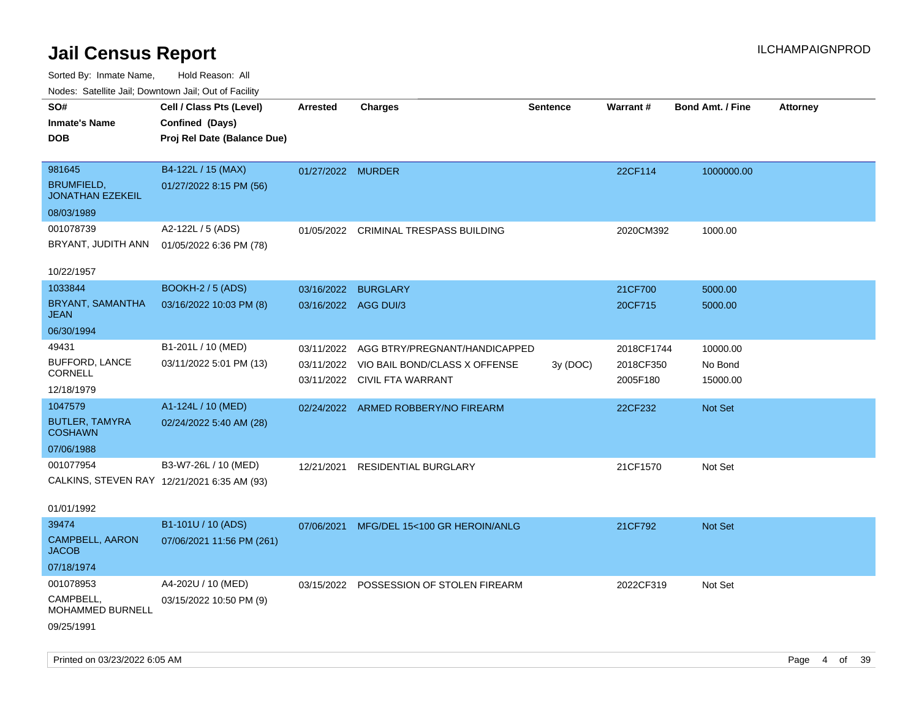# Jail Census Report

ILCHAMPAIGNPROD

Sorted By: Inmate Name, Hold Reason: All

Nodes: Satellite Jail; Downtown Jail; Out of Facility

| SO# / Inmate's Name / DOB | Cell / Class Pts (Level) / Confined (Days) / Proj Rel Date (Balance Due) | Arrested | Charges | Sentence | Warrant # | Bond Amt. / Fine | Attorney |
|---|---|---|---|---|---|---|---|
| 981645<br>BRUMFIELD, JONATHAN EZEKEIL<br>08/03/1989 | B4-122L / 15 (MAX)<br>01/27/2022 8:15 PM (56) | 01/27/2022 | MURDER | | 22CF114 | 1000000.00 | |
| 001078739<br>BRYANT, JUDITH ANN<br>10/22/1957 | A2-122L / 5 (ADS)<br>01/05/2022 6:36 PM (78) | 01/05/2022 | CRIMINAL TRESPASS BUILDING | | 2020CM392 | 1000.00 | |
| 1033844<br>BRYANT, SAMANTHA JEAN<br>06/30/1994 | BOOKH-2 / 5 (ADS)<br>03/16/2022 10:03 PM (8) | 03/16/2022<br>03/16/2022 | BURGLARY<br>AGG DUI/3 | | 21CF700<br>20CF715 | 5000.00<br>5000.00 | |
| 49431<br>BUFFORD, LANCE CORNELL<br>12/18/1979 | B1-201L / 10 (MED)<br>03/11/2022 5:01 PM (13) | 03/11/2022<br>03/11/2022<br>03/11/2022 | AGG BTRY/PREGNANT/HANDICAPPED<br>VIO BAIL BOND/CLASS X OFFENSE<br>CIVIL FTA WARRANT | <br>3y (DOC)<br> | 2018CF1744<br>2018CF350<br>2005F180 | 10000.00<br>No Bond<br>15000.00 | |
| 1047579<br>BUTLER, TAMYRA COSHAWN<br>07/06/1988 | A1-124L / 10 (MED)<br>02/24/2022 5:40 AM (28) | 02/24/2022 | ARMED ROBBERY/NO FIREARM | | 22CF232 | Not Set | |
| 001077954<br>CALKINS, STEVEN RAY<br>01/01/1992 | B3-W7-26L / 10 (MED)<br>12/21/2021 6:35 AM (93) | 12/21/2021 | RESIDENTIAL BURGLARY | | 21CF1570 | Not Set | |
| 39474<br>CAMPBELL, AARON JACOB<br>07/18/1974 | B1-101U / 10 (ADS)<br>07/06/2021 11:56 PM (261) | 07/06/2021 | MFG/DEL 15<100 GR HEROIN/ANLG | | 21CF792 | Not Set | |
| 001078953<br>CAMPBELL, MOHAMMED BURNELL<br>09/25/1991 | A4-202U / 10 (MED)<br>03/15/2022 10:50 PM (9) | 03/15/2022 | POSSESSION OF STOLEN FIREARM | | 2022CF319 | Not Set | |

Printed on 03/23/2022 6:05 AM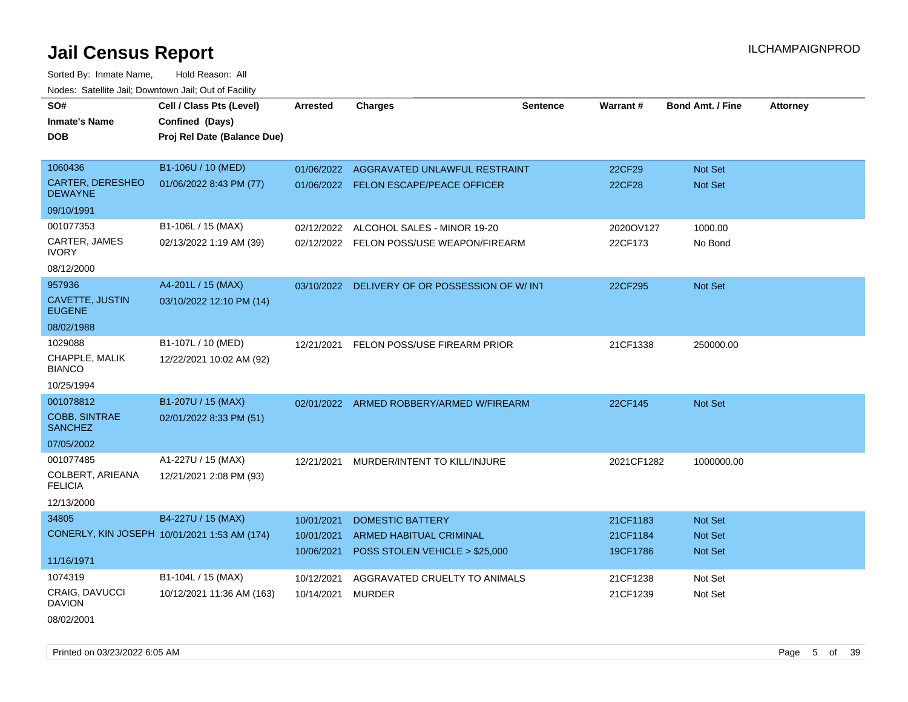# Jail Census Report

ILCHAMPAIGNPROD

Sorted By: Inmate Name, Hold Reason: All

Nodes: Satellite Jail; Downtown Jail; Out of Facility

| SO# / Inmate's Name / DOB | Cell / Class Pts (Level) / Confined (Days) / Proj Rel Date (Balance Due) | Arrested | Charges | Sentence | Warrant # | Bond Amt. / Fine | Attorney |
|---|---|---|---|---|---|---|---|
| 1060436<br>CARTER, DERESHEO DEWAYNE<br>09/10/1991 | B1-106U / 10 (MED)<br>01/06/2022 8:43 PM (77) | 01/06/2022<br>01/06/2022 | AGGRAVATED UNLAWFUL RESTRAINT<br>FELON ESCAPE/PEACE OFFICER | | 22CF29<br>22CF28 | Not Set<br>Not Set | |
| 001077353<br>CARTER, JAMES IVORY<br>08/12/2000 | B1-106L / 15 (MAX)<br>02/13/2022 1:19 AM (39) | 02/12/2022<br>02/12/2022 | ALCOHOL SALES - MINOR 19-20<br>FELON POSS/USE WEAPON/FIREARM | | 2020OV127<br>22CF173 | 1000.00<br>No Bond | |
| 957936<br>CAVETTE, JUSTIN EUGENE<br>08/02/1988 | A4-201L / 15 (MAX)<br>03/10/2022 12:10 PM (14) | 03/10/2022 | DELIVERY OF OR POSSESSION OF W/ INT | | 22CF295 | Not Set | |
| 1029088<br>CHAPPLE, MALIK BIANCO<br>10/25/1994 | B1-107L / 10 (MED)<br>12/22/2021 10:02 AM (92) | 12/21/2021 | FELON POSS/USE FIREARM PRIOR | | 21CF1338 | 250000.00 | |
| 001078812<br>COBB, SINTRAE SANCHEZ<br>07/05/2002 | B1-207U / 15 (MAX)<br>02/01/2022 8:33 PM (51) | 02/01/2022 | ARMED ROBBERY/ARMED W/FIREARM | | 22CF145 | Not Set | |
| 001077485<br>COLBERT, ARIEANA FELICIA<br>12/13/2000 | A1-227U / 15 (MAX)<br>12/21/2021 2:08 PM (93) | 12/21/2021 | MURDER/INTENT TO KILL/INJURE | | 2021CF1282 | 1000000.00 | |
| 34805<br>CONERLY, KIN JOSEPH<br>11/16/1971 | B4-227U / 15 (MAX)<br>10/01/2021 1:53 AM (174) | 10/01/2021<br>10/01/2021<br>10/06/2021 | DOMESTIC BATTERY<br>ARMED HABITUAL CRIMINAL<br>POSS STOLEN VEHICLE > $25,000 | | 21CF1183<br>21CF1184<br>19CF1786 | Not Set<br>Not Set<br>Not Set | |
| 1074319<br>CRAIG, DAVUCCI DAVION<br>08/02/2001 | B1-104L / 15 (MAX)<br>10/12/2021 11:36 AM (163) | 10/12/2021<br>10/14/2021 | AGGRAVATED CRUELTY TO ANIMALS<br>MURDER | | 21CF1238<br>21CF1239 | Not Set<br>Not Set | |

Printed on 03/23/2022 6:05 AM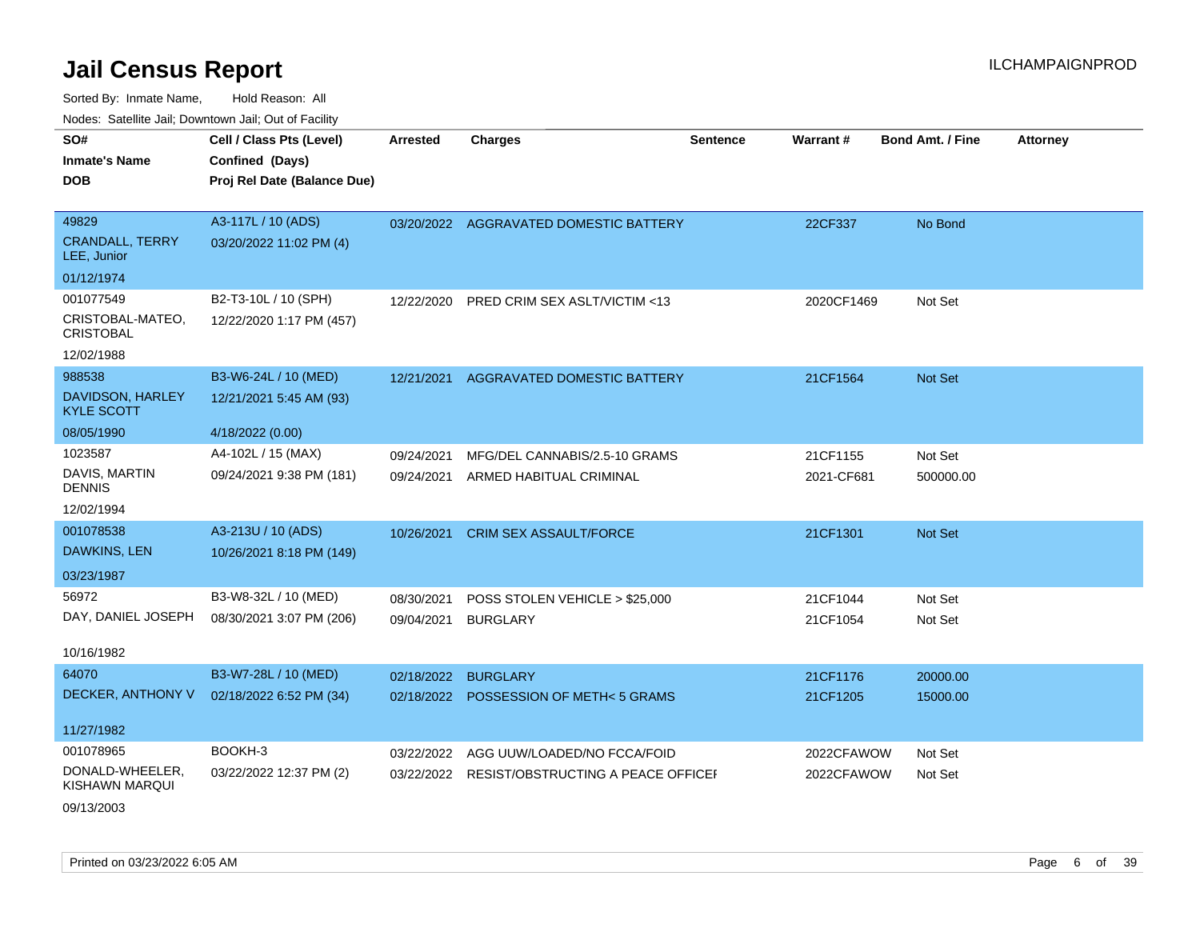# Jail Census Report

ILCHAMPAIGNPROD

Sorted By: Inmate Name, Hold Reason: All

Nodes: Satellite Jail; Downtown Jail; Out of Facility

| SO# / Inmate's Name / DOB | Cell / Class Pts (Level) / Confined (Days) / Proj Rel Date (Balance Due) | Arrested | Charges | Sentence | Warrant # | Bond Amt. / Fine | Attorney |
|---|---|---|---|---|---|---|---|
| 49829<br>CRANDALL, TERRY LEE, Junior<br>01/12/1974 | A3-117L / 10 (ADS)<br>03/20/2022 11:02 PM (4) | 03/20/2022 | AGGRAVATED DOMESTIC BATTERY | | 22CF337 | No Bond | |
| 001077549<br>CRISTOBAL-MATEO, CRISTOBAL<br>12/02/1988 | B2-T3-10L / 10 (SPH)<br>12/22/2020 1:17 PM (457) | 12/22/2020 | PRED CRIM SEX ASLT/VICTIM <13 | | 2020CF1469 | Not Set | |
| 988538<br>DAVIDSON, HARLEY KYLE SCOTT<br>08/05/1990 | B3-W6-24L / 10 (MED)<br>12/21/2021 5:45 AM (93)<br>4/18/2022 (0.00) | 12/21/2021 | AGGRAVATED DOMESTIC BATTERY | | 21CF1564 | Not Set | |
| 1023587<br>DAVIS, MARTIN DENNIS<br>12/02/1994 | A4-102L / 15 (MAX)<br>09/24/2021 9:38 PM (181) | 09/24/2021<br>09/24/2021 | MFG/DEL CANNABIS/2.5-10 GRAMS<br>ARMED HABITUAL CRIMINAL | | 21CF1155<br>2021-CF681 | Not Set<br>500000.00 | |
| 001078538<br>DAWKINS, LEN<br>03/23/1987 | A3-213U / 10 (ADS)<br>10/26/2021 8:18 PM (149) | 10/26/2021 | CRIM SEX ASSAULT/FORCE | | 21CF1301 | Not Set | |
| 56972<br>DAY, DANIEL JOSEPH<br>10/16/1982 | B3-W8-32L / 10 (MED)<br>08/30/2021 3:07 PM (206) | 08/30/2021<br>09/04/2021 | POSS STOLEN VEHICLE > $25,000<br>BURGLARY | | 21CF1044<br>21CF1054 | Not Set<br>Not Set | |
| 64070<br>DECKER, ANTHONY V<br>11/27/1982 | B3-W7-28L / 10 (MED)<br>02/18/2022 6:52 PM (34) | 02/18/2022<br>02/18/2022 | BURGLARY<br>POSSESSION OF METH< 5 GRAMS | | 21CF1176<br>21CF1205 | 20000.00<br>15000.00 | |
| 001078965<br>DONALD-WHEELER, KISHAWN MARQUI<br>09/13/2003 | BOOKH-3<br>03/22/2022 12:37 PM (2) | 03/22/2022<br>03/22/2022 | AGG UUW/LOADED/NO FCCA/FOID<br>RESIST/OBSTRUCTING A PEACE OFFICEI | | 2022CFAWOW<br>2022CFAWOW | Not Set<br>Not Set | |

Printed on 03/23/2022 6:05 AM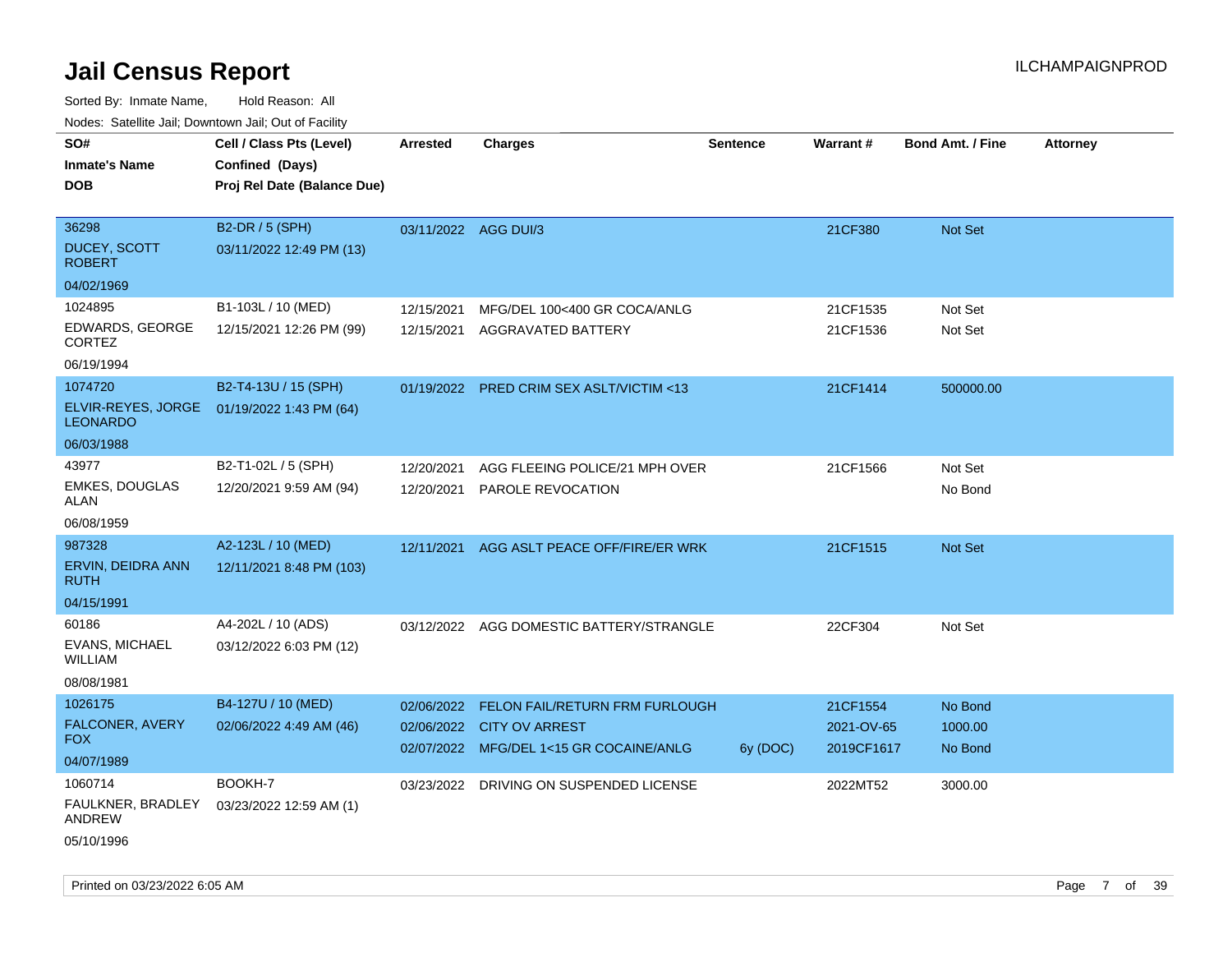# Jail Census Report

Sorted By: Inmate Name, Hold Reason: All

Nodes: Satellite Jail; Downtown Jail; Out of Facility

| SO# / Inmate's Name / DOB | Cell / Class Pts (Level) / Confined (Days) / Proj Rel Date (Balance Due) | Arrested | Charges | Sentence | Warrant # | Bond Amt. / Fine | Attorney |
|---|---|---|---|---|---|---|---|
| 36298 DUCEY, SCOTT ROBERT 04/02/1969 | B2-DR / 5 (SPH) 03/11/2022 12:49 PM (13) | 03/11/2022 | AGG DUI/3 | | 21CF380 | Not Set | |
| 1024895 EDWARDS, GEORGE CORTEZ 06/19/1994 | B1-103L / 10 (MED) 12/15/2021 12:26 PM (99) | 12/15/2021 | MFG/DEL 100<400 GR COCA/ANLG | | 21CF1535 | Not Set | |
| | | 12/15/2021 | AGGRAVATED BATTERY | | 21CF1536 | Not Set | |
| 1074720 ELVIR-REYES, JORGE LEONARDO 06/03/1988 | B2-T4-13U / 15 (SPH) 01/19/2022 1:43 PM (64) | 01/19/2022 | PRED CRIM SEX ASLT/VICTIM <13 | | 21CF1414 | 500000.00 | |
| 43977 EMKES, DOUGLAS ALAN 06/08/1959 | B2-T1-02L / 5 (SPH) 12/20/2021 9:59 AM (94) | 12/20/2021 | AGG FLEEING POLICE/21 MPH OVER | | 21CF1566 | Not Set | |
| | | 12/20/2021 | PAROLE REVOCATION | | | No Bond | |
| 987328 ERVIN, DEIDRA ANN RUTH 04/15/1991 | A2-123L / 10 (MED) 12/11/2021 8:48 PM (103) | 12/11/2021 | AGG ASLT PEACE OFF/FIRE/ER WRK | | 21CF1515 | Not Set | |
| 60186 EVANS, MICHAEL WILLIAM 08/08/1981 | A4-202L / 10 (ADS) 03/12/2022 6:03 PM (12) | 03/12/2022 | AGG DOMESTIC BATTERY/STRANGLE | | 22CF304 | Not Set | |
| 1026175 FALCONER, AVERY FOX 04/07/1989 | B4-127U / 10 (MED) 02/06/2022 4:49 AM (46) | 02/06/2022 | FELON FAIL/RETURN FRM FURLOUGH | | 21CF1554 | No Bond | |
| | | 02/06/2022 | CITY OV ARREST | | 2021-OV-65 | 1000.00 | |
| | | 02/07/2022 | MFG/DEL 1<15 GR COCAINE/ANLG | 6y (DOC) | 2019CF1617 | No Bond | |
| 1060714 FAULKNER, BRADLEY ANDREW 05/10/1996 | BOOKH-7 03/23/2022 12:59 AM (1) | 03/23/2022 | DRIVING ON SUSPENDED LICENSE | | 2022MT52 | 3000.00 | |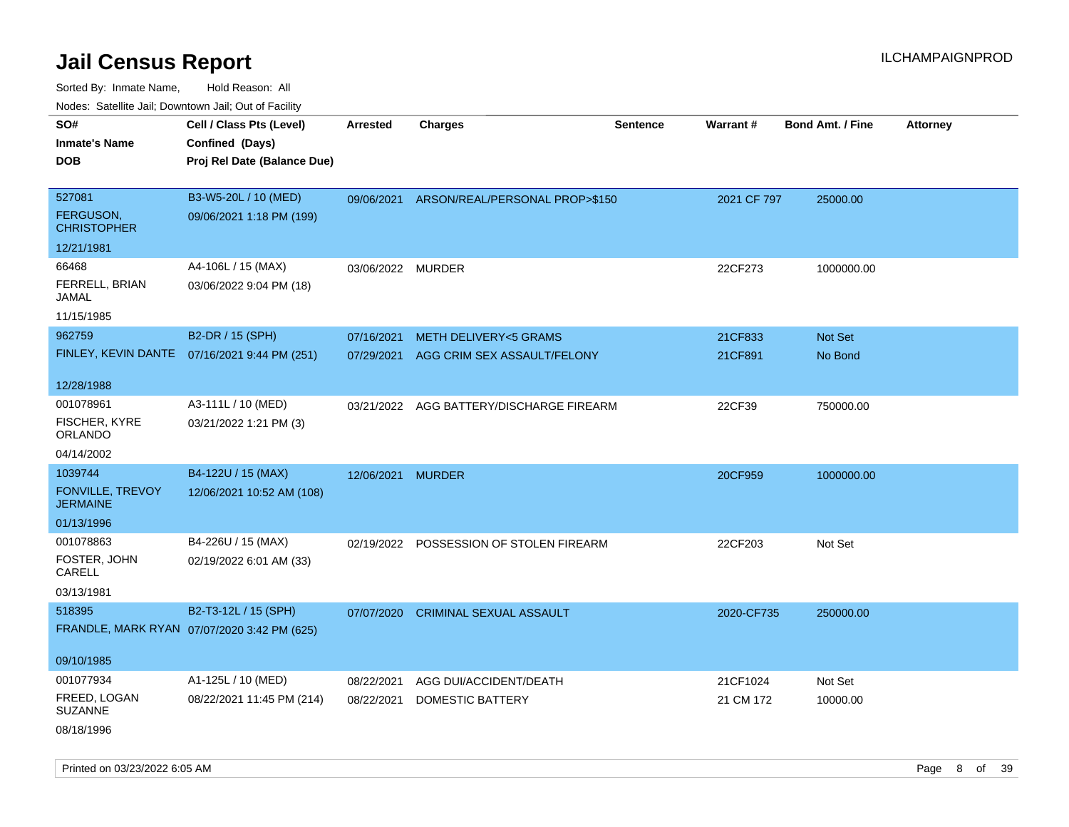# Jail Census Report

ILCHAMPAIGNPROD

Sorted By: Inmate Name, Hold Reason: All

Nodes: Satellite Jail; Downtown Jail; Out of Facility

| SO# / Inmate's Name / DOB | Cell / Class Pts (Level) / Confined (Days) / Proj Rel Date (Balance Due) | Arrested | Charges | Sentence | Warrant # | Bond Amt. / Fine | Attorney |
|---|---|---|---|---|---|---|---|
| 527081<br>FERGUSON, CHRISTOPHER<br>12/21/1981 | B3-W5-20L / 10 (MED)<br>09/06/2021 1:18 PM (199) | 09/06/2021 | ARSON/REAL/PERSONAL PROP>$150 | | 2021 CF 797 | 25000.00 | |
| 66468<br>FERRELL, BRIAN JAMAL<br>11/15/1985 | A4-106L / 15 (MAX)<br>03/06/2022 9:04 PM (18) | 03/06/2022 | MURDER | | 22CF273 | 1000000.00 | |
| 962759<br>FINLEY, KEVIN DANTE<br>12/28/1988 | B2-DR / 15 (SPH)<br>07/16/2021 9:44 PM (251) | 07/16/2021<br>07/29/2021 | METH DELIVERY<5 GRAMS<br>AGG CRIM SEX ASSAULT/FELONY | | 21CF833<br>21CF891 | Not Set<br>No Bond | |
| 001078961<br>FISCHER, KYRE ORLANDO<br>04/14/2002 | A3-111L / 10 (MED)<br>03/21/2022 1:21 PM (3) | 03/21/2022 | AGG BATTERY/DISCHARGE FIREARM | | 22CF39 | 750000.00 | |
| 1039744<br>FONVILLE, TREVOY JERMAINE<br>01/13/1996 | B4-122U / 15 (MAX)<br>12/06/2021 10:52 AM (108) | 12/06/2021 | MURDER | | 20CF959 | 1000000.00 | |
| 001078863<br>FOSTER, JOHN CARELL<br>03/13/1981 | B4-226U / 15 (MAX)<br>02/19/2022 6:01 AM (33) | 02/19/2022 | POSSESSION OF STOLEN FIREARM | | 22CF203 | Not Set | |
| 518395<br>FRANDLE, MARK RYAN<br>09/10/1985 | B2-T3-12L / 15 (SPH)<br>07/07/2020 3:42 PM (625) | 07/07/2020 | CRIMINAL SEXUAL ASSAULT | | 2020-CF735 | 250000.00 | |
| 001077934<br>FREED, LOGAN SUZANNE<br>08/18/1996 | A1-125L / 10 (MED)<br>08/22/2021 11:45 PM (214) | 08/22/2021<br>08/22/2021 | AGG DUI/ACCIDENT/DEATH<br>DOMESTIC BATTERY | | 21CF1024<br>21 CM 172 | Not Set<br>10000.00 | |

Printed on 03/23/2022 6:05 AM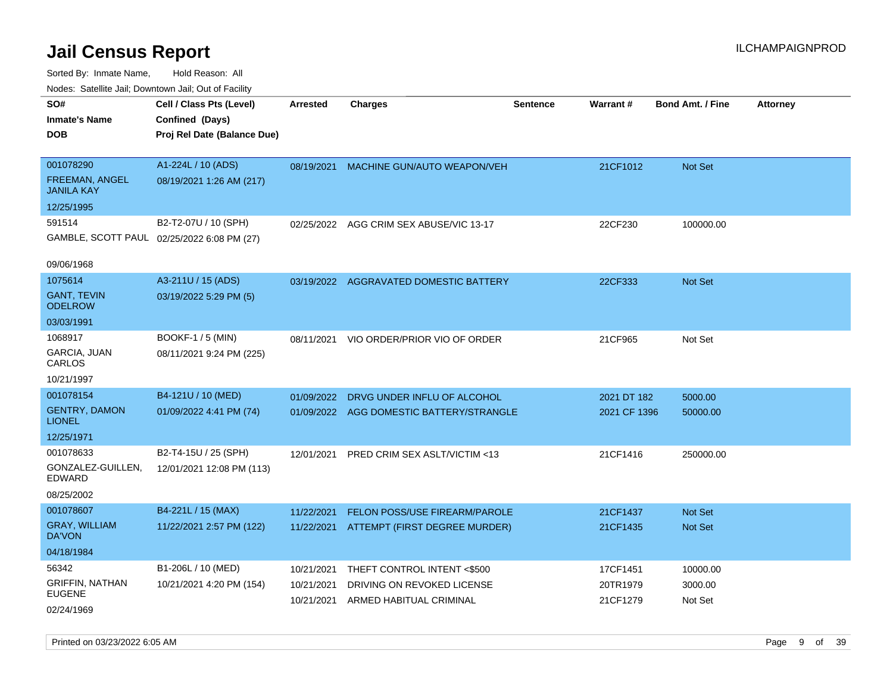# Jail Census Report

ILCHAMPAIGNPROD

Sorted By: Inmate Name, Hold Reason: All

Nodes: Satellite Jail; Downtown Jail; Out of Facility

| SO# / Inmate's Name / DOB | Cell / Class Pts (Level) / Confined (Days) / Proj Rel Date (Balance Due) | Arrested | Charges | Sentence | Warrant # | Bond Amt. / Fine | Attorney |
|---|---|---|---|---|---|---|---|
| 001078290<br>FREEMAN, ANGEL JANILA KAY<br>12/25/1995 | A1-224L / 10 (ADS)<br>08/19/2021 1:26 AM (217) | 08/19/2021 | MACHINE GUN/AUTO WEAPON/VEH | | 21CF1012 | Not Set | |
| 591514<br>GAMBLE, SCOTT PAUL<br>09/06/1968 | B2-T2-07U / 10 (SPH)<br>02/25/2022 6:08 PM (27) | 02/25/2022 | AGG CRIM SEX ABUSE/VIC 13-17 | | 22CF230 | 100000.00 | |
| 1075614<br>GANT, TEVIN ODELROW<br>03/03/1991 | A3-211U / 15 (ADS)<br>03/19/2022 5:29 PM (5) | 03/19/2022 | AGGRAVATED DOMESTIC BATTERY | | 22CF333 | Not Set | |
| 1068917<br>GARCIA, JUAN CARLOS<br>10/21/1997 | BOOKF-1 / 5 (MIN)<br>08/11/2021 9:24 PM (225) | 08/11/2021 | VIO ORDER/PRIOR VIO OF ORDER | | 21CF965 | Not Set | |
| 001078154<br>GENTRY, DAMON LIONEL<br>12/25/1971 | B4-121U / 10 (MED)<br>01/09/2022 4:41 PM (74) | 01/09/2022<br>01/09/2022 | DRVG UNDER INFLU OF ALCOHOL<br>AGG DOMESTIC BATTERY/STRANGLE | | 2021 DT 182<br>2021 CF 1396 | 5000.00<br>50000.00 | |
| 001078633<br>GONZALEZ-GUILLEN, EDWARD<br>08/25/2002 | B2-T4-15U / 25 (SPH)<br>12/01/2021 12:08 PM (113) | 12/01/2021 | PRED CRIM SEX ASLT/VICTIM <13 | | 21CF1416 | 250000.00 | |
| 001078607<br>GRAY, WILLIAM DA'VON<br>04/18/1984 | B4-221L / 15 (MAX)<br>11/22/2021 2:57 PM (122) | 11/22/2021<br>11/22/2021 | FELON POSS/USE FIREARM/PAROLE<br>ATTEMPT (FIRST DEGREE MURDER) | | 21CF1437<br>21CF1435 | Not Set<br>Not Set | |
| 56342<br>GRIFFIN, NATHAN EUGENE<br>02/24/1969 | B1-206L / 10 (MED)<br>10/21/2021 4:20 PM (154) | 10/21/2021<br>10/21/2021<br>10/21/2021 | THEFT CONTROL INTENT <$500<br>DRIVING ON REVOKED LICENSE<br>ARMED HABITUAL CRIMINAL | | 17CF1451<br>20TR1979<br>21CF1279 | 10000.00<br>3000.00<br>Not Set | |

Printed on 03/23/2022 6:05 AM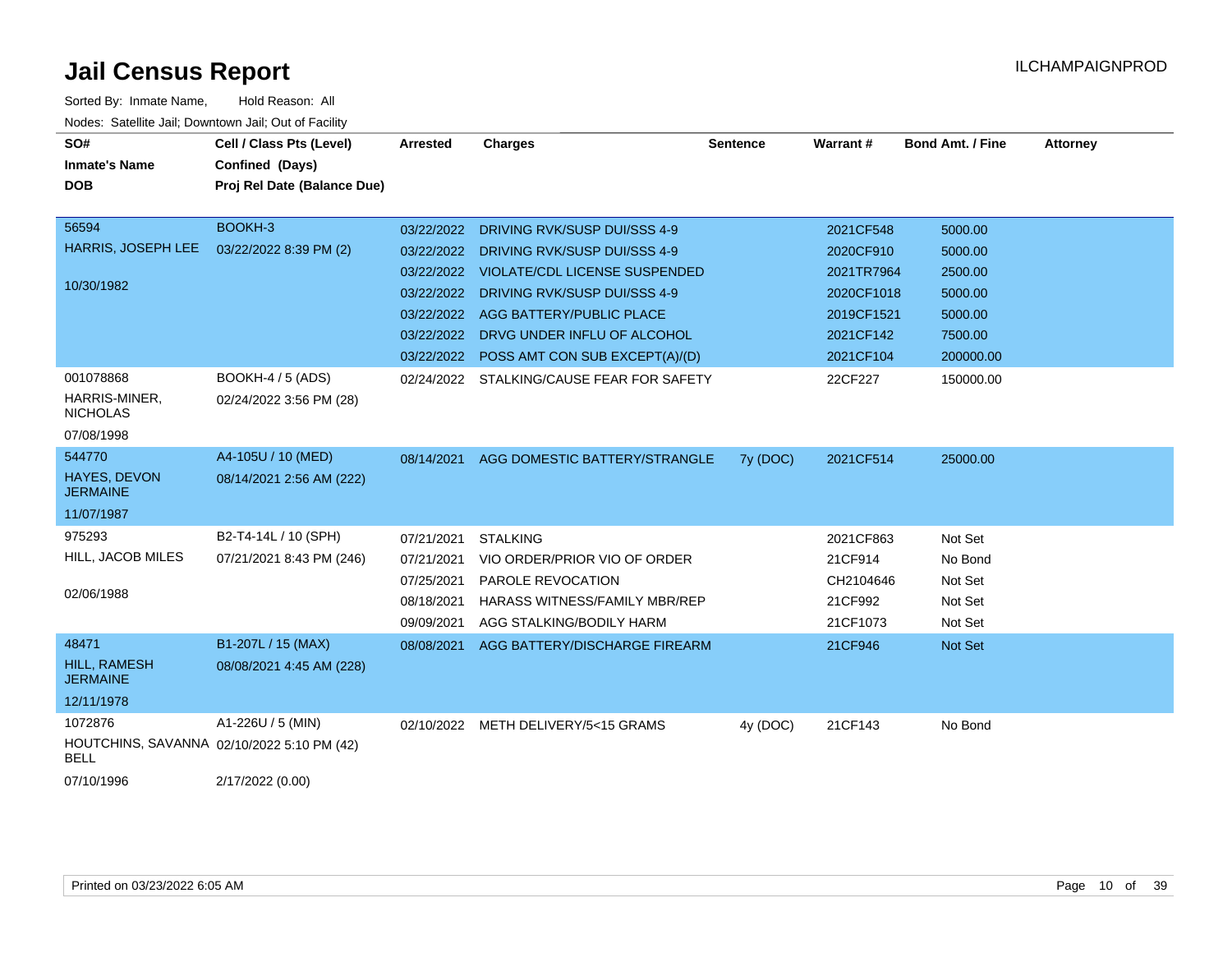# Jail Census Report

Sorted By: Inmate Name, Hold Reason: All

Nodes: Satellite Jail; Downtown Jail; Out of Facility

| SO# / Inmate's Name / DOB | Cell / Class Pts (Level) / Confined (Days) / Proj Rel Date (Balance Due) | Arrested | Charges | Sentence | Warrant # | Bond Amt. / Fine | Attorney |
|---|---|---|---|---|---|---|---|
| 56594 HARRIS, JOSEPH LEE 10/30/1982 | BOOKH-3 03/22/2022 8:39 PM (2) | 03/22/2022 | DRIVING RVK/SUSP DUI/SSS 4-9 | | 2021CF548 | 5000.00 | |
| | | 03/22/2022 | DRIVING RVK/SUSP DUI/SSS 4-9 | | 2020CF910 | 5000.00 | |
| | | 03/22/2022 | VIOLATE/CDL LICENSE SUSPENDED | | 2021TR7964 | 2500.00 | |
| | | 03/22/2022 | DRIVING RVK/SUSP DUI/SSS 4-9 | | 2020CF1018 | 5000.00 | |
| | | 03/22/2022 | AGG BATTERY/PUBLIC PLACE | | 2019CF1521 | 5000.00 | |
| | | 03/22/2022 | DRVG UNDER INFLU OF ALCOHOL | | 2021CF142 | 7500.00 | |
| | | 03/22/2022 | POSS AMT CON SUB EXCEPT(A)/(D) | | 2021CF104 | 200000.00 | |
| 001078868 HARRIS-MINER, NICHOLAS 07/08/1998 | BOOKH-4 / 5 (ADS) 02/24/2022 3:56 PM (28) | 02/24/2022 | STALKING/CAUSE FEAR FOR SAFETY | | 22CF227 | 150000.00 | |
| 544770 HAYES, DEVON JERMAINE 11/07/1987 | A4-105U / 10 (MED) 08/14/2021 2:56 AM (222) | 08/14/2021 | AGG DOMESTIC BATTERY/STRANGLE | 7y (DOC) | 2021CF514 | 25000.00 | |
| 975293 HILL, JACOB MILES 02/06/1988 | B2-T4-14L / 10 (SPH) 07/21/2021 8:43 PM (246) | 07/21/2021 | STALKING | | 2021CF863 | Not Set | |
| | | 07/21/2021 | VIO ORDER/PRIOR VIO OF ORDER | | 21CF914 | No Bond | |
| | | 07/25/2021 | PAROLE REVOCATION | | CH2104646 | Not Set | |
| | | 08/18/2021 | HARASS WITNESS/FAMILY MBR/REP | | 21CF992 | Not Set | |
| | | 09/09/2021 | AGG STALKING/BODILY HARM | | 21CF1073 | Not Set | |
| 48471 HILL, RAMESH JERMAINE 12/11/1978 | B1-207L / 15 (MAX) 08/08/2021 4:45 AM (228) | 08/08/2021 | AGG BATTERY/DISCHARGE FIREARM | | 21CF946 | Not Set | |
| 1072876 HOUTCHINS, SAVANNA BELL 07/10/1996 | A1-226U / 5 (MIN) 02/10/2022 5:10 PM (42) 2/17/2022 (0.00) | 02/10/2022 | METH DELIVERY/5<15 GRAMS | 4y (DOC) | 21CF143 | No Bond | |

Printed on 03/23/2022 6:05 AM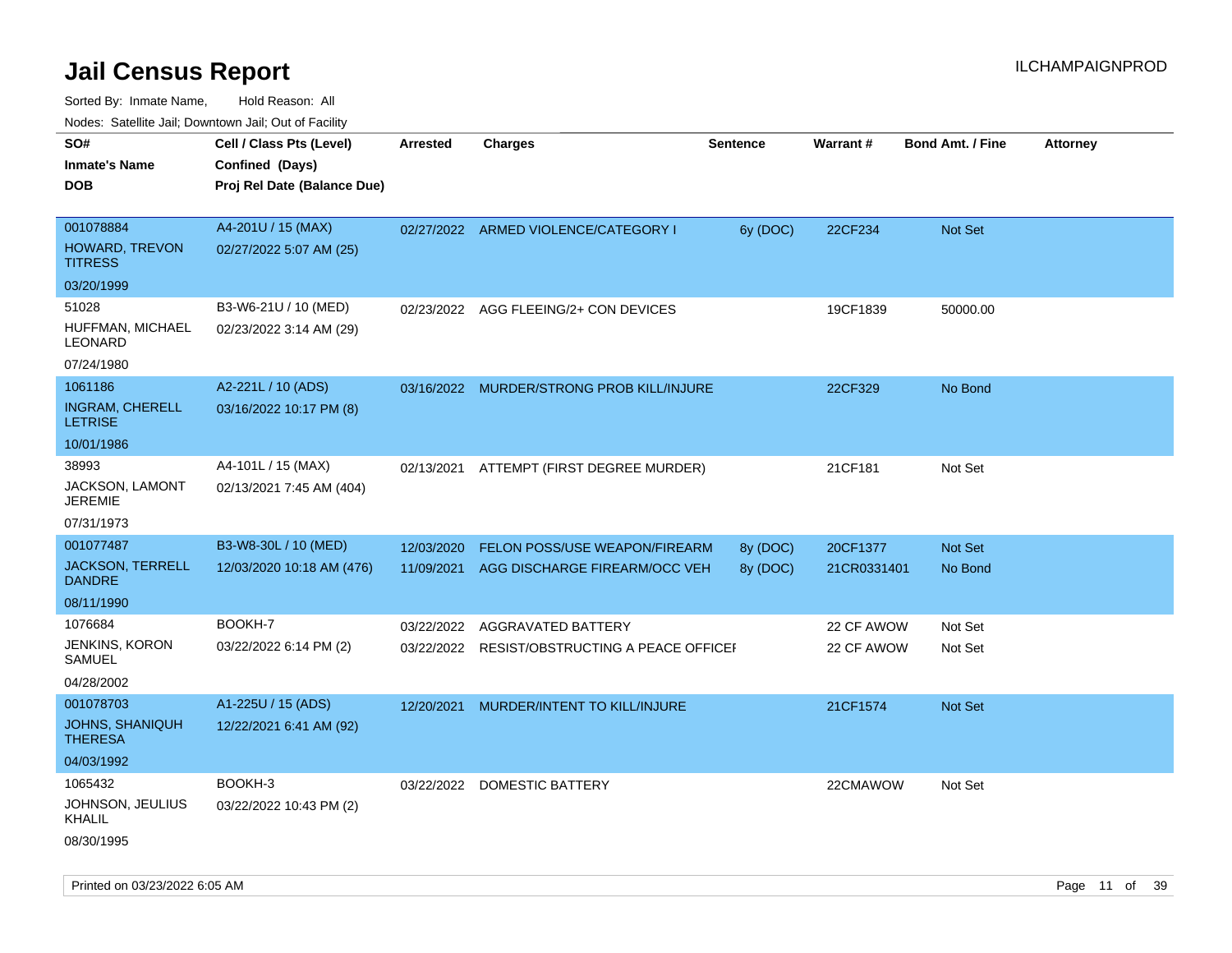# Jail Census Report

ILCHAMPAIGNPROD

Sorted By: Inmate Name, Hold Reason: All

Nodes: Satellite Jail; Downtown Jail; Out of Facility

| SO# / Inmate's Name / DOB | Cell / Class Pts (Level) / Confined (Days) / Proj Rel Date (Balance Due) | Arrested | Charges | Sentence | Warrant # | Bond Amt. / Fine | Attorney |
|---|---|---|---|---|---|---|---|
| 001078884<br>HOWARD, TREVON TITRESS<br>03/20/1999 | A4-201U / 15 (MAX)<br>02/27/2022 5:07 AM (25) | 02/27/2022 | ARMED VIOLENCE/CATEGORY I | 6y (DOC) | 22CF234 | Not Set | |
| 51028<br>HUFFMAN, MICHAEL LEONARD<br>07/24/1980 | B3-W6-21U / 10 (MED)<br>02/23/2022 3:14 AM (29) | 02/23/2022 | AGG FLEEING/2+ CON DEVICES | | 19CF1839 | 50000.00 | |
| 1061186<br>INGRAM, CHERELL LETRISE<br>10/01/1986 | A2-221L / 10 (ADS)<br>03/16/2022 10:17 PM (8) | 03/16/2022 | MURDER/STRONG PROB KILL/INJURE | | 22CF329 | No Bond | |
| 38993<br>JACKSON, LAMONT JEREMIE<br>07/31/1973 | A4-101L / 15 (MAX)<br>02/13/2021 7:45 AM (404) | 02/13/2021 | ATTEMPT (FIRST DEGREE MURDER) | | 21CF181 | Not Set | |
| 001077487<br>JACKSON, TERRELL DANDRE<br>08/11/1990 | B3-W8-30L / 10 (MED)<br>12/03/2020 10:18 AM (476) | 12/03/2020<br>11/09/2021 | FELON POSS/USE WEAPON/FIREARM<br>AGG DISCHARGE FIREARM/OCC VEH | 8y (DOC)<br>8y (DOC) | 20CF1377<br>21CR0331401 | Not Set<br>No Bond | |
| 1076684<br>JENKINS, KORON SAMUEL<br>04/28/2002 | BOOKH-7<br>03/22/2022 6:14 PM (2) | 03/22/2022<br>03/22/2022 | AGGRAVATED BATTERY<br>RESIST/OBSTRUCTING A PEACE OFFICEI | | 22 CF AWOW<br>22 CF AWOW | Not Set<br>Not Set | |
| 001078703<br>JOHNS, SHANIQUH THERESA<br>04/03/1992 | A1-225U / 15 (ADS)<br>12/22/2021 6:41 AM (92) | 12/20/2021 | MURDER/INTENT TO KILL/INJURE | | 21CF1574 | Not Set | |
| 1065432<br>JOHNSON, JEULIUS KHALIL<br>08/30/1995 | BOOKH-3<br>03/22/2022 10:43 PM (2) | 03/22/2022 | DOMESTIC BATTERY | | 22CMAWOW | Not Set | |

Printed on 03/23/2022 6:05 AM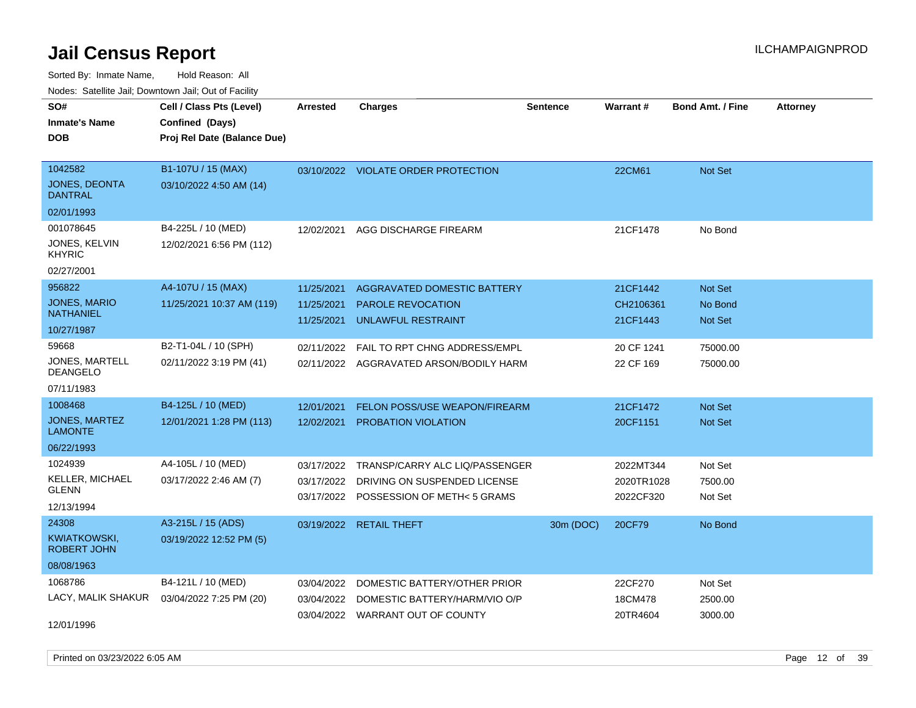# Jail Census Report

ILCHAMPAIGNPROD

Sorted By: Inmate Name, Hold Reason: All

Nodes: Satellite Jail; Downtown Jail; Out of Facility

| SO# / Inmate's Name / DOB | Cell / Class Pts (Level) / Confined (Days) / Proj Rel Date (Balance Due) | Arrested | Charges | Sentence | Warrant # | Bond Amt. / Fine | Attorney |
|---|---|---|---|---|---|---|---|
| 1042582<br>JONES, DEONTA DANTRAL<br>02/01/1993 | B1-107U / 15 (MAX)<br>03/10/2022 4:50 AM (14) | 03/10/2022 | VIOLATE ORDER PROTECTION | | 22CM61 | Not Set | |
| 001078645<br>JONES, KELVIN KHYRIC<br>02/27/2001 | B4-225L / 10 (MED)<br>12/02/2021 6:56 PM (112) | 12/02/2021 | AGG DISCHARGE FIREARM | | 21CF1478 | No Bond | |
| 956822<br>JONES, MARIO NATHANIEL<br>10/27/1987 | A4-107U / 15 (MAX)<br>11/25/2021 10:37 AM (119) | 11/25/2021 | AGGRAVATED DOMESTIC BATTERY | | 21CF1442 | Not Set | |
| | | 11/25/2021 | PAROLE REVOCATION | | CH2106361 | No Bond | |
| | | 11/25/2021 | UNLAWFUL RESTRAINT | | 21CF1443 | Not Set | |
| 59668<br>JONES, MARTELL DEANGELO<br>07/11/1983 | B2-T1-04L / 10 (SPH)<br>02/11/2022 3:19 PM (41) | 02/11/2022 | FAIL TO RPT CHNG ADDRESS/EMPL | | 20 CF 1241 | 75000.00 | |
| | | 02/11/2022 | AGGRAVATED ARSON/BODILY HARM | | 22 CF 169 | 75000.00 | |
| 1008468<br>JONES, MARTEZ LAMONTE<br>06/22/1993 | B4-125L / 10 (MED)<br>12/01/2021 1:28 PM (113) | 12/01/2021 | FELON POSS/USE WEAPON/FIREARM | | 21CF1472 | Not Set | |
| | | 12/02/2021 | PROBATION VIOLATION | | 20CF1151 | Not Set | |
| 1024939<br>KELLER, MICHAEL GLENN<br>12/13/1994 | A4-105L / 10 (MED)<br>03/17/2022 2:46 AM (7) | 03/17/2022 | TRANSP/CARRY ALC LIQ/PASSENGER | | 2022MT344 | Not Set | |
| | | 03/17/2022 | DRIVING ON SUSPENDED LICENSE | | 2020TR1028 | 7500.00 | |
| | | 03/17/2022 | POSSESSION OF METH< 5 GRAMS | | 2022CF320 | Not Set | |
| 24308<br>KWIATKOWSKI, ROBERT JOHN<br>08/08/1963 | A3-215L / 15 (ADS)<br>03/19/2022 12:52 PM (5) | 03/19/2022 | RETAIL THEFT | 30m (DOC) | 20CF79 | No Bond | |
| 1068786<br>LACY, MALIK SHAKUR<br>12/01/1996 | B4-121L / 10 (MED)<br>03/04/2022 7:25 PM (20) | 03/04/2022 | DOMESTIC BATTERY/OTHER PRIOR | | 22CF270 | Not Set | |
| | | 03/04/2022 | DOMESTIC BATTERY/HARM/VIO O/P | | 18CM478 | 2500.00 | |
| | | 03/04/2022 | WARRANT OUT OF COUNTY | | 20TR4604 | 3000.00 | |

Printed on 03/23/2022 6:05 AM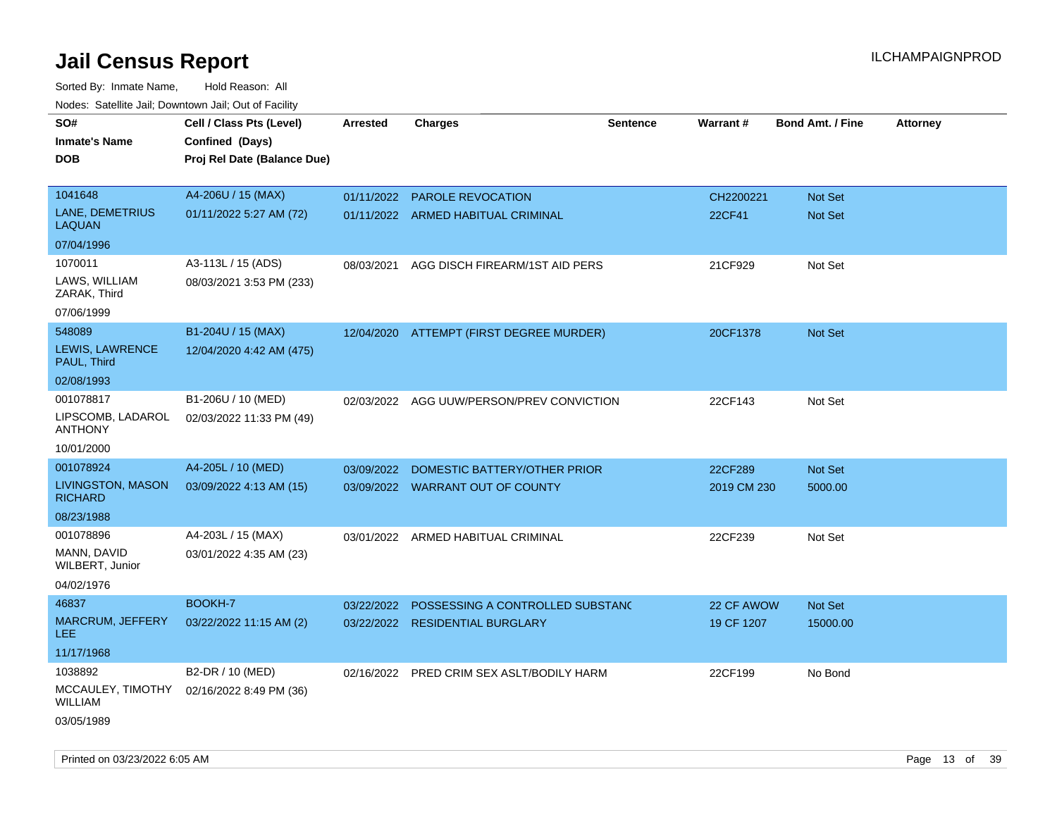# Jail Census Report

ILCHAMPAIGNPROD

Sorted By: Inmate Name, Hold Reason: All

Nodes: Satellite Jail; Downtown Jail; Out of Facility

| SO# / Inmate's Name / DOB | Cell / Class Pts (Level) / Confined (Days) / Proj Rel Date (Balance Due) | Arrested | Charges | Sentence | Warrant # | Bond Amt. / Fine | Attorney |
|---|---|---|---|---|---|---|---|
| 1041648<br>LANE, DEMETRIUS LAQUAN<br>07/04/1996 | A4-206U / 15 (MAX)<br>01/11/2022 5:27 AM (72) | 01/11/2022<br>01/11/2022 | PAROLE REVOCATION<br>ARMED HABITUAL CRIMINAL | | CH2200221<br>22CF41 | Not Set<br>Not Set | |
| 1070011<br>LAWS, WILLIAM ZARAK, Third<br>07/06/1999 | A3-113L / 15 (ADS)<br>08/03/2021 3:53 PM (233) | 08/03/2021 | AGG DISCH FIREARM/1ST AID PERS | | 21CF929 | Not Set | |
| 548089<br>LEWIS, LAWRENCE PAUL, Third<br>02/08/1993 | B1-204U / 15 (MAX)<br>12/04/2020 4:42 AM (475) | 12/04/2020 | ATTEMPT (FIRST DEGREE MURDER) | | 20CF1378 | Not Set | |
| 001078817<br>LIPSCOMB, LADAROL ANTHONY<br>10/01/2000 | B1-206U / 10 (MED)<br>02/03/2022 11:33 PM (49) | 02/03/2022 | AGG UUW/PERSON/PREV CONVICTION | | 22CF143 | Not Set | |
| 001078924<br>LIVINGSTON, MASON RICHARD<br>08/23/1988 | A4-205L / 10 (MED)<br>03/09/2022 4:13 AM (15) | 03/09/2022<br>03/09/2022 | DOMESTIC BATTERY/OTHER PRIOR<br>WARRANT OUT OF COUNTY | | 22CF289<br>2019 CM 230 | Not Set<br>5000.00 | |
| 001078896<br>MANN, DAVID WILBERT, Junior<br>04/02/1976 | A4-203L / 15 (MAX)<br>03/01/2022 4:35 AM (23) | 03/01/2022 | ARMED HABITUAL CRIMINAL | | 22CF239 | Not Set | |
| 46837<br>MARCRUM, JEFFERY LEE<br>11/17/1968 | BOOKH-7<br>03/22/2022 11:15 AM (2) | 03/22/2022<br>03/22/2022 | POSSESSING A CONTROLLED SUBSTANC<br>RESIDENTIAL BURGLARY | | 22 CF AWOW<br>19 CF 1207 | Not Set<br>15000.00 | |
| 1038892<br>MCCAULEY, TIMOTHY WILLIAM<br>03/05/1989 | B2-DR / 10 (MED)<br>02/16/2022 8:49 PM (36) | 02/16/2022 | PRED CRIM SEX ASLT/BODILY HARM | | 22CF199 | No Bond | |

Printed on 03/23/2022 6:05 AM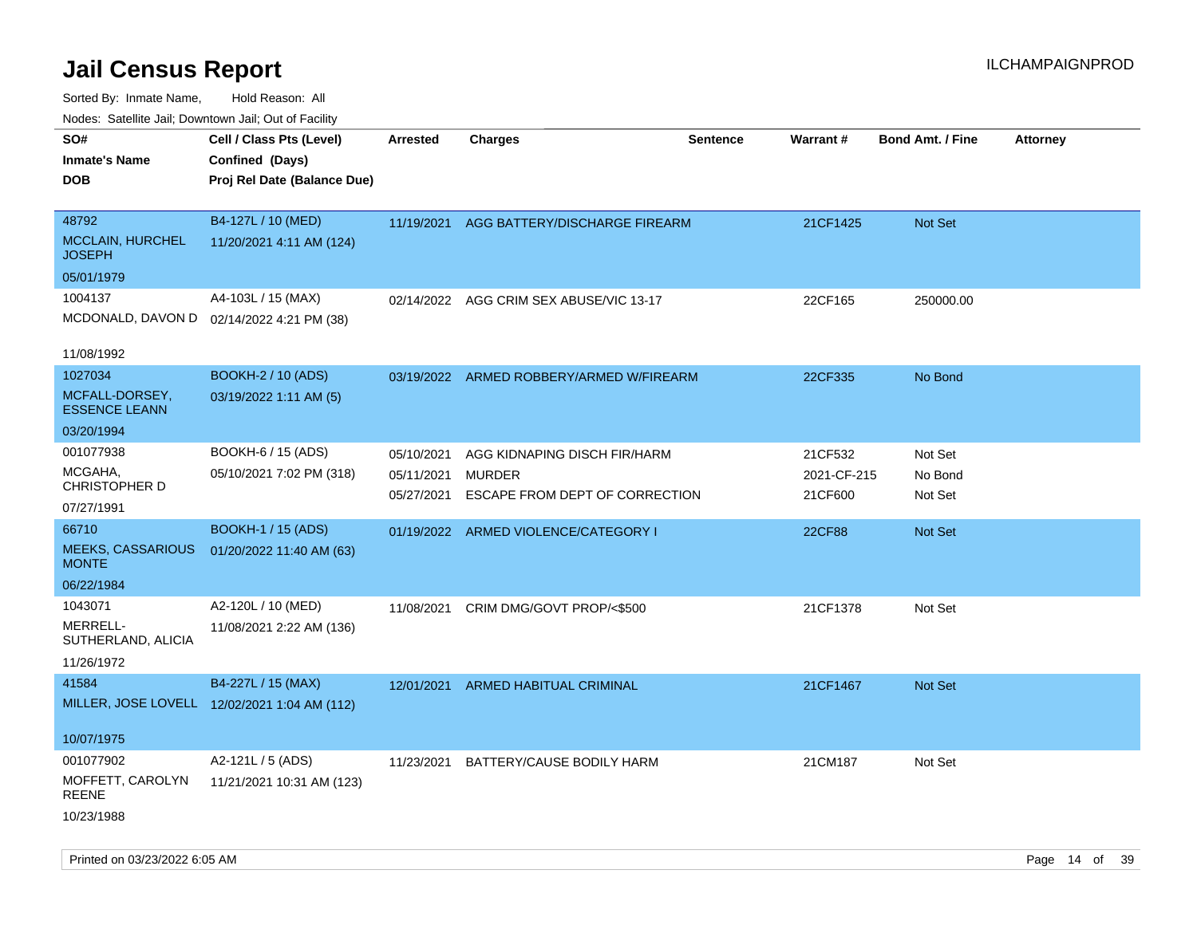# Jail Census Report

ILCHAMPAIGNPROD

Sorted By: Inmate Name, Hold Reason: All

Nodes: Satellite Jail; Downtown Jail; Out of Facility

| SO# / Inmate's Name / DOB | Cell / Class Pts (Level) / Confined (Days) / Proj Rel Date (Balance Due) | Arrested | Charges | Sentence | Warrant # | Bond Amt. / Fine | Attorney |
|---|---|---|---|---|---|---|---|
| 48792<br>MCCLAIN, HURCHEL JOSEPH<br>05/01/1979 | B4-127L / 10 (MED)<br>11/20/2021 4:11 AM (124) | 11/19/2021 | AGG BATTERY/DISCHARGE FIREARM | | 21CF1425 | Not Set | |
| 1004137<br>MCDONALD, DAVON D<br>11/08/1992 | A4-103L / 15 (MAX)<br>02/14/2022 4:21 PM (38) | 02/14/2022 | AGG CRIM SEX ABUSE/VIC 13-17 | | 22CF165 | 250000.00 | |
| 1027034<br>MCFALL-DORSEY, ESSENCE LEANN<br>03/20/1994 | BOOKH-2 / 10 (ADS)<br>03/19/2022 1:11 AM (5) | 03/19/2022 | ARMED ROBBERY/ARMED W/FIREARM | | 22CF335 | No Bond | |
| 001077938<br>MCGAHA, CHRISTOPHER D<br>07/27/1991 | BOOKH-6 / 15 (ADS)<br>05/10/2021 7:02 PM (318) | 05/10/2021<br>05/11/2021<br>05/27/2021 | AGG KIDNAPING DISCH FIR/HARM<br>MURDER<br>ESCAPE FROM DEPT OF CORRECTION | | 21CF532<br>2021-CF-215<br>21CF600 | Not Set<br>No Bond<br>Not Set | |
| 66710<br>MEEKS, CASSARIOUS MONTE<br>06/22/1984 | BOOKH-1 / 15 (ADS)<br>01/20/2022 11:40 AM (63) | 01/19/2022 | ARMED VIOLENCE/CATEGORY I | | 22CF88 | Not Set | |
| 1043071<br>MERRELL-SUTHERLAND, ALICIA<br>11/26/1972 | A2-120L / 10 (MED)<br>11/08/2021 2:22 AM (136) | 11/08/2021 | CRIM DMG/GOVT PROP/<$500 | | 21CF1378 | Not Set | |
| 41584<br>MILLER, JOSE LOVELL<br>10/07/1975 | B4-227L / 15 (MAX)<br>12/02/2021 1:04 AM (112) | 12/01/2021 | ARMED HABITUAL CRIMINAL | | 21CF1467 | Not Set | |
| 001077902<br>MOFFETT, CAROLYN REENE<br>10/23/1988 | A2-121L / 5 (ADS)<br>11/21/2021 10:31 AM (123) | 11/23/2021 | BATTERY/CAUSE BODILY HARM | | 21CM187 | Not Set | |

Printed on 03/23/2022 6:05 AM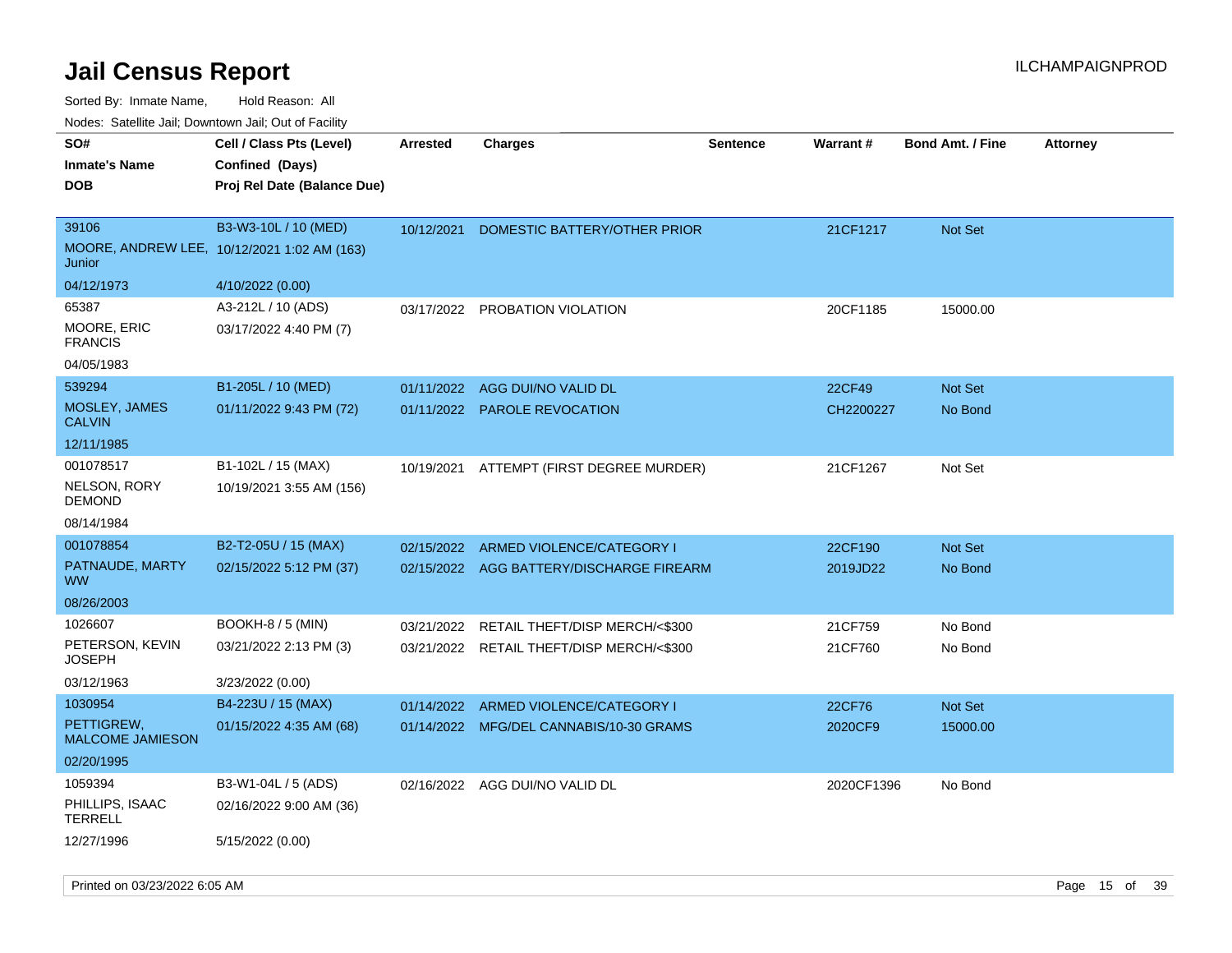# Jail Census Report

ILCHAMPAIGNPROD

Sorted By: Inmate Name, Hold Reason: All

Nodes: Satellite Jail; Downtown Jail; Out of Facility

| SO# / Inmate's Name / DOB | Cell / Class Pts (Level) / Confined (Days) / Proj Rel Date (Balance Due) | Arrested | Charges | Sentence | Warrant # | Bond Amt. / Fine | Attorney |
|---|---|---|---|---|---|---|---|
| 39106<br>MOORE, ANDREW LEE, Junior<br>04/12/1973 | B3-W3-10L / 10 (MED)<br>10/12/2021 1:02 AM (163)<br>4/10/2022 (0.00) | 10/12/2021 | DOMESTIC BATTERY/OTHER PRIOR | | 21CF1217 | Not Set | |
| 65387<br>MOORE, ERIC FRANCIS<br>04/05/1983 | A3-212L / 10 (ADS)<br>03/17/2022 4:40 PM (7) | 03/17/2022 | PROBATION VIOLATION | | 20CF1185 | 15000.00 | |
| 539294<br>MOSLEY, JAMES CALVIN<br>12/11/1985 | B1-205L / 10 (MED)<br>01/11/2022 9:43 PM (72) | 01/11/2022<br>01/11/2022 | AGG DUI/NO VALID DL<br>PAROLE REVOCATION | | 22CF49<br>CH2200227 | Not Set<br>No Bond | |
| 001078517<br>NELSON, RORY DEMOND<br>08/14/1984 | B1-102L / 15 (MAX)<br>10/19/2021 3:55 AM (156) | 10/19/2021 | ATTEMPT (FIRST DEGREE MURDER) | | 21CF1267 | Not Set | |
| 001078854<br>PATNAUDE, MARTY WW<br>08/26/2003 | B2-T2-05U / 15 (MAX)<br>02/15/2022 5:12 PM (37) | 02/15/2022<br>02/15/2022 | ARMED VIOLENCE/CATEGORY I<br>AGG BATTERY/DISCHARGE FIREARM | | 22CF190<br>2019JD22 | Not Set<br>No Bond | |
| 1026607<br>PETERSON, KEVIN JOSEPH<br>03/12/1963 | BOOKH-8 / 5 (MIN)<br>03/21/2022 2:13 PM (3)<br>3/23/2022 (0.00) | 03/21/2022<br>03/21/2022 | RETAIL THEFT/DISP MERCH/<$300<br>RETAIL THEFT/DISP MERCH/<$300 | | 21CF759<br>21CF760 | No Bond<br>No Bond | |
| 1030954<br>PETTIGREW, MALCOME JAMIESON<br>02/20/1995 | B4-223U / 15 (MAX)<br>01/15/2022 4:35 AM (68) | 01/14/2022<br>01/14/2022 | ARMED VIOLENCE/CATEGORY I<br>MFG/DEL CANNABIS/10-30 GRAMS | | 22CF76<br>2020CF9 | Not Set<br>15000.00 | |
| 1059394<br>PHILLIPS, ISAAC TERRELL<br>12/27/1996 | B3-W1-04L / 5 (ADS)<br>02/16/2022 9:00 AM (36)<br>5/15/2022 (0.00) | 02/16/2022 | AGG DUI/NO VALID DL | | 2020CF1396 | No Bond | |

Printed on 03/23/2022 6:05 AM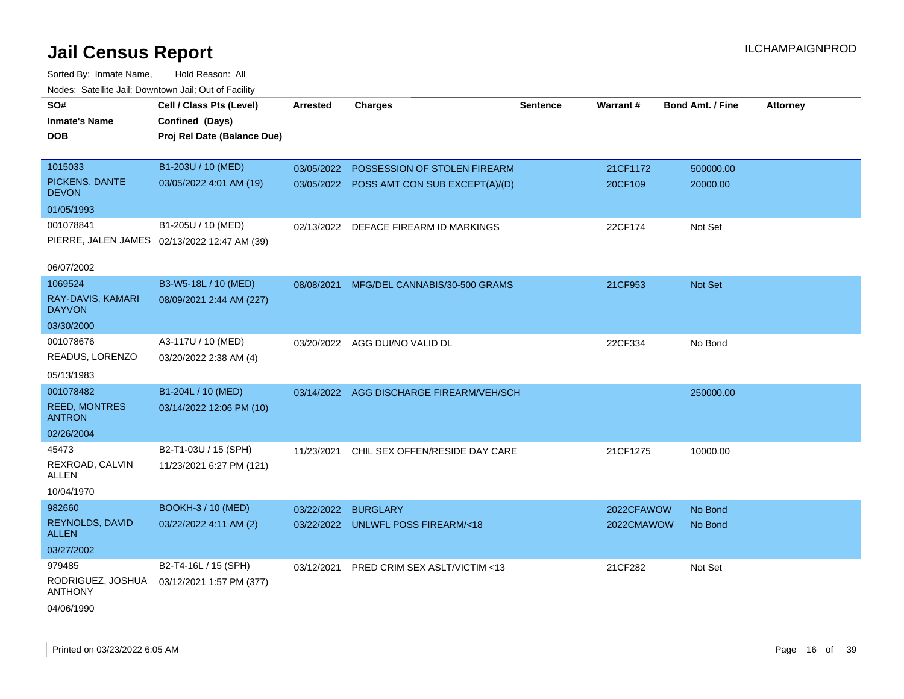# Jail Census Report

Sorted By: Inmate Name, Hold Reason: All

Nodes: Satellite Jail; Downtown Jail; Out of Facility

| SO# / Inmate's Name / DOB | Cell / Class Pts (Level) / Confined (Days) / Proj Rel Date (Balance Due) | Arrested | Charges | Sentence | Warrant # | Bond Amt. / Fine | Attorney |
|---|---|---|---|---|---|---|---|
| 1015033<br>PICKENS, DANTE DEVON<br>01/05/1993 | B1-203U / 10 (MED)<br>03/05/2022 4:01 AM (19) | 03/05/2022<br>03/05/2022 | POSSESSION OF STOLEN FIREARM<br>POSS AMT CON SUB EXCEPT(A)/(D) | | 21CF1172<br>20CF109 | 500000.00<br>20000.00 | |
| 001078841<br>PIERRE, JALEN JAMES<br>06/07/2002 | B1-205U / 10 (MED)<br>02/13/2022 12:47 AM (39) | 02/13/2022 | DEFACE FIREARM ID MARKINGS | | 22CF174 | Not Set | |
| 1069524<br>RAY-DAVIS, KAMARI DAYVON<br>03/30/2000 | B3-W5-18L / 10 (MED)<br>08/09/2021 2:44 AM (227) | 08/08/2021 | MFG/DEL CANNABIS/30-500 GRAMS | | 21CF953 | Not Set | |
| 001078676<br>READUS, LORENZO<br>05/13/1983 | A3-117U / 10 (MED)<br>03/20/2022 2:38 AM (4) | 03/20/2022 | AGG DUI/NO VALID DL | | 22CF334 | No Bond | |
| 001078482<br>REED, MONTRES ANTRON<br>02/26/2004 | B1-204L / 10 (MED)<br>03/14/2022 12:06 PM (10) | 03/14/2022 | AGG DISCHARGE FIREARM/VEH/SCH | | | 250000.00 | |
| 45473<br>REXROAD, CALVIN ALLEN<br>10/04/1970 | B2-T1-03U / 15 (SPH)<br>11/23/2021 6:27 PM (121) | 11/23/2021 | CHIL SEX OFFEN/RESIDE DAY CARE | | 21CF1275 | 10000.00 | |
| 982660<br>REYNOLDS, DAVID ALLEN<br>03/27/2002 | BOOKH-3 / 10 (MED)<br>03/22/2022 4:11 AM (2) | 03/22/2022<br>03/22/2022 | BURGLARY<br>UNLWFL POSS FIREARM/<18 | | 2022CFAWOW<br>2022CMAWOW | No Bond<br>No Bond | |
| 979485<br>RODRIGUEZ, JOSHUA ANTHONY<br>04/06/1990 | B2-T4-16L / 15 (SPH)<br>03/12/2021 1:57 PM (377) | 03/12/2021 | PRED CRIM SEX ASLT/VICTIM <13 | | 21CF282 | Not Set | |

Printed on 03/23/2022 6:05 AM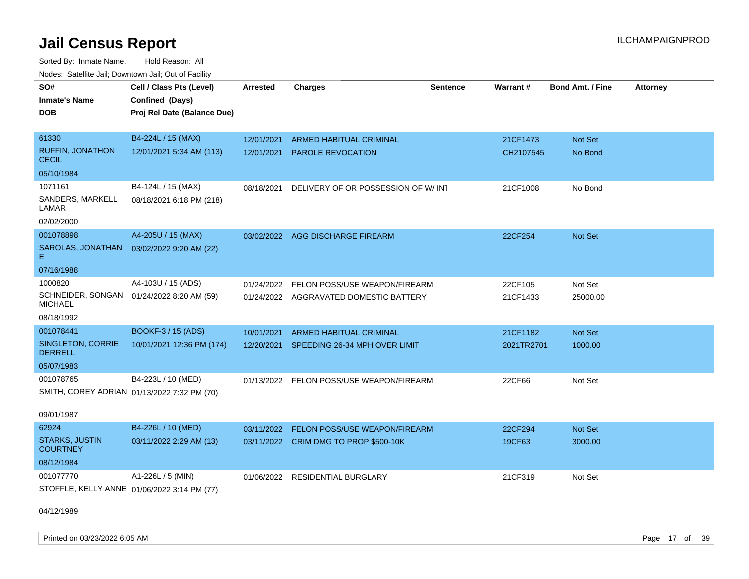# Jail Census Report

Sorted By: Inmate Name, Hold Reason: All

Nodes: Satellite Jail; Downtown Jail; Out of Facility

| SO# / Inmate's Name / DOB | Cell / Class Pts (Level) / Confined (Days) / Proj Rel Date (Balance Due) | Arrested | Charges | Sentence | Warrant # | Bond Amt. / Fine | Attorney |
|---|---|---|---|---|---|---|---|
| 61330<br>RUFFIN, JONATHON CECIL<br>05/10/1984 | B4-224L / 15 (MAX)<br>12/01/2021 5:34 AM (113) | 12/01/2021<br>12/01/2021 | ARMED HABITUAL CRIMINAL<br>PAROLE REVOCATION | | 21CF1473<br>CH2107545 | Not Set<br>No Bond | |
| 1071161<br>SANDERS, MARKELL LAMAR<br>02/02/2000 | B4-124L / 15 (MAX)<br>08/18/2021 6:18 PM (218) | 08/18/2021 | DELIVERY OF OR POSSESSION OF W/ INT | | 21CF1008 | No Bond | |
| 001078898<br>SAROLAS, JONATHAN E<br>07/16/1988 | A4-205U / 15 (MAX)<br>03/02/2022 9:20 AM (22) | 03/02/2022 | AGG DISCHARGE FIREARM | | 22CF254 | Not Set | |
| 1000820<br>SCHNEIDER, SONGAN MICHAEL<br>08/18/1992 | A4-103U / 15 (ADS)<br>01/24/2022 8:20 AM (59) | 01/24/2022<br>01/24/2022 | FELON POSS/USE WEAPON/FIREARM<br>AGGRAVATED DOMESTIC BATTERY | | 22CF105<br>21CF1433 | Not Set<br>25000.00 | |
| 001078441<br>SINGLETON, CORRIE DERRELL<br>05/07/1983 | BOOKF-3 / 15 (ADS)<br>10/01/2021 12:36 PM (174) | 10/01/2021<br>12/20/2021 | ARMED HABITUAL CRIMINAL<br>SPEEDING 26-34 MPH OVER LIMIT | | 21CF1182<br>2021TR2701 | Not Set<br>1000.00 | |
| 001078765<br>SMITH, COREY ADRIAN<br>09/01/1987 | B4-223L / 10 (MED)<br>01/13/2022 7:32 PM (70) | 01/13/2022 | FELON POSS/USE WEAPON/FIREARM | | 22CF66 | Not Set | |
| 62924<br>STARKS, JUSTIN COURTNEY<br>08/12/1984 | B4-226L / 10 (MED)<br>03/11/2022 2:29 AM (13) | 03/11/2022<br>03/11/2022 | FELON POSS/USE WEAPON/FIREARM<br>CRIM DMG TO PROP $500-10K | | 22CF294<br>19CF63 | Not Set<br>3000.00 | |
| 001077770<br>STOFFLE, KELLY ANNE<br>04/12/1989 | A1-226L / 5 (MIN)<br>01/06/2022 3:14 PM (77) | 01/06/2022 | RESIDENTIAL BURGLARY | | 21CF319 | Not Set | |

Printed on 03/23/2022 6:05 AM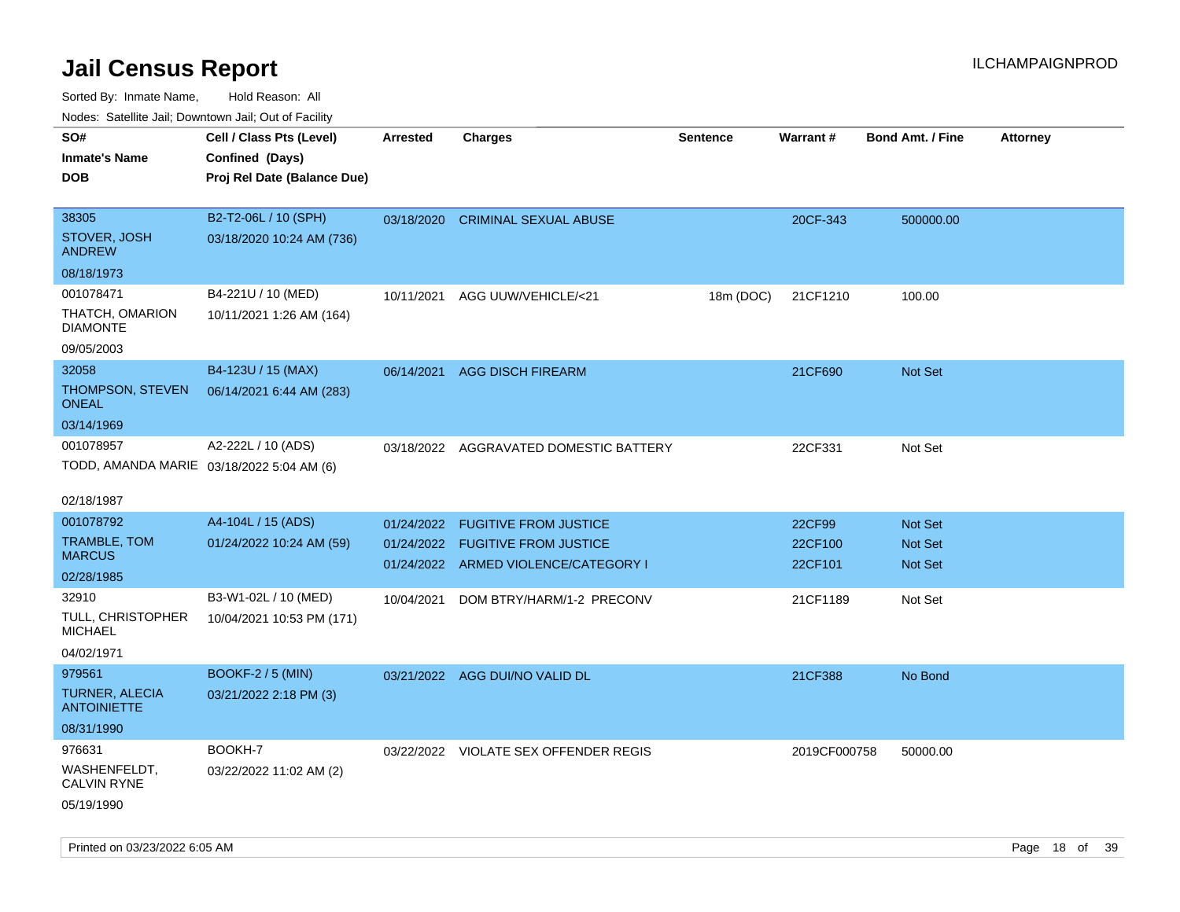# Jail Census Report

ILCHAMPAIGNPROD

Sorted By: Inmate Name, Hold Reason: All

Nodes: Satellite Jail; Downtown Jail; Out of Facility

| SO# / Inmate's Name / DOB | Cell / Class Pts (Level) / Confined (Days) / Proj Rel Date (Balance Due) | Arrested | Charges | Sentence | Warrant # | Bond Amt. / Fine | Attorney |
|---|---|---|---|---|---|---|---|
| 38305 STOVER, JOSH ANDREW 08/18/1973 | B2-T2-06L / 10 (SPH) 03/18/2020 10:24 AM (736) | 03/18/2020 | CRIMINAL SEXUAL ABUSE | | 20CF-343 | 500000.00 | |
| 001078471 THATCH, OMARION DIAMONTE 09/05/2003 | B4-221U / 10 (MED) 10/11/2021 1:26 AM (164) | 10/11/2021 | AGG UUW/VEHICLE/<21 | 18m (DOC) | 21CF1210 | 100.00 | |
| 32058 THOMPSON, STEVEN ONEAL 03/14/1969 | B4-123U / 15 (MAX) 06/14/2021 6:44 AM (283) | 06/14/2021 | AGG DISCH FIREARM | | 21CF690 | Not Set | |
| 001078957 TODD, AMANDA MARIE 02/18/1987 | A2-222L / 10 (ADS) 03/18/2022 5:04 AM (6) | 03/18/2022 | AGGRAVATED DOMESTIC BATTERY | | 22CF331 | Not Set | |
| 001078792 TRAMBLE, TOM MARCUS 02/28/1985 | A4-104L / 15 (ADS) 01/24/2022 10:24 AM (59) | 01/24/2022 | FUGITIVE FROM JUSTICE | | 22CF99 | Not Set | |
| | | 01/24/2022 | FUGITIVE FROM JUSTICE | | 22CF100 | Not Set | |
| | | 01/24/2022 | ARMED VIOLENCE/CATEGORY I | | 22CF101 | Not Set | |
| 32910 TULL, CHRISTOPHER MICHAEL 04/02/1971 | B3-W1-02L / 10 (MED) 10/04/2021 10:53 PM (171) | 10/04/2021 | DOM BTRY/HARM/1-2 PRECONV | | 21CF1189 | Not Set | |
| 979561 TURNER, ALECIA ANTOINIETTE 08/31/1990 | BOOKF-2 / 5 (MIN) 03/21/2022 2:18 PM (3) | 03/21/2022 | AGG DUI/NO VALID DL | | 21CF388 | No Bond | |
| 976631 WASHENFELDT, CALVIN RYNE 05/19/1990 | BOOKH-7 03/22/2022 11:02 AM (2) | 03/22/2022 | VIOLATE SEX OFFENDER REGIS | | 2019CF000758 | 50000.00 | |

Printed on 03/23/2022 6:05 AM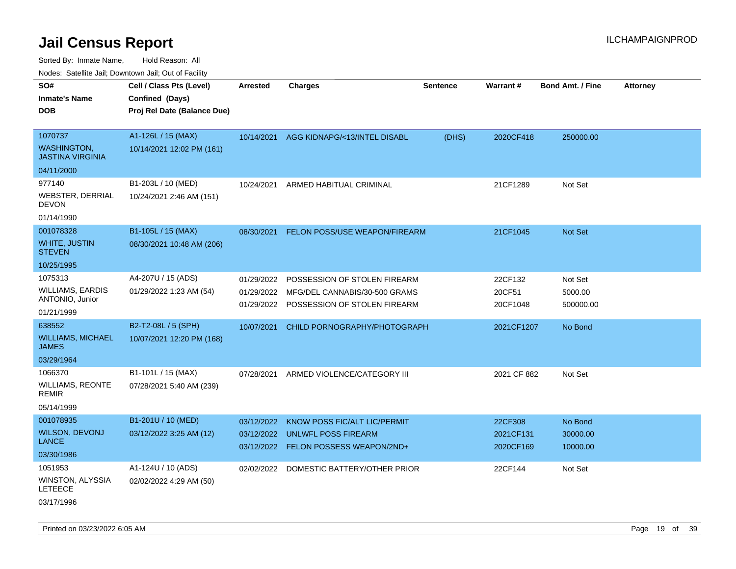# Jail Census Report

ILCHAMPAIGNPROD

Sorted By: Inmate Name, Hold Reason: All

Nodes: Satellite Jail; Downtown Jail; Out of Facility

| SO# / Inmate's Name / DOB | Cell / Class Pts (Level) / Confined (Days) / Proj Rel Date (Balance Due) | Arrested | Charges | Sentence | Warrant # | Bond Amt. / Fine | Attorney |
|---|---|---|---|---|---|---|---|
| 1070737<br>WASHINGTON, JASTINA VIRGINIA<br>04/11/2000 | A1-126L / 15 (MAX)<br>10/14/2021 12:02 PM (161) | 10/14/2021 | AGG KIDNAPG/<13/INTEL DISABL | (DHS) | 2020CF418 | 250000.00 | |
| 977140<br>WEBSTER, DERRIAL DEVON<br>01/14/1990 | B1-203L / 10 (MED)<br>10/24/2021 2:46 AM (151) | 10/24/2021 | ARMED HABITUAL CRIMINAL | | 21CF1289 | Not Set | |
| 001078328<br>WHITE, JUSTIN STEVEN<br>10/25/1995 | B1-105L / 15 (MAX)<br>08/30/2021 10:48 AM (206) | 08/30/2021 | FELON POSS/USE WEAPON/FIREARM | | 21CF1045 | Not Set | |
| 1075313<br>WILLIAMS, EARDIS ANTONIO, Junior<br>01/21/1999 | A4-207U / 15 (ADS)<br>01/29/2022 1:23 AM (54) | 01/29/2022<br>01/29/2022<br>01/29/2022 | POSSESSION OF STOLEN FIREARM<br>MFG/DEL CANNABIS/30-500 GRAMS<br>POSSESSION OF STOLEN FIREARM | | 22CF132<br>20CF51<br>20CF1048 | Not Set<br>5000.00<br>500000.00 | |
| 638552<br>WILLIAMS, MICHAEL JAMES<br>03/29/1964 | B2-T2-08L / 5 (SPH)<br>10/07/2021 12:20 PM (168) | 10/07/2021 | CHILD PORNOGRAPHY/PHOTOGRAPH | | 2021CF1207 | No Bond | |
| 1066370<br>WILLIAMS, REONTE REMIR<br>05/14/1999 | B1-101L / 15 (MAX)<br>07/28/2021 5:40 AM (239) | 07/28/2021 | ARMED VIOLENCE/CATEGORY III | | 2021 CF 882 | Not Set | |
| 001078935<br>WILSON, DEVONJ LANCE<br>03/30/1986 | B1-201U / 10 (MED)<br>03/12/2022 3:25 AM (12) | 03/12/2022<br>03/12/2022<br>03/12/2022 | KNOW POSS FIC/ALT LIC/PERMIT<br>UNLWFL POSS FIREARM<br>FELON POSSESS WEAPON/2ND+ | | 22CF308<br>2021CF131<br>2020CF169 | No Bond<br>30000.00<br>10000.00 | |
| 1051953<br>WINSTON, ALYSSIA LETEECE<br>03/17/1996 | A1-124U / 10 (ADS)<br>02/02/2022 4:29 AM (50) | 02/02/2022 | DOMESTIC BATTERY/OTHER PRIOR | | 22CF144 | Not Set | |

Printed on 03/23/2022 6:05 AM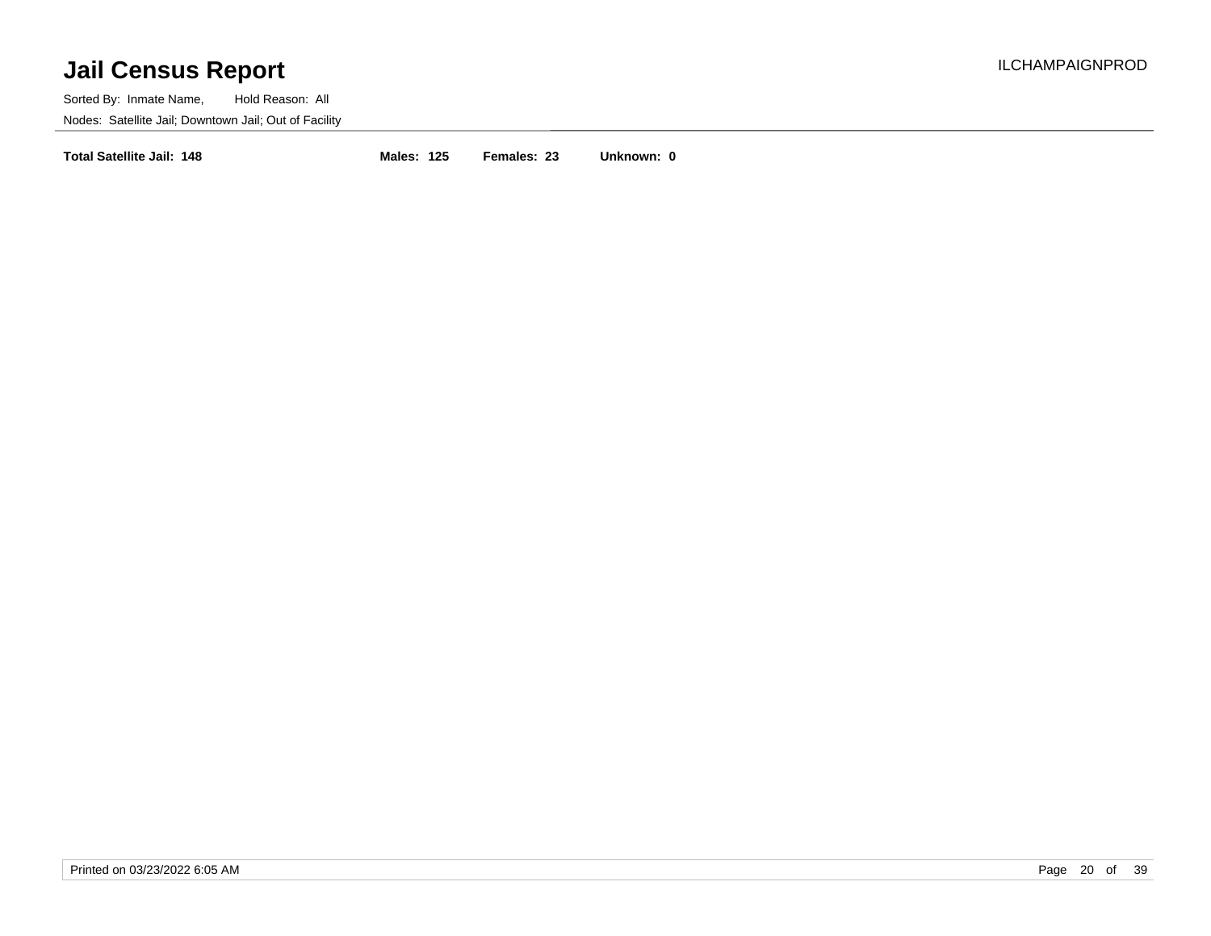# Jail Census Report

Sorted By: Inmate Name, Hold Reason: All

Nodes: Satellite Jail; Downtown Jail; Out of Facility

**Total Satellite Jail: 148** **Males: 125** **Females: 23** **Unknown: 0**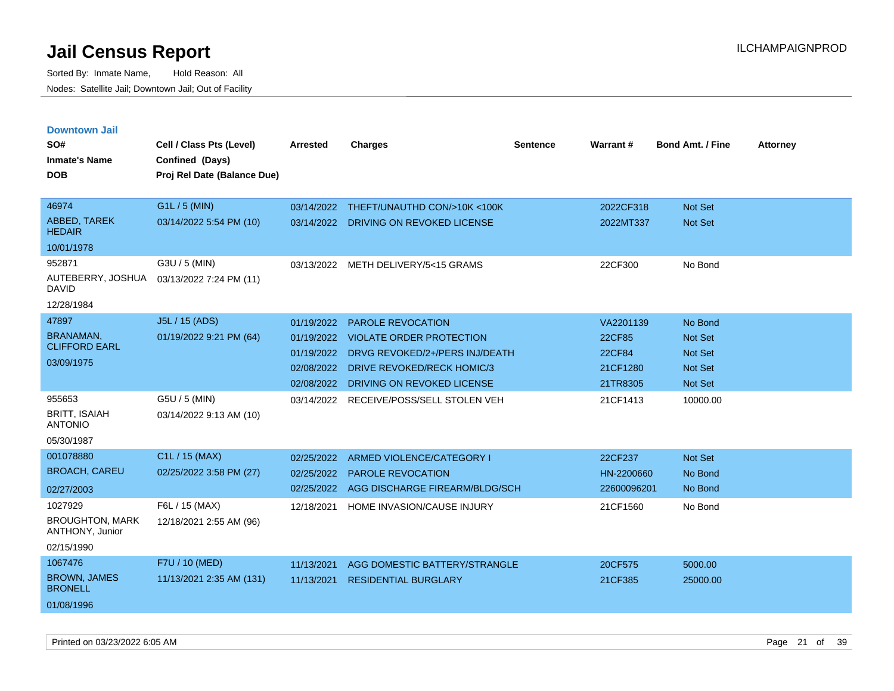# Jail Census Report

Sorted By: Inmate Name, Hold Reason: All

Nodes: Satellite Jail; Downtown Jail; Out of Facility

ILCHAMPAIGNPROD

## Downtown Jail

| SO# / Inmate's Name / DOB | Cell / Class Pts (Level) / Confined (Days) / Proj Rel Date (Balance Due) | Arrested | Charges | Sentence | Warrant # | Bond Amt. / Fine | Attorney |
|---|---|---|---|---|---|---|---|
| 46974 | G1L / 5 (MIN) | 03/14/2022 | THEFT/UNAUTHD CON/>10K <100K | | 2022CF318 | Not Set | |
| ABBED, TAREK HEDAIR | 03/14/2022 5:54 PM (10) | 03/14/2022 | DRIVING ON REVOKED LICENSE | | 2022MT337 | Not Set | |
| 10/01/1978 | | | | | | | |
| 952871 | G3U / 5 (MIN) | 03/13/2022 | METH DELIVERY/5<15 GRAMS | | 22CF300 | No Bond | |
| AUTEBERRY, JOSHUA DAVID | 03/13/2022 7:24 PM (11) | | | | | | |
| 12/28/1984 | | | | | | | |
| 47897 | J5L / 15 (ADS) | 01/19/2022 | PAROLE REVOCATION | | VA2201139 | No Bond | |
| BRANAMAN, CLIFFORD EARL | 01/19/2022 9:21 PM (64) | 01/19/2022 | VIOLATE ORDER PROTECTION | | 22CF85 | Not Set | |
| 03/09/1975 | | 01/19/2022 | DRVG REVOKED/2+/PERS INJ/DEATH | | 22CF84 | Not Set | |
| | | 02/08/2022 | DRIVE REVOKED/RECK HOMIC/3 | | 21CF1280 | Not Set | |
| | | 02/08/2022 | DRIVING ON REVOKED LICENSE | | 21TR8305 | Not Set | |
| 955653 | G5U / 5 (MIN) | 03/14/2022 | RECEIVE/POSS/SELL STOLEN VEH | | 21CF1413 | 10000.00 | |
| BRITT, ISAIAH ANTONIO | 03/14/2022 9:13 AM (10) | | | | | | |
| 05/30/1987 | | | | | | | |
| 001078880 | C1L / 15 (MAX) | 02/25/2022 | ARMED VIOLENCE/CATEGORY I | | 22CF237 | Not Set | |
| BROACH, CAREU | 02/25/2022 3:58 PM (27) | 02/25/2022 | PAROLE REVOCATION | | HN-2200660 | No Bond | |
| 02/27/2003 | | 02/25/2022 | AGG DISCHARGE FIREARM/BLDG/SCH | | 22600096201 | No Bond | |
| 1027929 | F6L / 15 (MAX) | 12/18/2021 | HOME INVASION/CAUSE INJURY | | 21CF1560 | No Bond | |
| BROUGHTON, MARK ANTHONY, Junior | 12/18/2021 2:55 AM (96) | | | | | | |
| 02/15/1990 | | | | | | | |
| 1067476 | F7U / 10 (MED) | 11/13/2021 | AGG DOMESTIC BATTERY/STRANGLE | | 20CF575 | 5000.00 | |
| BROWN, JAMES BRONELL | 11/13/2021 2:35 AM (131) | 11/13/2021 | RESIDENTIAL BURGLARY | | 21CF385 | 25000.00 | |
| 01/08/1996 | | | | | | | |

Printed on 03/23/2022 6:05 AM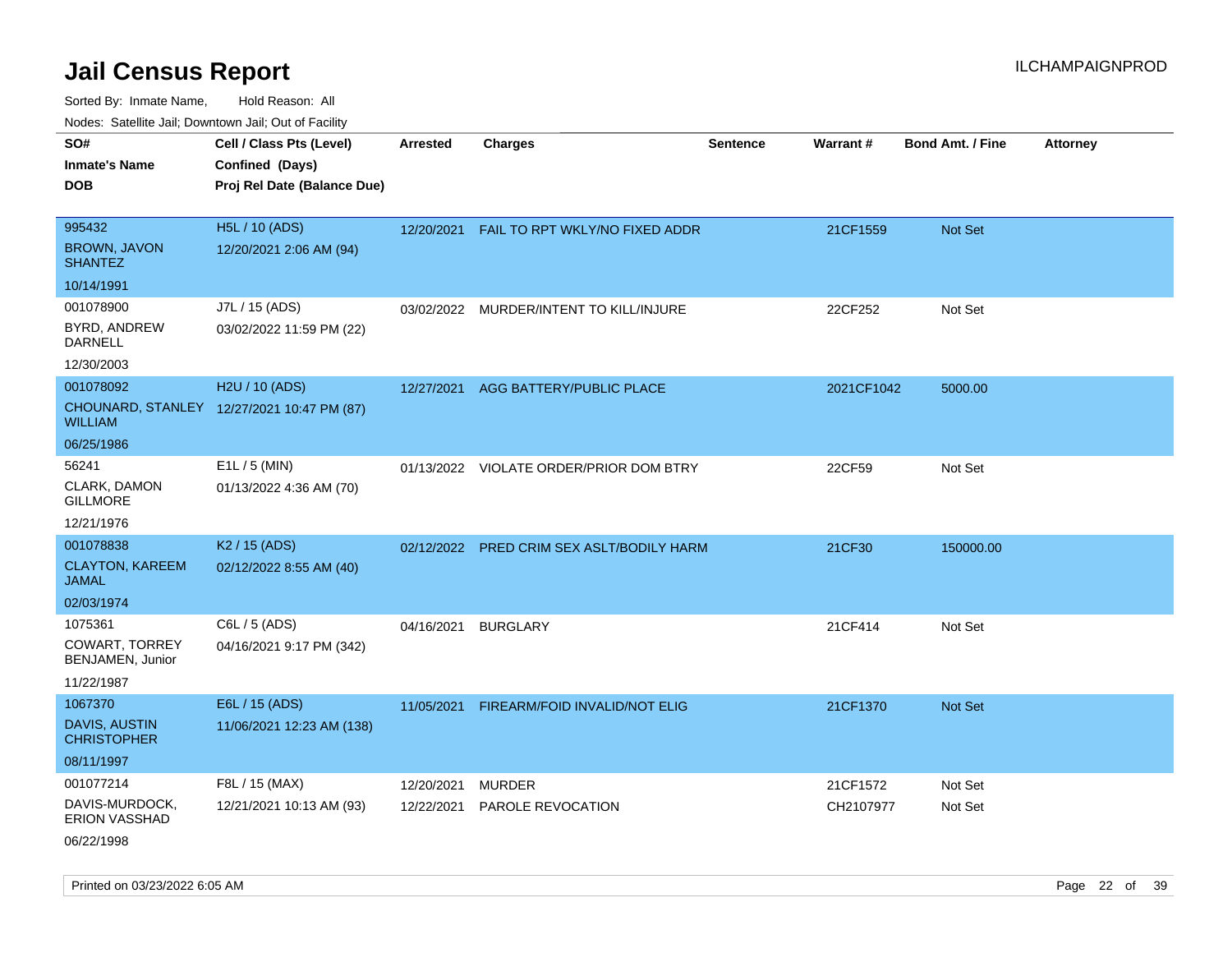# Jail Census Report

ILCHAMPAIGNPROD

Sorted By: Inmate Name, Hold Reason: All

Nodes: Satellite Jail; Downtown Jail; Out of Facility

| SO# / Inmate's Name / DOB | Cell / Class Pts (Level) / Confined (Days) / Proj Rel Date (Balance Due) | Arrested | Charges | Sentence | Warrant # | Bond Amt. / Fine | Attorney |
|---|---|---|---|---|---|---|---|
| 995432<br>BROWN, JAVON SHANTEZ<br>10/14/1991 | H5L / 10 (ADS)<br>12/20/2021 2:06 AM (94) | 12/20/2021 | FAIL TO RPT WKLY/NO FIXED ADDR | | 21CF1559 | Not Set | |
| 001078900<br>BYRD, ANDREW DARNELL<br>12/30/2003 | J7L / 15 (ADS)<br>03/02/2022 11:59 PM (22) | 03/02/2022 | MURDER/INTENT TO KILL/INJURE | | 22CF252 | Not Set | |
| 001078092<br>CHOUNARD, STANLEY WILLIAM<br>06/25/1986 | H2U / 10 (ADS)<br>12/27/2021 10:47 PM (87) | 12/27/2021 | AGG BATTERY/PUBLIC PLACE | | 2021CF1042 | 5000.00 | |
| 56241<br>CLARK, DAMON GILLMORE<br>12/21/1976 | E1L / 5 (MIN)<br>01/13/2022 4:36 AM (70) | 01/13/2022 | VIOLATE ORDER/PRIOR DOM BTRY | | 22CF59 | Not Set | |
| 001078838<br>CLAYTON, KAREEM JAMAL<br>02/03/1974 | K2 / 15 (ADS)<br>02/12/2022 8:55 AM (40) | 02/12/2022 | PRED CRIM SEX ASLT/BODILY HARM | | 21CF30 | 150000.00 | |
| 1075361<br>COWART, TORREY BENJAMEN, Junior<br>11/22/1987 | C6L / 5 (ADS)<br>04/16/2021 9:17 PM (342) | 04/16/2021 | BURGLARY | | 21CF414 | Not Set | |
| 1067370<br>DAVIS, AUSTIN CHRISTOPHER<br>08/11/1997 | E6L / 15 (ADS)<br>11/06/2021 12:23 AM (138) | 11/05/2021 | FIREARM/FOID INVALID/NOT ELIG | | 21CF1370 | Not Set | |
| 001077214<br>DAVIS-MURDOCK, ERION VASSHAD<br>06/22/1998 | F8L / 15 (MAX)<br>12/21/2021 10:13 AM (93) | 12/20/2021<br>12/22/2021 | MURDER<br>PAROLE REVOCATION | | 21CF1572<br>CH2107977 | Not Set<br>Not Set | |

Printed on 03/23/2022 6:05 AM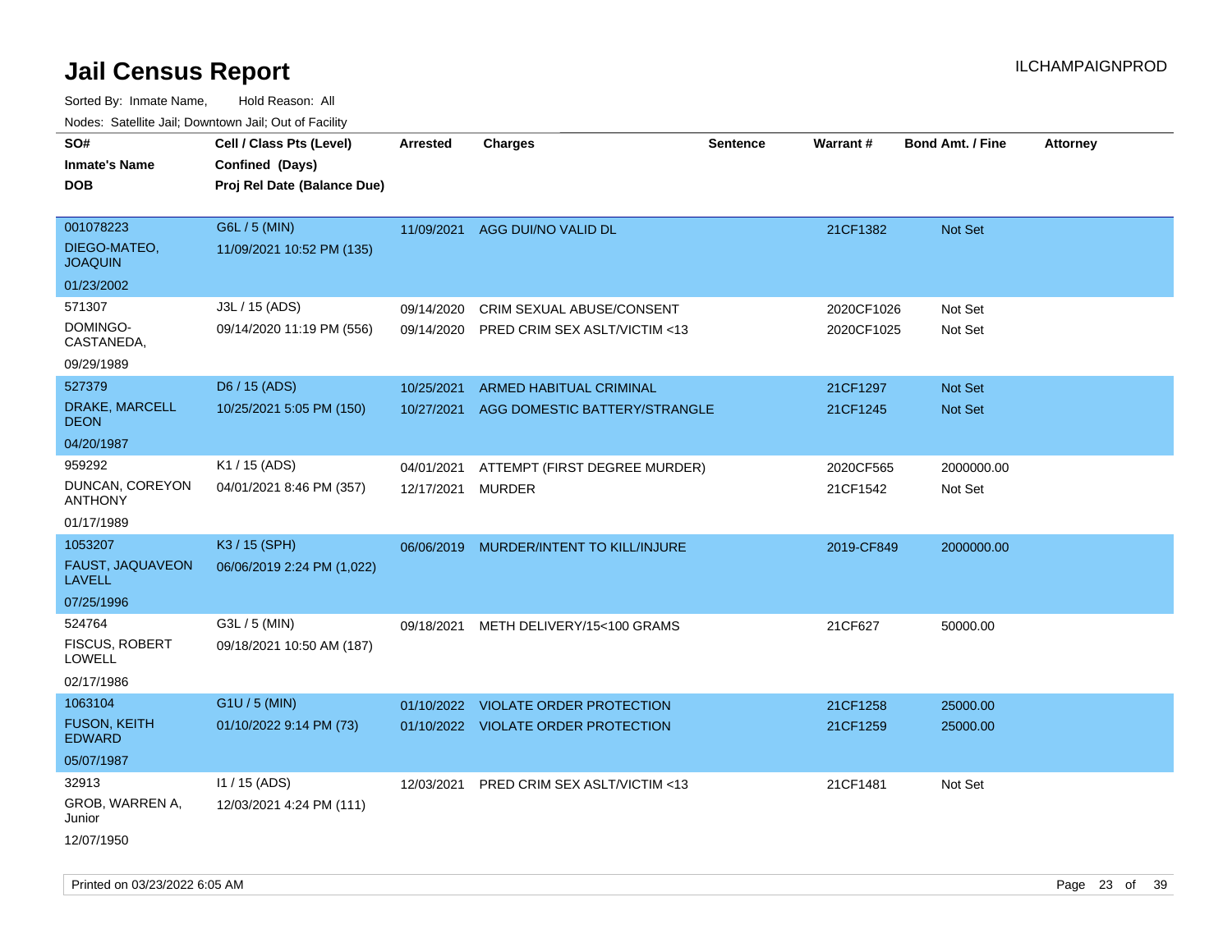# Jail Census Report

ILCHAMPAIGNPROD

Sorted By: Inmate Name, Hold Reason: All

Nodes: Satellite Jail; Downtown Jail; Out of Facility

| SO# / Inmate's Name / DOB | Cell / Class Pts (Level) / Confined (Days) / Proj Rel Date (Balance Due) | Arrested | Charges | Sentence | Warrant # | Bond Amt. / Fine | Attorney |
|---|---|---|---|---|---|---|---|
| 001078223<br>DIEGO-MATEO, JOAQUIN<br>01/23/2002 | G6L / 5 (MIN)<br>11/09/2021 10:52 PM (135) | 11/09/2021 | AGG DUI/NO VALID DL | | 21CF1382 | Not Set | |
| 571307<br>DOMINGO-CASTANEDA,<br>09/29/1989 | J3L / 15 (ADS)<br>09/14/2020 11:19 PM (556) | 09/14/2020<br>09/14/2020 | CRIM SEXUAL ABUSE/CONSENT<br>PRED CRIM SEX ASLT/VICTIM <13 | | 2020CF1026<br>2020CF1025 | Not Set<br>Not Set | |
| 527379<br>DRAKE, MARCELL DEON<br>04/20/1987 | D6 / 15 (ADS)<br>10/25/2021 5:05 PM (150) | 10/25/2021<br>10/27/2021 | ARMED HABITUAL CRIMINAL<br>AGG DOMESTIC BATTERY/STRANGLE | | 21CF1297<br>21CF1245 | Not Set<br>Not Set | |
| 959292<br>DUNCAN, COREYON ANTHONY<br>01/17/1989 | K1 / 15 (ADS)<br>04/01/2021 8:46 PM (357) | 04/01/2021<br>12/17/2021 | ATTEMPT (FIRST DEGREE MURDER)<br>MURDER | | 2020CF565<br>21CF1542 | 2000000.00<br>Not Set | |
| 1053207<br>FAUST, JAQUAVEON LAVELL<br>07/25/1996 | K3 / 15 (SPH)<br>06/06/2019 2:24 PM (1,022) | 06/06/2019 | MURDER/INTENT TO KILL/INJURE | | 2019-CF849 | 2000000.00 | |
| 524764<br>FISCUS, ROBERT LOWELL<br>02/17/1986 | G3L / 5 (MIN)<br>09/18/2021 10:50 AM (187) | 09/18/2021 | METH DELIVERY/15<100 GRAMS | | 21CF627 | 50000.00 | |
| 1063104<br>FUSON, KEITH EDWARD<br>05/07/1987 | G1U / 5 (MIN)<br>01/10/2022 9:14 PM (73) | 01/10/2022<br>01/10/2022 | VIOLATE ORDER PROTECTION<br>VIOLATE ORDER PROTECTION | | 21CF1258<br>21CF1259 | 25000.00<br>25000.00 | |
| 32913<br>GROB, WARREN A, Junior<br>12/07/1950 | I1 / 15 (ADS)<br>12/03/2021 4:24 PM (111) | 12/03/2021 | PRED CRIM SEX ASLT/VICTIM <13 | | 21CF1481 | Not Set | |

Printed on 03/23/2022 6:05 AM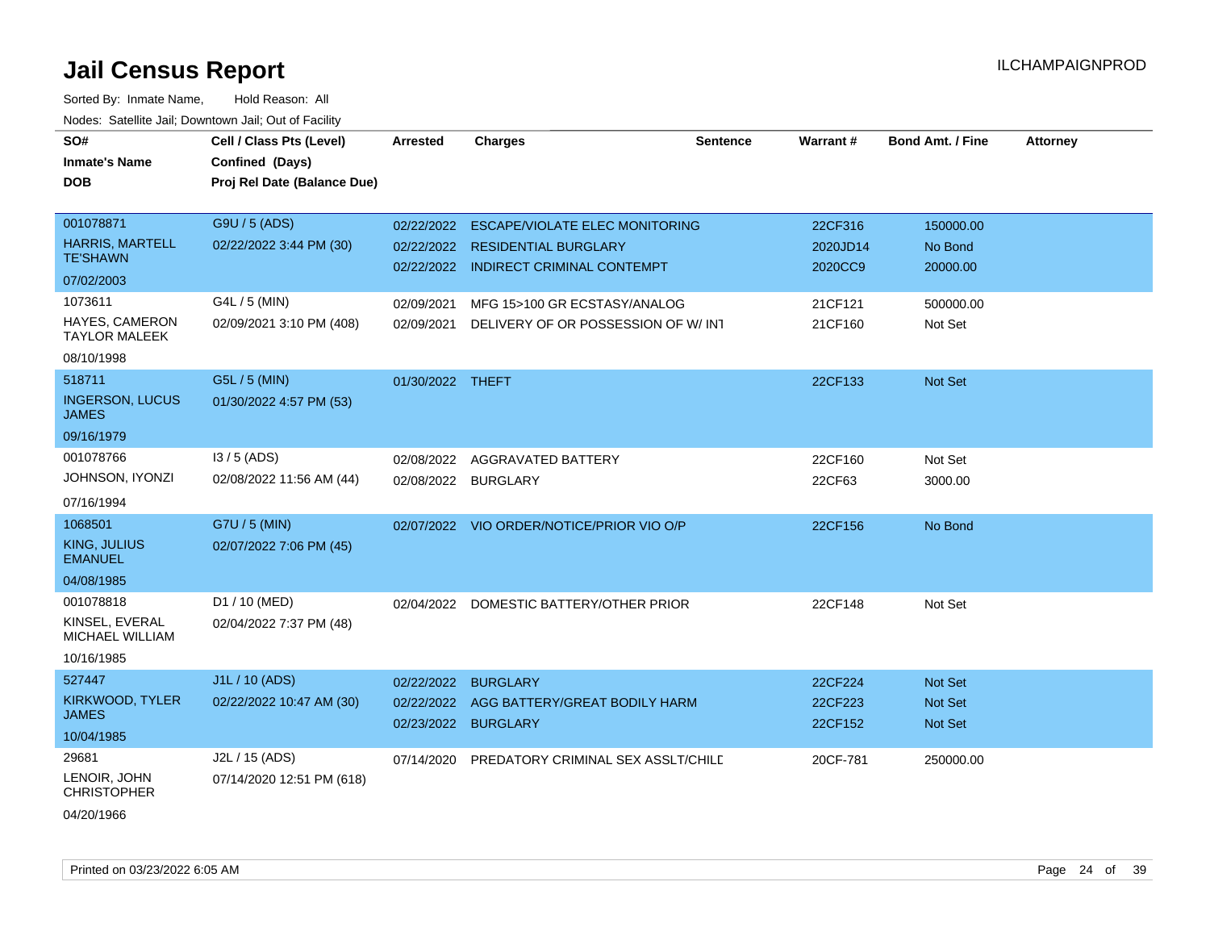# Jail Census Report

ILCHAMPAIGNPROD

Sorted By: Inmate Name, Hold Reason: All

Nodes: Satellite Jail; Downtown Jail; Out of Facility

| SO# / Inmate's Name / DOB | Cell / Class Pts (Level) / Confined (Days) / Proj Rel Date (Balance Due) | Arrested | Charges | Sentence | Warrant # | Bond Amt. / Fine | Attorney |
|---|---|---|---|---|---|---|---|
| 001078871 HARRIS, MARTELL TE'SHAWN 07/02/2003 | G9U / 5 (ADS) 02/22/2022 3:44 PM (30) | 02/22/2022 | ESCAPE/VIOLATE ELEC MONITORING | | 22CF316 | 150000.00 | |
| | | 02/22/2022 | RESIDENTIAL BURGLARY | | 2020JD14 | No Bond | |
| | | 02/22/2022 | INDIRECT CRIMINAL CONTEMPT | | 2020CC9 | 20000.00 | |
| 1073611 HAYES, CAMERON TAYLOR MALEEK 08/10/1998 | G4L / 5 (MIN) 02/09/2021 3:10 PM (408) | 02/09/2021 | MFG 15>100 GR ECSTASY/ANALOG | | 21CF121 | 500000.00 | |
| | | 02/09/2021 | DELIVERY OF OR POSSESSION OF W/ INT | | 21CF160 | Not Set | |
| 518711 INGERSON, LUCUS JAMES 09/16/1979 | G5L / 5 (MIN) 01/30/2022 4:57 PM (53) | 01/30/2022 | THEFT | | 22CF133 | Not Set | |
| 001078766 JOHNSON, IYONZI 07/16/1994 | I3 / 5 (ADS) 02/08/2022 11:56 AM (44) | 02/08/2022 | AGGRAVATED BATTERY | | 22CF160 | Not Set | |
| | | 02/08/2022 | BURGLARY | | 22CF63 | 3000.00 | |
| 1068501 KING, JULIUS EMANUEL 04/08/1985 | G7U / 5 (MIN) 02/07/2022 7:06 PM (45) | 02/07/2022 | VIO ORDER/NOTICE/PRIOR VIO O/P | | 22CF156 | No Bond | |
| 001078818 KINSEL, EVERAL MICHAEL WILLIAM 10/16/1985 | D1 / 10 (MED) 02/04/2022 7:37 PM (48) | 02/04/2022 | DOMESTIC BATTERY/OTHER PRIOR | | 22CF148 | Not Set | |
| 527447 KIRKWOOD, TYLER JAMES 10/04/1985 | J1L / 10 (ADS) 02/22/2022 10:47 AM (30) | 02/22/2022 | BURGLARY | | 22CF224 | Not Set | |
| | | 02/22/2022 | AGG BATTERY/GREAT BODILY HARM | | 22CF223 | Not Set | |
| | | 02/23/2022 | BURGLARY | | 22CF152 | Not Set | |
| 29681 LENOIR, JOHN CHRISTOPHER 04/20/1966 | J2L / 15 (ADS) 07/14/2020 12:51 PM (618) | 07/14/2020 | PREDATORY CRIMINAL SEX ASSLT/CHILD | | 20CF-781 | 250000.00 | |

Printed on 03/23/2022 6:05 AM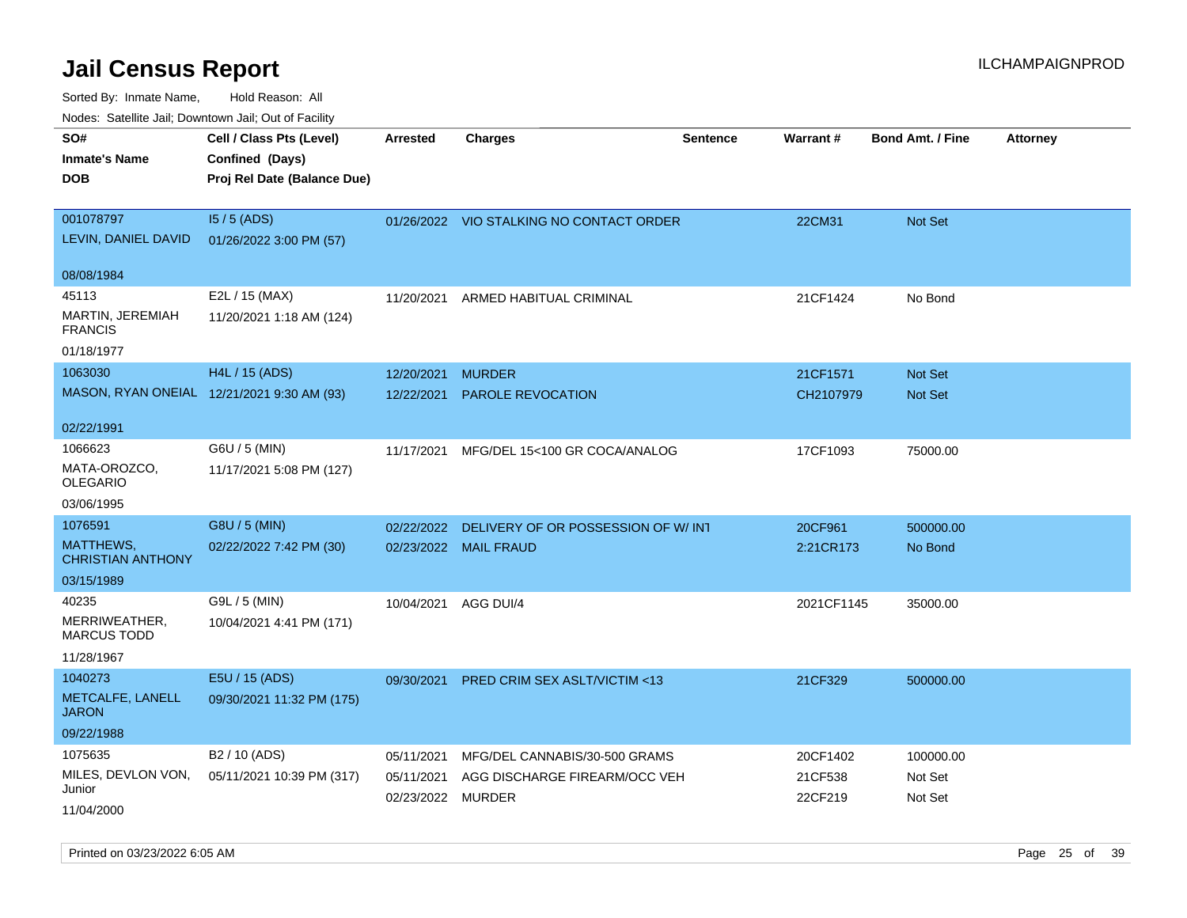# Jail Census Report

Sorted By: Inmate Name, Hold Reason: All

Nodes: Satellite Jail; Downtown Jail; Out of Facility

| SO# / Inmate's Name / DOB | Cell / Class Pts (Level) / Confined (Days) / Proj Rel Date (Balance Due) | Arrested | Charges | Sentence | Warrant # | Bond Amt. / Fine | Attorney |
|---|---|---|---|---|---|---|---|
| 001078797<br>LEVIN, DANIEL DAVID<br>08/08/1984 | I5 / 5 (ADS)<br>01/26/2022 3:00 PM (57) | 01/26/2022 | VIO STALKING NO CONTACT ORDER | | 22CM31 | Not Set | |
| 45113<br>MARTIN, JEREMIAH FRANCIS<br>01/18/1977 | E2L / 15 (MAX)<br>11/20/2021 1:18 AM (124) | 11/20/2021 | ARMED HABITUAL CRIMINAL | | 21CF1424 | No Bond | |
| 1063030<br>MASON, RYAN ONEIAL<br>02/22/1991 | H4L / 15 (ADS)<br>12/21/2021 9:30 AM (93) | 12/20/2021<br>12/22/2021 | MURDER<br>PAROLE REVOCATION | | 21CF1571<br>CH2107979 | Not Set<br>Not Set | |
| 1066623<br>MATA-OROZCO, OLEGARIO<br>03/06/1995 | G6U / 5 (MIN)<br>11/17/2021 5:08 PM (127) | 11/17/2021 | MFG/DEL 15<100 GR COCA/ANALOG | | 17CF1093 | 75000.00 | |
| 1076591<br>MATTHEWS, CHRISTIAN ANTHONY<br>03/15/1989 | G8U / 5 (MIN)<br>02/22/2022 7:42 PM (30) | 02/22/2022<br>02/23/2022 | DELIVERY OF OR POSSESSION OF W/ INT<br>MAIL FRAUD | | 20CF961<br>2:21CR173 | 500000.00<br>No Bond | |
| 40235<br>MERRIWEATHER, MARCUS TODD<br>11/28/1967 | G9L / 5 (MIN)<br>10/04/2021 4:41 PM (171) | 10/04/2021 | AGG DUI/4 | | 2021CF1145 | 35000.00 | |
| 1040273<br>METCALFE, LANELL JARON<br>09/22/1988 | E5U / 15 (ADS)<br>09/30/2021 11:32 PM (175) | 09/30/2021 | PRED CRIM SEX ASLT/VICTIM <13 | | 21CF329 | 500000.00 | |
| 1075635<br>MILES, DEVLON VON, Junior<br>11/04/2000 | B2 / 10 (ADS)<br>05/11/2021 10:39 PM (317) | 05/11/2021<br>05/11/2021<br>02/23/2022 | MFG/DEL CANNABIS/30-500 GRAMS<br>AGG DISCHARGE FIREARM/OCC VEH<br>MURDER | | 20CF1402<br>21CF538<br>22CF219 | 100000.00<br>Not Set<br>Not Set | |

Printed on 03/23/2022 6:05 AM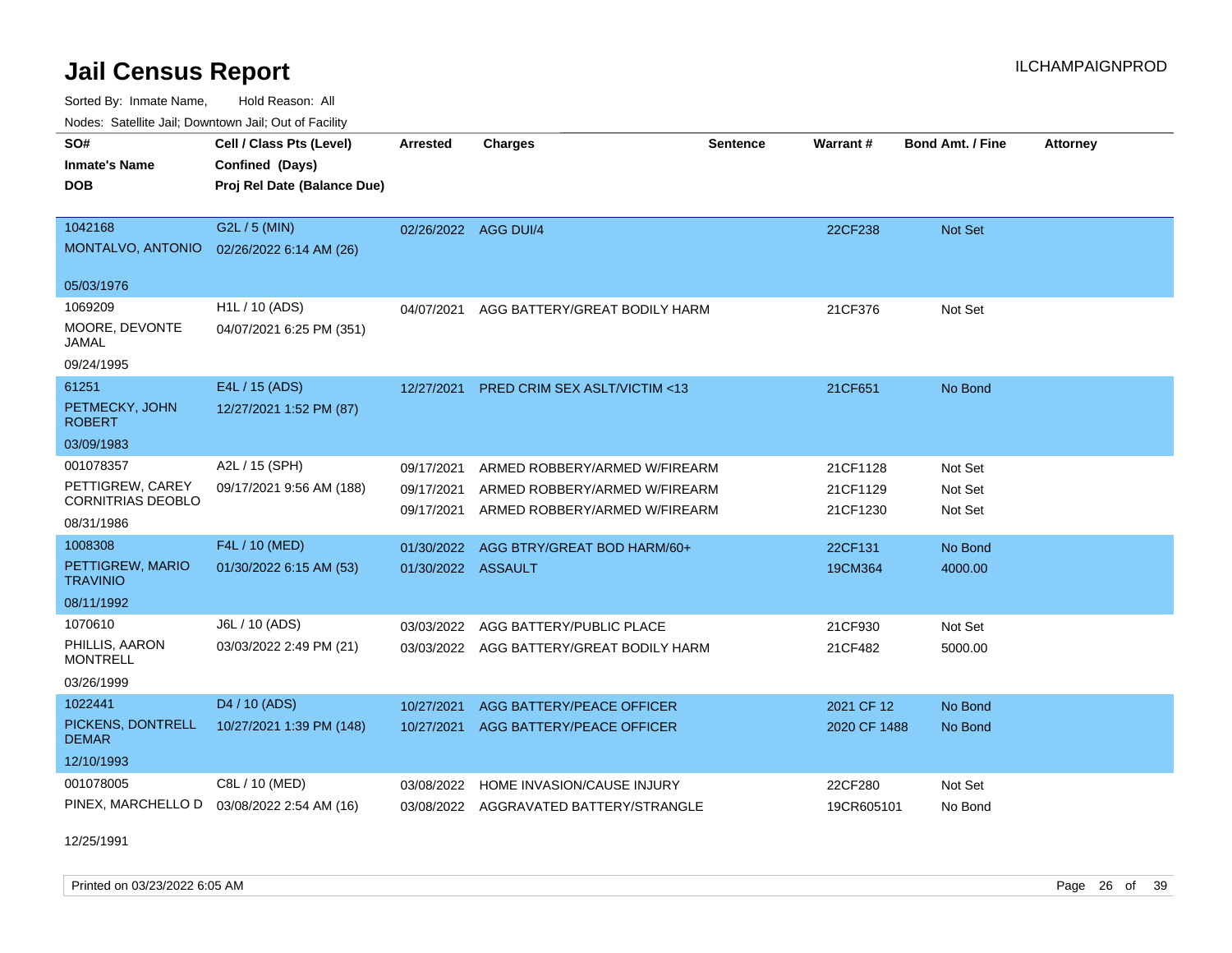# Jail Census Report

ILCHAMPAIGNPROD

Sorted By: Inmate Name, Hold Reason: All

Nodes: Satellite Jail; Downtown Jail; Out of Facility

| SO# / Inmate's Name / DOB | Cell / Class Pts (Level) / Confined (Days) / Proj Rel Date (Balance Due) | Arrested | Charges | Sentence | Warrant # | Bond Amt. / Fine | Attorney |
|---|---|---|---|---|---|---|---|
| 1042168<br>MONTALVO, ANTONIO<br>05/03/1976 | G2L / 5 (MIN)<br>02/26/2022 6:14 AM (26) | 02/26/2022 | AGG DUI/4 | | 22CF238 | Not Set | |
| 1069209<br>MOORE, DEVONTE JAMAL<br>09/24/1995 | H1L / 10 (ADS)<br>04/07/2021 6:25 PM (351) | 04/07/2021 | AGG BATTERY/GREAT BODILY HARM | | 21CF376 | Not Set | |
| 61251<br>PETMECKY, JOHN ROBERT<br>03/09/1983 | E4L / 15 (ADS)<br>12/27/2021 1:52 PM (87) | 12/27/2021 | PRED CRIM SEX ASLT/VICTIM <13 | | 21CF651 | No Bond | |
| 001078357<br>PETTIGREW, CAREY CORNITRIAS DEOBLO<br>08/31/1986 | A2L / 15 (SPH)<br>09/17/2021 9:56 AM (188) | 09/17/2021<br>09/17/2021<br>09/17/2021 | ARMED ROBBERY/ARMED W/FIREARM<br>ARMED ROBBERY/ARMED W/FIREARM<br>ARMED ROBBERY/ARMED W/FIREARM | | 21CF1128<br>21CF1129<br>21CF1230 | Not Set<br>Not Set<br>Not Set | |
| 1008308<br>PETTIGREW, MARIO TRAVINIO<br>08/11/1992 | F4L / 10 (MED)<br>01/30/2022 6:15 AM (53) | 01/30/2022<br>01/30/2022 | AGG BTRY/GREAT BOD HARM/60+<br>ASSAULT | | 22CF131<br>19CM364 | No Bond<br>4000.00 | |
| 1070610<br>PHILLIS, AARON MONTRELL<br>03/26/1999 | J6L / 10 (ADS)<br>03/03/2022 2:49 PM (21) | 03/03/2022<br>03/03/2022 | AGG BATTERY/PUBLIC PLACE<br>AGG BATTERY/GREAT BODILY HARM | | 21CF930<br>21CF482 | Not Set<br>5000.00 | |
| 1022441<br>PICKENS, DONTRELL DEMAR<br>12/10/1993 | D4 / 10 (ADS)<br>10/27/2021 1:39 PM (148) | 10/27/2021<br>10/27/2021 | AGG BATTERY/PEACE OFFICER<br>AGG BATTERY/PEACE OFFICER | | 2021 CF 12<br>2020 CF 1488 | No Bond<br>No Bond | |
| 001078005<br>PINEX, MARCHELLO D<br>12/25/1991 | C8L / 10 (MED)<br>03/08/2022 2:54 AM (16) | 03/08/2022<br>03/08/2022 | HOME INVASION/CAUSE INJURY<br>AGGRAVATED BATTERY/STRANGLE | | 22CF280<br>19CR605101 | Not Set<br>No Bond | |

Printed on 03/23/2022 6:05 AM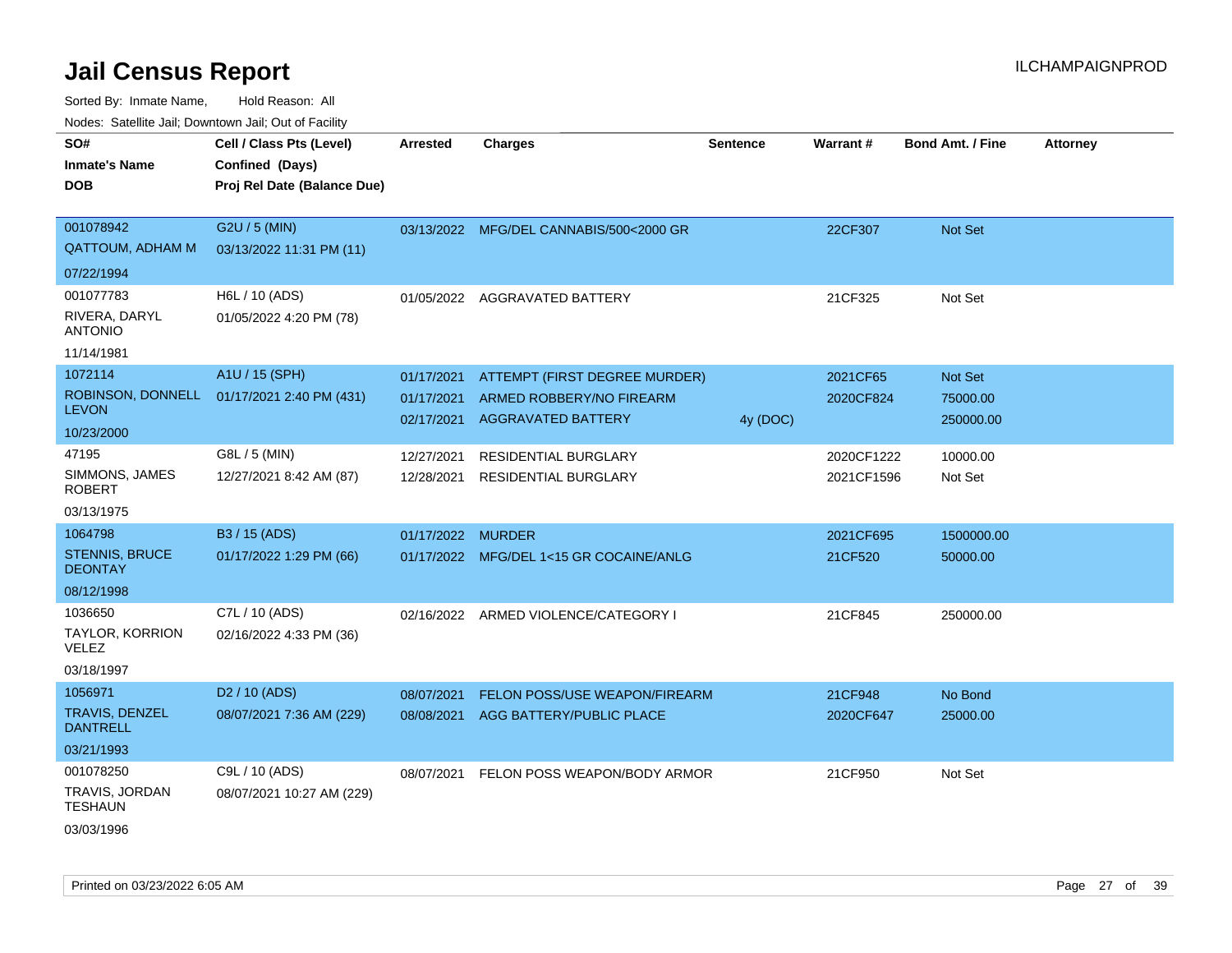# Jail Census Report

ILCHAMPAIGNPROD

Sorted By: Inmate Name, Hold Reason: All

Nodes: Satellite Jail; Downtown Jail; Out of Facility

| SO# / Inmate's Name / DOB | Cell / Class Pts (Level) / Confined (Days) / Proj Rel Date (Balance Due) | Arrested | Charges | Sentence | Warrant # | Bond Amt. / Fine | Attorney |
|---|---|---|---|---|---|---|---|
| 001078942<br>QATTOUM, ADHAM M<br>07/22/1994 | G2U / 5 (MIN)<br>03/13/2022 11:31 PM (11) | 03/13/2022 | MFG/DEL CANNABIS/500<2000 GR | | 22CF307 | Not Set | |
| 001077783<br>RIVERA, DARYL ANTONIO<br>11/14/1981 | H6L / 10 (ADS)<br>01/05/2022 4:20 PM (78) | 01/05/2022 | AGGRAVATED BATTERY | | 21CF325 | Not Set | |
| 1072114<br>ROBINSON, DONNELL LEVON<br>10/23/2000 | A1U / 15 (SPH)<br>01/17/2021 2:40 PM (431) | 01/17/2021 | ATTEMPT (FIRST DEGREE MURDER) | | 2021CF65 | Not Set | |
| | | 01/17/2021 | ARMED ROBBERY/NO FIREARM | | 2020CF824 | 75000.00 | |
| | | 02/17/2021 | AGGRAVATED BATTERY | 4y (DOC) | | 250000.00 | |
| 47195<br>SIMMONS, JAMES ROBERT<br>03/13/1975 | G8L / 5 (MIN)<br>12/27/2021 8:42 AM (87) | 12/27/2021 | RESIDENTIAL BURGLARY | | 2020CF1222 | 10000.00 | |
| | | 12/28/2021 | RESIDENTIAL BURGLARY | | 2021CF1596 | Not Set | |
| 1064798<br>STENNIS, BRUCE DEONTAY<br>08/12/1998 | B3 / 15 (ADS)<br>01/17/2022 1:29 PM (66) | 01/17/2022 | MURDER | | 2021CF695 | 1500000.00 | |
| | | 01/17/2022 | MFG/DEL 1<15 GR COCAINE/ANLG | | 21CF520 | 50000.00 | |
| 1036650<br>TAYLOR, KORRION VELEZ<br>03/18/1997 | C7L / 10 (ADS)<br>02/16/2022 4:33 PM (36) | 02/16/2022 | ARMED VIOLENCE/CATEGORY I | | 21CF845 | 250000.00 | |
| 1056971<br>TRAVIS, DENZEL DANTRELL<br>03/21/1993 | D2 / 10 (ADS)<br>08/07/2021 7:36 AM (229) | 08/07/2021 | FELON POSS/USE WEAPON/FIREARM | | 21CF948 | No Bond | |
| | | 08/08/2021 | AGG BATTERY/PUBLIC PLACE | | 2020CF647 | 25000.00 | |
| 001078250<br>TRAVIS, JORDAN TESHAUN<br>03/03/1996 | C9L / 10 (ADS)<br>08/07/2021 10:27 AM (229) | 08/07/2021 | FELON POSS WEAPON/BODY ARMOR | | 21CF950 | Not Set | |

Printed on 03/23/2022 6:05 AM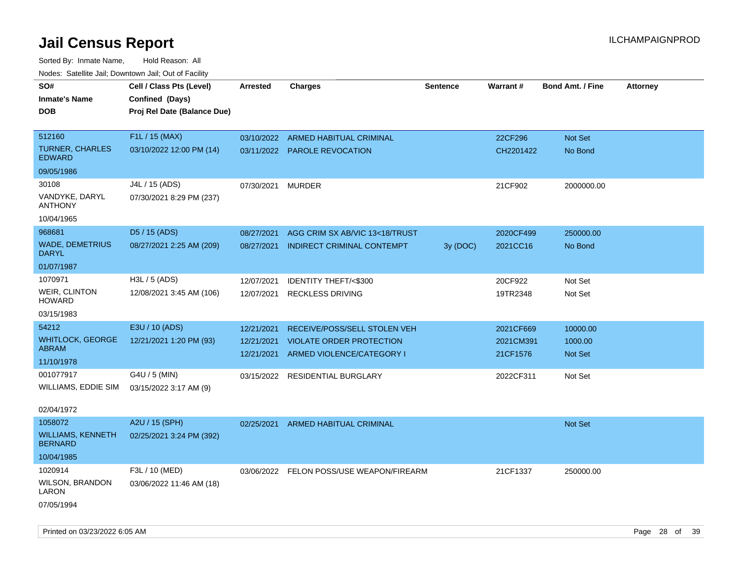# Jail Census Report

Sorted By: Inmate Name,     Hold Reason: All

Nodes: Satellite Jail; Downtown Jail; Out of Facility

| SO# / Inmate's Name / DOB | Cell / Class Pts (Level) / Confined (Days) / Proj Rel Date (Balance Due) | Arrested | Charges | Sentence | Warrant # | Bond Amt. / Fine | Attorney |
|---|---|---|---|---|---|---|---|
| 512160<br>TURNER, CHARLES EDWARD<br>09/05/1986 | F1L / 15 (MAX)<br>03/10/2022 12:00 PM (14) | 03/10/2022 | ARMED HABITUAL CRIMINAL | | 22CF296 | Not Set | |
| | | 03/11/2022 | PAROLE REVOCATION | | CH2201422 | No Bond | |
| 30108<br>VANDYKE, DARYL ANTHONY<br>10/04/1965 | J4L / 15 (ADS)<br>07/30/2021 8:29 PM (237) | 07/30/2021 | MURDER | | 21CF902 | 2000000.00 | |
| 968681<br>WADE, DEMETRIUS DARYL<br>01/07/1987 | D5 / 15 (ADS)<br>08/27/2021 2:25 AM (209) | 08/27/2021 | AGG CRIM SX AB/VIC 13<18/TRUST | | 2020CF499 | 250000.00 | |
| | | 08/27/2021 | INDIRECT CRIMINAL CONTEMPT | 3y (DOC) | 2021CC16 | No Bond | |
| 1070971<br>WEIR, CLINTON HOWARD<br>03/15/1983 | H3L / 5 (ADS)<br>12/08/2021 3:45 AM (106) | 12/07/2021 | IDENTITY THEFT/<$300 | | 20CF922 | Not Set | |
| | | 12/07/2021 | RECKLESS DRIVING | | 19TR2348 | Not Set | |
| 54212<br>WHITLOCK, GEORGE ABRAM<br>11/10/1978 | E3U / 10 (ADS)<br>12/21/2021 1:20 PM (93) | 12/21/2021 | RECEIVE/POSS/SELL STOLEN VEH | | 2021CF669 | 10000.00 | |
| | | 12/21/2021 | VIOLATE ORDER PROTECTION | | 2021CM391 | 1000.00 | |
| | | 12/21/2021 | ARMED VIOLENCE/CATEGORY I | | 21CF1576 | Not Set | |
| 001077917<br>WILLIAMS, EDDIE SIM<br>02/04/1972 | G4U / 5 (MIN)<br>03/15/2022 3:17 AM (9) | 03/15/2022 | RESIDENTIAL BURGLARY | | 2022CF311 | Not Set | |
| 1058072<br>WILLIAMS, KENNETH BERNARD<br>10/04/1985 | A2U / 15 (SPH)<br>02/25/2021 3:24 PM (392) | 02/25/2021 | ARMED HABITUAL CRIMINAL | | | Not Set | |
| 1020914<br>WILSON, BRANDON LARON<br>07/05/1994 | F3L / 10 (MED)<br>03/06/2022 11:46 AM (18) | 03/06/2022 | FELON POSS/USE WEAPON/FIREARM | | 21CF1337 | 250000.00 | |

Printed on 03/23/2022 6:05 AM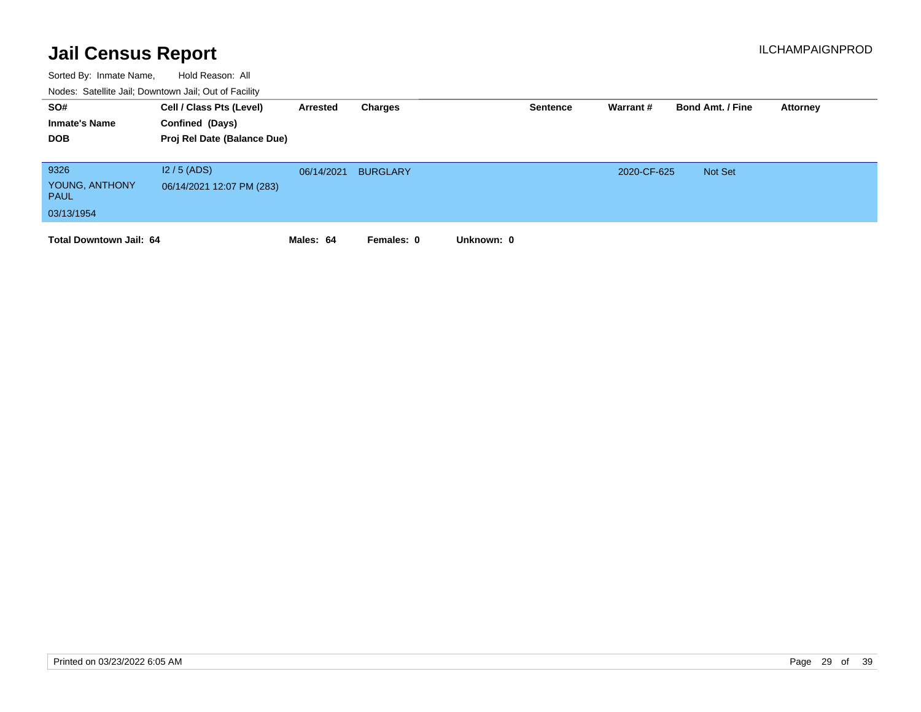# Jail Census Report

ILCHAMPAIGNPROD

Sorted By: Inmate Name, Hold Reason: All

Nodes: Satellite Jail; Downtown Jail; Out of Facility

| SO# / Inmate's Name / DOB | Cell / Class Pts (Level) / Confined (Days) / Proj Rel Date (Balance Due) | Arrested | Charges | Sentence | Warrant # | Bond Amt. / Fine | Attorney |
|---|---|---|---|---|---|---|---|
| 9326<br>YOUNG, ANTHONY PAUL<br>03/13/1954 | I2 / 5 (ADS)<br>06/14/2021 12:07 PM (283) | 06/14/2021 | BURGLARY | | 2020-CF-625 | Not Set | |

**Total Downtown Jail: 64** **Males: 64** **Females: 0** **Unknown: 0**

Printed on 03/23/2022 6:05 AM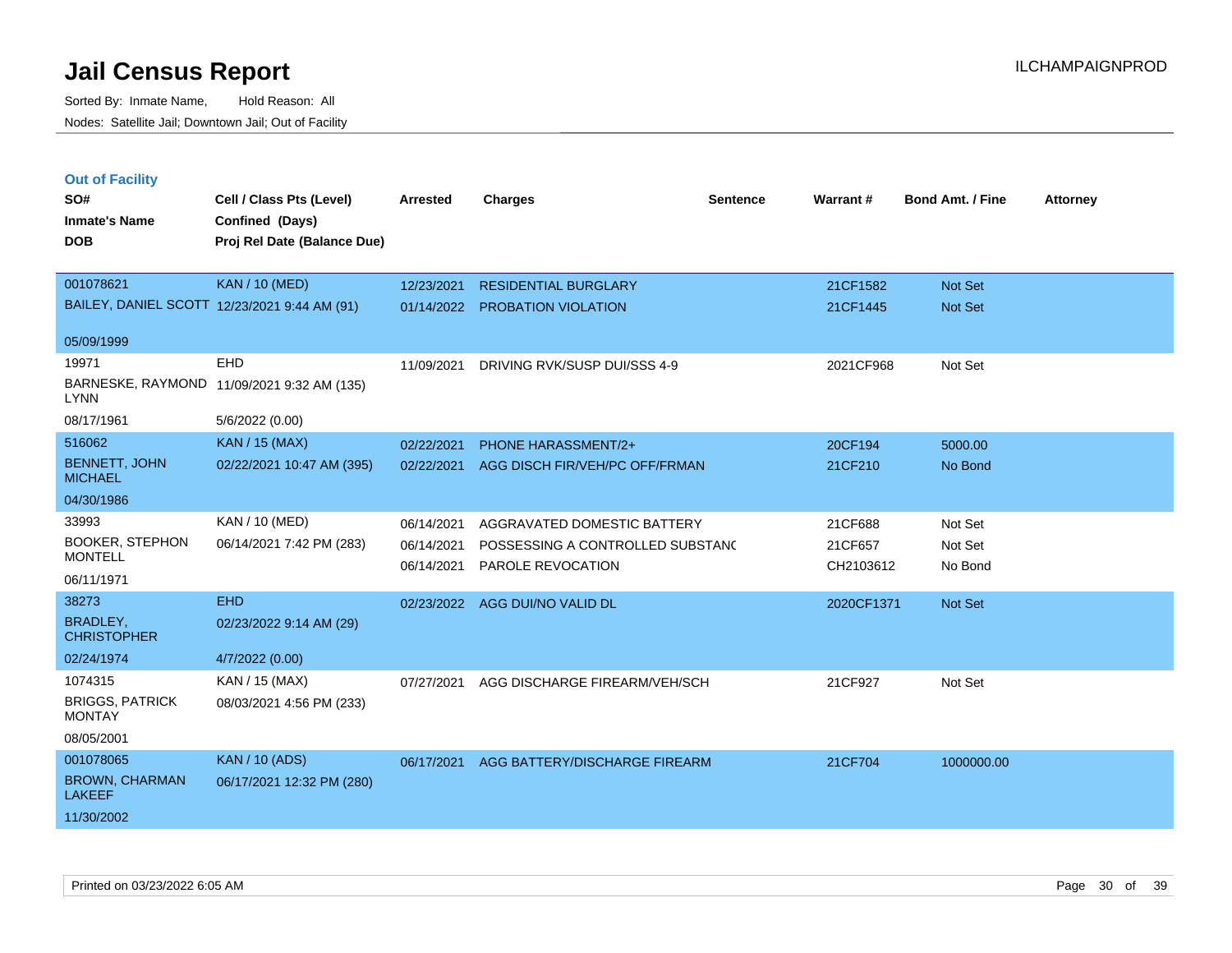# Jail Census Report

Sorted By: Inmate Name, Hold Reason: All

Nodes: Satellite Jail; Downtown Jail; Out of Facility

ILCHAMPAIGNPROD

## Out of Facility

| SO# / Inmate's Name / DOB | Cell / Class Pts (Level) / Confined (Days) / Proj Rel Date (Balance Due) | Arrested | Charges | Sentence | Warrant # | Bond Amt. / Fine | Attorney |
|---|---|---|---|---|---|---|---|
| 001078621<br>BAILEY, DANIEL SCOTT<br>05/09/1999 | KAN / 10 (MED)<br>12/23/2021 9:44 AM (91) | 12/23/2021<br>01/14/2022 | RESIDENTIAL BURGLARY<br>PROBATION VIOLATION | | 21CF1582<br>21CF1445 | Not Set<br>Not Set | |
| 19971<br>BARNESKE, RAYMOND LYNN<br>08/17/1961 | EHD<br>11/09/2021 9:32 AM (135)<br>5/6/2022 (0.00) | 11/09/2021 | DRIVING RVK/SUSP DUI/SSS 4-9 | | 2021CF968 | Not Set | |
| 516062<br>BENNETT, JOHN MICHAEL<br>04/30/1986 | KAN / 15 (MAX)<br>02/22/2021 10:47 AM (395) | 02/22/2021<br>02/22/2021 | PHONE HARASSMENT/2+<br>AGG DISCH FIR/VEH/PC OFF/FRMAN | | 20CF194<br>21CF210 | 5000.00<br>No Bond | |
| 33993<br>BOOKER, STEPHON MONTELL<br>06/11/1971 | KAN / 10 (MED)<br>06/14/2021 7:42 PM (283) | 06/14/2021<br>06/14/2021<br>06/14/2021 | AGGRAVATED DOMESTIC BATTERY<br>POSSESSING A CONTROLLED SUBSTANC<br>PAROLE REVOCATION | | 21CF688<br>21CF657<br>CH2103612 | Not Set<br>Not Set<br>No Bond | |
| 38273<br>BRADLEY, CHRISTOPHER<br>02/24/1974 | EHD<br>02/23/2022 9:14 AM (29)<br>4/7/2022 (0.00) | 02/23/2022 | AGG DUI/NO VALID DL | | 2020CF1371 | Not Set | |
| 1074315<br>BRIGGS, PATRICK MONTAY<br>08/05/2001 | KAN / 15 (MAX)<br>08/03/2021 4:56 PM (233) | 07/27/2021 | AGG DISCHARGE FIREARM/VEH/SCH | | 21CF927 | Not Set | |
| 001078065<br>BROWN, CHARMAN LAKEEF<br>11/30/2002 | KAN / 10 (ADS)<br>06/17/2021 12:32 PM (280) | 06/17/2021 | AGG BATTERY/DISCHARGE FIREARM | | 21CF704 | 1000000.00 | |

Printed on 03/23/2022 6:05 AM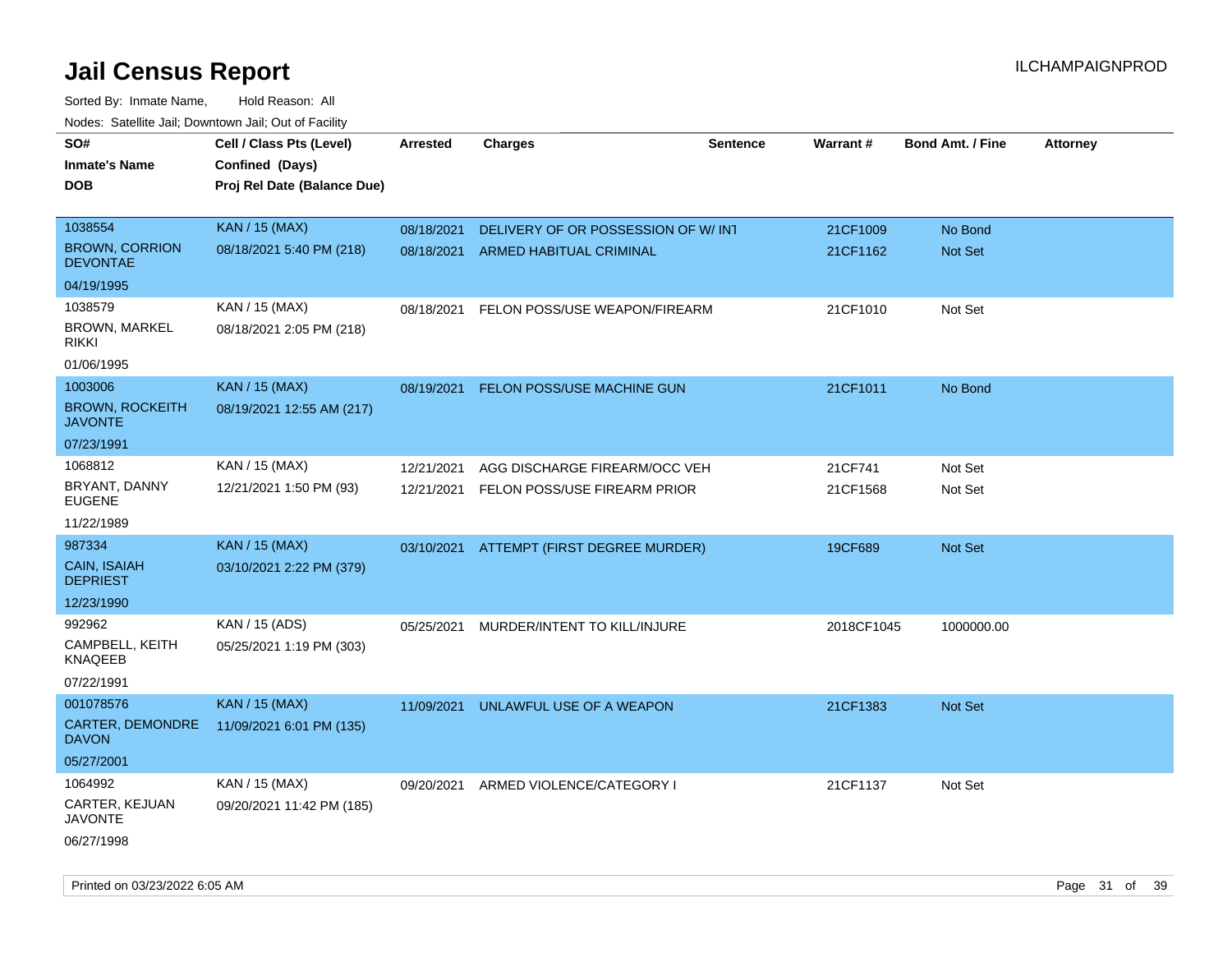# Jail Census Report

ILCHAMPAIGNPROD

Sorted By: Inmate Name, Hold Reason: All

Nodes: Satellite Jail; Downtown Jail; Out of Facility

| SO#<br>Inmate's Name<br>DOB | Cell / Class Pts (Level)<br>Confined (Days)<br>Proj Rel Date (Balance Due) | Arrested | Charges | Sentence | Warrant # | Bond Amt. / Fine | Attorney |
|---|---|---|---|---|---|---|---|
| 1038554<br>BROWN, CORRION DEVONTAE<br>04/19/1995 | KAN / 15 (MAX)<br>08/18/2021 5:40 PM (218) | 08/18/2021<br>08/18/2021 | DELIVERY OF OR POSSESSION OF W/ INT<br>ARMED HABITUAL CRIMINAL | | 21CF1009<br>21CF1162 | No Bond<br>Not Set | |
| 1038579<br>BROWN, MARKEL RIKKI<br>01/06/1995 | KAN / 15 (MAX)<br>08/18/2021 2:05 PM (218) | 08/18/2021 | FELON POSS/USE WEAPON/FIREARM | | 21CF1010 | Not Set | |
| 1003006<br>BROWN, ROCKEITH JAVONTE<br>07/23/1991 | KAN / 15 (MAX)<br>08/19/2021 12:55 AM (217) | 08/19/2021 | FELON POSS/USE MACHINE GUN | | 21CF1011 | No Bond | |
| 1068812<br>BRYANT, DANNY EUGENE<br>11/22/1989 | KAN / 15 (MAX)<br>12/21/2021 1:50 PM (93) | 12/21/2021<br>12/21/2021 | AGG DISCHARGE FIREARM/OCC VEH<br>FELON POSS/USE FIREARM PRIOR | | 21CF741<br>21CF1568 | Not Set<br>Not Set | |
| 987334<br>CAIN, ISAIAH DEPRIEST<br>12/23/1990 | KAN / 15 (MAX)<br>03/10/2021 2:22 PM (379) | 03/10/2021 | ATTEMPT (FIRST DEGREE MURDER) | | 19CF689 | Not Set | |
| 992962<br>CAMPBELL, KEITH KNAQEEB<br>07/22/1991 | KAN / 15 (ADS)<br>05/25/2021 1:19 PM (303) | 05/25/2021 | MURDER/INTENT TO KILL/INJURE | | 2018CF1045 | 1000000.00 | |
| 001078576<br>CARTER, DEMONDRE DAVON<br>05/27/2001 | KAN / 15 (MAX)<br>11/09/2021 6:01 PM (135) | 11/09/2021 | UNLAWFUL USE OF A WEAPON | | 21CF1383 | Not Set | |
| 1064992<br>CARTER, KEJUAN JAVONTE<br>06/27/1998 | KAN / 15 (MAX)<br>09/20/2021 11:42 PM (185) | 09/20/2021 | ARMED VIOLENCE/CATEGORY I | | 21CF1137 | Not Set | |

Printed on 03/23/2022 6:05 AM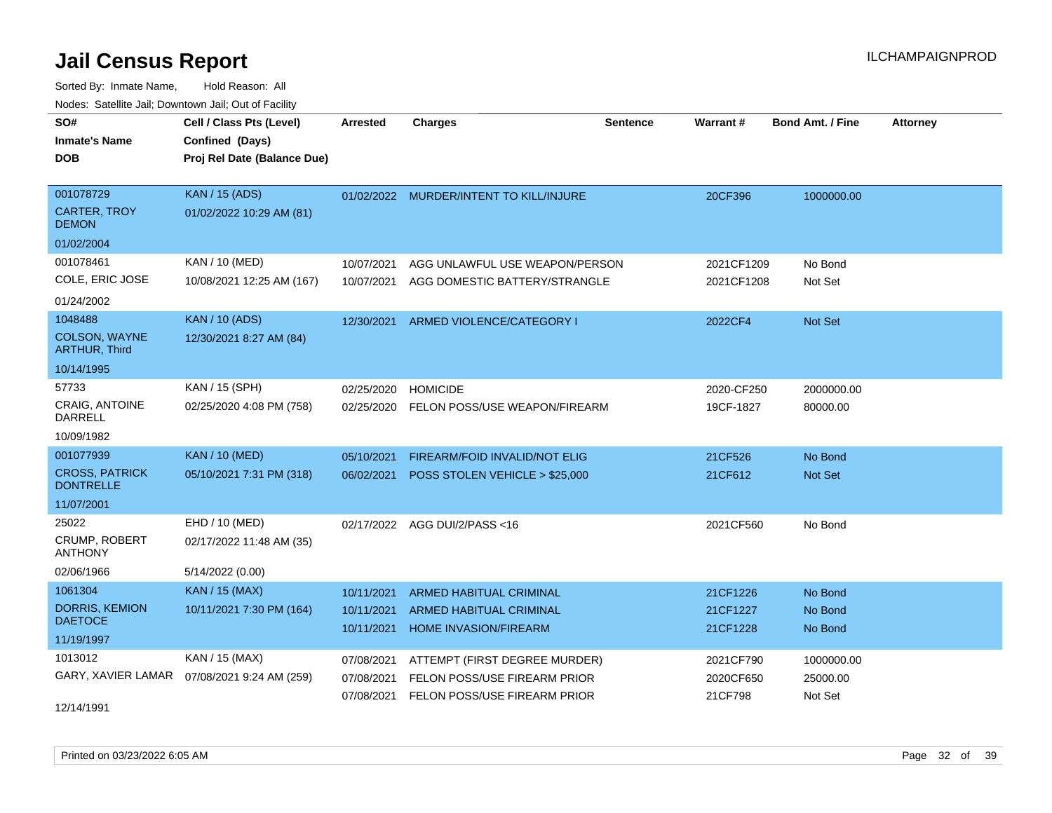# Jail Census Report

ILCHAMPAIGNPROD

Sorted By: Inmate Name, Hold Reason: All

Nodes: Satellite Jail; Downtown Jail; Out of Facility

| SO# / Inmate's Name / DOB | Cell / Class Pts (Level) / Confined (Days) / Proj Rel Date (Balance Due) | Arrested | Charges | Sentence | Warrant # | Bond Amt. / Fine | Attorney |
|---|---|---|---|---|---|---|---|
| 001078729<br>CARTER, TROY DEMON<br>01/02/2004 | KAN / 15 (ADS)<br>01/02/2022 10:29 AM (81) | 01/02/2022 | MURDER/INTENT TO KILL/INJURE | | 20CF396 | 1000000.00 | |
| 001078461<br>COLE, ERIC JOSE<br>01/24/2002 | KAN / 10 (MED)<br>10/08/2021 12:25 AM (167) | 10/07/2021<br>10/07/2021 | AGG UNLAWFUL USE WEAPON/PERSON<br>AGG DOMESTIC BATTERY/STRANGLE | | 2021CF1209<br>2021CF1208 | No Bond<br>Not Set | |
| 1048488<br>COLSON, WAYNE ARTHUR, Third<br>10/14/1995 | KAN / 10 (ADS)<br>12/30/2021 8:27 AM (84) | 12/30/2021 | ARMED VIOLENCE/CATEGORY I | | 2022CF4 | Not Set | |
| 57733<br>CRAIG, ANTOINE DARRELL<br>10/09/1982 | KAN / 15 (SPH)<br>02/25/2020 4:08 PM (758) | 02/25/2020<br>02/25/2020 | HOMICIDE<br>FELON POSS/USE WEAPON/FIREARM | | 2020-CF250<br>19CF-1827 | 2000000.00<br>80000.00 | |
| 001077939<br>CROSS, PATRICK DONTRELLE<br>11/07/2001 | KAN / 10 (MED)<br>05/10/2021 7:31 PM (318) | 05/10/2021<br>06/02/2021 | FIREARM/FOID INVALID/NOT ELIG<br>POSS STOLEN VEHICLE > $25,000 | | 21CF526<br>21CF612 | No Bond<br>Not Set | |
| 25022<br>CRUMP, ROBERT ANTHONY<br>02/06/1966 | EHD / 10 (MED)<br>02/17/2022 11:48 AM (35)<br>5/14/2022 (0.00) | 02/17/2022 | AGG DUI/2/PASS <16 | | 2021CF560 | No Bond | |
| 1061304<br>DORRIS, KEMION DAETOCE<br>11/19/1997 | KAN / 15 (MAX)<br>10/11/2021 7:30 PM (164) | 10/11/2021<br>10/11/2021<br>10/11/2021 | ARMED HABITUAL CRIMINAL<br>ARMED HABITUAL CRIMINAL<br>HOME INVASION/FIREARM | | 21CF1226<br>21CF1227<br>21CF1228 | No Bond<br>No Bond<br>No Bond | |
| 1013012<br>GARY, XAVIER LAMAR<br>12/14/1991 | KAN / 15 (MAX)<br>07/08/2021 9:24 AM (259) | 07/08/2021<br>07/08/2021<br>07/08/2021 | ATTEMPT (FIRST DEGREE MURDER)<br>FELON POSS/USE FIREARM PRIOR<br>FELON POSS/USE FIREARM PRIOR | | 2021CF790<br>2020CF650<br>21CF798 | 1000000.00<br>25000.00<br>Not Set | |

Printed on 03/23/2022 6:05 AM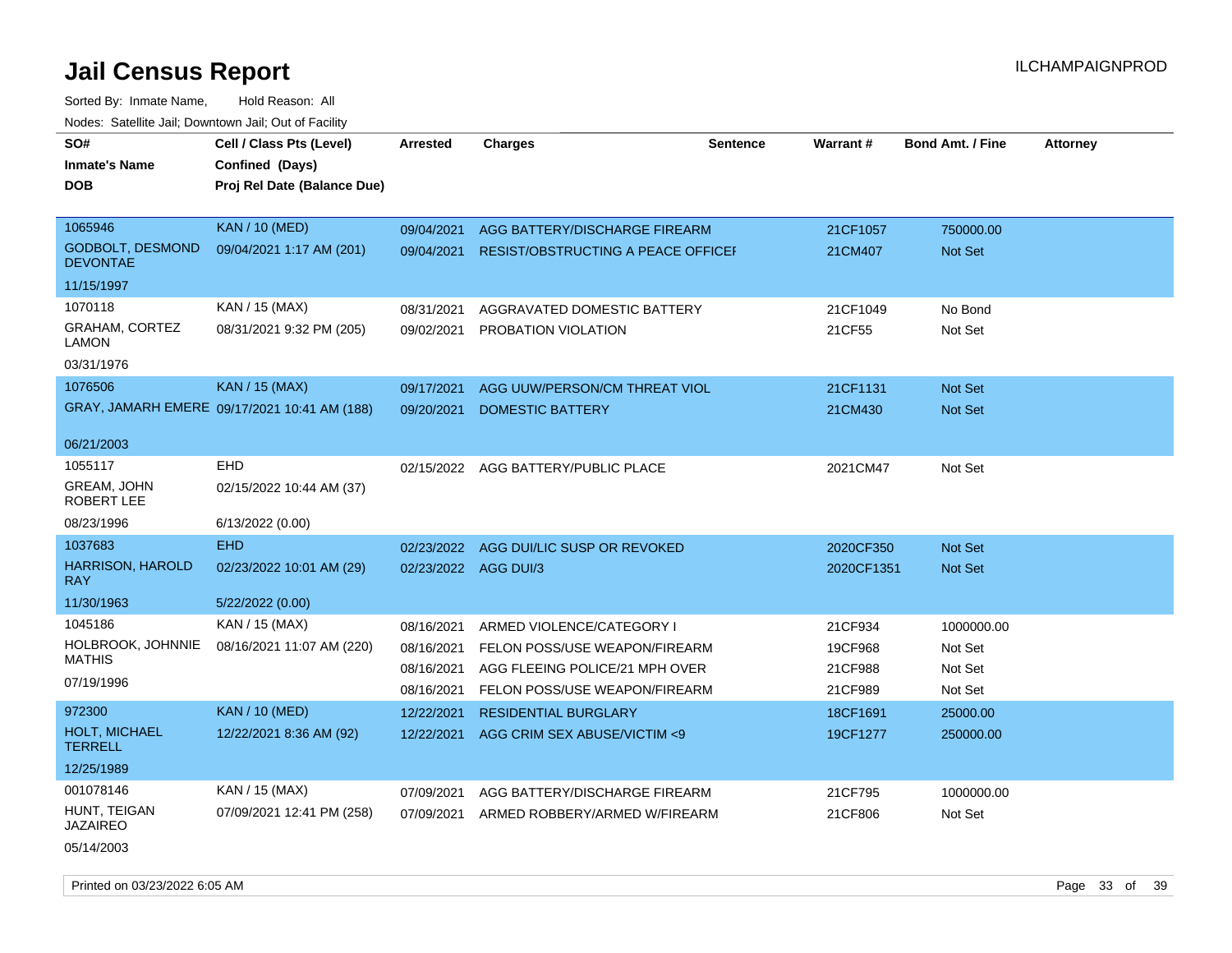# Jail Census Report

Sorted By: Inmate Name, Hold Reason: All

Nodes: Satellite Jail; Downtown Jail; Out of Facility

| SO# / Inmate's Name / DOB | Cell / Class Pts (Level) / Confined (Days) / Proj Rel Date (Balance Due) | Arrested | Charges | Sentence | Warrant # | Bond Amt. / Fine | Attorney |
|---|---|---|---|---|---|---|---|
| 1065946 GODBOLT, DESMOND DEVONTAE 11/15/1997 | KAN / 10 (MED) 09/04/2021 1:17 AM (201) | 09/04/2021 | AGG BATTERY/DISCHARGE FIREARM | | 21CF1057 | 750000.00 | |
| | | 09/04/2021 | RESIST/OBSTRUCTING A PEACE OFFICEI | | 21CM407 | Not Set | |
| 1070118 GRAHAM, CORTEZ LAMON 03/31/1976 | KAN / 15 (MAX) 08/31/2021 9:32 PM (205) | 08/31/2021 | AGGRAVATED DOMESTIC BATTERY | | 21CF1049 | No Bond | |
| | | 09/02/2021 | PROBATION VIOLATION | | 21CF55 | Not Set | |
| 1076506 GRAY, JAMARH EMERE 06/21/2003 | KAN / 15 (MAX) 09/17/2021 10:41 AM (188) | 09/17/2021 | AGG UUW/PERSON/CM THREAT VIOL | | 21CF1131 | Not Set | |
| | | 09/20/2021 | DOMESTIC BATTERY | | 21CM430 | Not Set | |
| 1055117 GREAM, JOHN ROBERT LEE 08/23/1996 | EHD 02/15/2022 10:44 AM (37) 6/13/2022 (0.00) | 02/15/2022 | AGG BATTERY/PUBLIC PLACE | | 2021CM47 | Not Set | |
| 1037683 HARRISON, HAROLD RAY 11/30/1963 | EHD 02/23/2022 10:01 AM (29) 5/22/2022 (0.00) | 02/23/2022 | AGG DUI/LIC SUSP OR REVOKED | | 2020CF350 | Not Set | |
| | | 02/23/2022 | AGG DUI/3 | | 2020CF1351 | Not Set | |
| 1045186 HOLBROOK, JOHNNIE MATHIS 07/19/1996 | KAN / 15 (MAX) 08/16/2021 11:07 AM (220) | 08/16/2021 | ARMED VIOLENCE/CATEGORY I | | 21CF934 | 1000000.00 | |
| | | 08/16/2021 | FELON POSS/USE WEAPON/FIREARM | | 19CF968 | Not Set | |
| | | 08/16/2021 | AGG FLEEING POLICE/21 MPH OVER | | 21CF988 | Not Set | |
| | | 08/16/2021 | FELON POSS/USE WEAPON/FIREARM | | 21CF989 | Not Set | |
| 972300 HOLT, MICHAEL TERRELL 12/25/1989 | KAN / 10 (MED) 12/22/2021 8:36 AM (92) | 12/22/2021 | RESIDENTIAL BURGLARY | | 18CF1691 | 25000.00 | |
| | | 12/22/2021 | AGG CRIM SEX ABUSE/VICTIM <9 | | 19CF1277 | 250000.00 | |
| 001078146 HUNT, TEIGAN JAZAIREO 05/14/2003 | KAN / 15 (MAX) 07/09/2021 12:41 PM (258) | 07/09/2021 | AGG BATTERY/DISCHARGE FIREARM | | 21CF795 | 1000000.00 | |
| | | 07/09/2021 | ARMED ROBBERY/ARMED W/FIREARM | | 21CF806 | Not Set | |

Printed on 03/23/2022 6:05 AM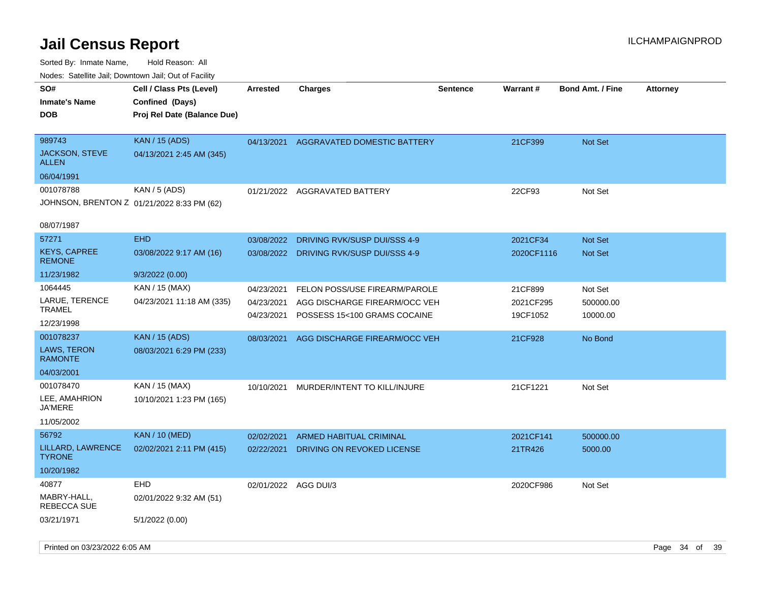# Jail Census Report

ILCHAMPAIGNPROD

Sorted By: Inmate Name, Hold Reason: All

Nodes: Satellite Jail; Downtown Jail; Out of Facility

| SO# / Inmate's Name / DOB | Cell / Class Pts (Level) / Confined (Days) / Proj Rel Date (Balance Due) | Arrested | Charges | Sentence | Warrant # | Bond Amt. / Fine | Attorney |
|---|---|---|---|---|---|---|---|
| 989743<br>JACKSON, STEVE ALLEN<br>06/04/1991 | KAN / 15 (ADS)<br>04/13/2021 2:45 AM (345) | 04/13/2021 | AGGRAVATED DOMESTIC BATTERY | | 21CF399 | Not Set | |
| 001078788<br>JOHNSON, BRENTON Z<br>08/07/1987 | KAN / 5 (ADS)<br>01/21/2022 8:33 PM (62) | 01/21/2022 | AGGRAVATED BATTERY | | 22CF93 | Not Set | |
| 57271<br>KEYS, CAPREE REMONE<br>11/23/1982 | EHD<br>03/08/2022 9:17 AM (16)<br>9/3/2022 (0.00) | 03/08/2022<br>03/08/2022 | DRIVING RVK/SUSP DUI/SSS 4-9<br>DRIVING RVK/SUSP DUI/SSS 4-9 | | 2021CF34<br>2020CF1116 | Not Set<br>Not Set | |
| 1064445<br>LARUE, TERENCE TRAMEL<br>12/23/1998 | KAN / 15 (MAX)<br>04/23/2021 11:18 AM (335) | 04/23/2021<br>04/23/2021<br>04/23/2021 | FELON POSS/USE FIREARM/PAROLE<br>AGG DISCHARGE FIREARM/OCC VEH<br>POSSESS 15<100 GRAMS COCAINE | | 21CF899<br>2021CF295<br>19CF1052 | Not Set<br>500000.00<br>10000.00 | |
| 001078237<br>LAWS, TERON RAMONTE<br>04/03/2001 | KAN / 15 (ADS)<br>08/03/2021 6:29 PM (233) | 08/03/2021 | AGG DISCHARGE FIREARM/OCC VEH | | 21CF928 | No Bond | |
| 001078470<br>LEE, AMAHRION JA'MERE<br>11/05/2002 | KAN / 15 (MAX)<br>10/10/2021 1:23 PM (165) | 10/10/2021 | MURDER/INTENT TO KILL/INJURE | | 21CF1221 | Not Set | |
| 56792<br>LILLARD, LAWRENCE TYRONE<br>10/20/1982 | KAN / 10 (MED)<br>02/02/2021 2:11 PM (415) | 02/02/2021<br>02/22/2021 | ARMED HABITUAL CRIMINAL<br>DRIVING ON REVOKED LICENSE | | 2021CF141<br>21TR426 | 500000.00<br>5000.00 | |
| 40877<br>MABRY-HALL, REBECCA SUE<br>03/21/1971 | EHD<br>02/01/2022 9:32 AM (51)<br>5/1/2022 (0.00) | 02/01/2022 | AGG DUI/3 | | 2020CF986 | Not Set | |

Printed on 03/23/2022 6:05 AM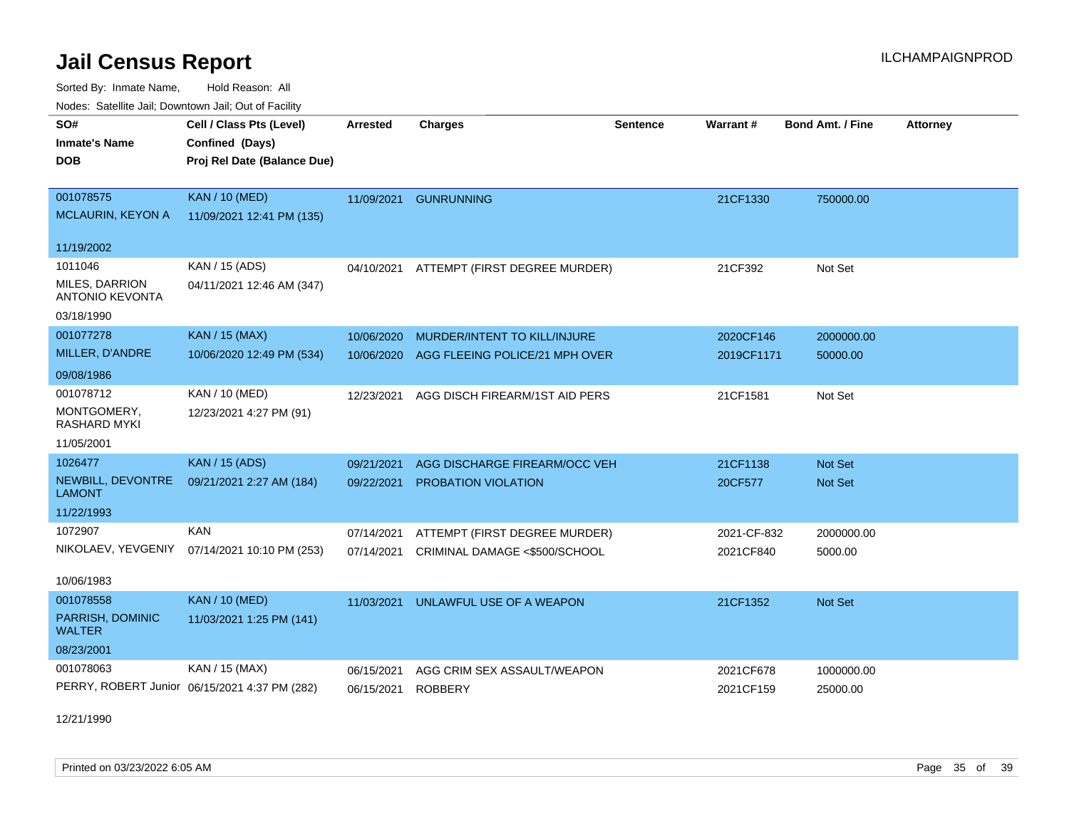# Jail Census Report

ILCHAMPAIGNPROD

Sorted By: Inmate Name, Hold Reason: All

Nodes: Satellite Jail; Downtown Jail; Out of Facility

| SO# / Inmate's Name / DOB | Cell / Class Pts (Level) / Confined (Days) / Proj Rel Date (Balance Due) | Arrested | Charges | Sentence | Warrant # | Bond Amt. / Fine | Attorney |
|---|---|---|---|---|---|---|---|
| 001078575 MCLAURIN, KEYON A 11/19/2002 | KAN / 10 (MED) 11/09/2021 12:41 PM (135) | 11/09/2021 | GUNRUNNING | | 21CF1330 | 750000.00 | |
| 1011046 MILES, DARRION ANTONIO KEVONTA 03/18/1990 | KAN / 15 (ADS) 04/11/2021 12:46 AM (347) | 04/10/2021 | ATTEMPT (FIRST DEGREE MURDER) | | 21CF392 | Not Set | |
| 001077278 MILLER, D'ANDRE 09/08/1986 | KAN / 15 (MAX) 10/06/2020 12:49 PM (534) | 10/06/2020 | MURDER/INTENT TO KILL/INJURE | | 2020CF146 | 2000000.00 | |
| | | 10/06/2020 | AGG FLEEING POLICE/21 MPH OVER | | 2019CF1171 | 50000.00 | |
| 001078712 MONTGOMERY, RASHARD MYKI 11/05/2001 | KAN / 10 (MED) 12/23/2021 4:27 PM (91) | 12/23/2021 | AGG DISCH FIREARM/1ST AID PERS | | 21CF1581 | Not Set | |
| 1026477 NEWBILL, DEVONTRE LAMONT 11/22/1993 | KAN / 15 (ADS) 09/21/2021 2:27 AM (184) | 09/21/2021 | AGG DISCHARGE FIREARM/OCC VEH | | 21CF1138 | Not Set | |
| | | 09/22/2021 | PROBATION VIOLATION | | 20CF577 | Not Set | |
| 1072907 NIKOLAEV, YEVGENIY 10/06/1983 | KAN 07/14/2021 10:10 PM (253) | 07/14/2021 | ATTEMPT (FIRST DEGREE MURDER) | | 2021-CF-832 | 2000000.00 | |
| | | 07/14/2021 | CRIMINAL DAMAGE <$500/SCHOOL | | 2021CF840 | 5000.00 | |
| 001078558 PARRISH, DOMINIC WALTER 08/23/2001 | KAN / 10 (MED) 11/03/2021 1:25 PM (141) | 11/03/2021 | UNLAWFUL USE OF A WEAPON | | 21CF1352 | Not Set | |
| 001078063 PERRY, ROBERT Junior 12/21/1990 | KAN / 15 (MAX) 06/15/2021 4:37 PM (282) | 06/15/2021 | AGG CRIM SEX ASSAULT/WEAPON | | 2021CF678 | 1000000.00 | |
| | | 06/15/2021 | ROBBERY | | 2021CF159 | 25000.00 | |

Printed on 03/23/2022 6:05 AM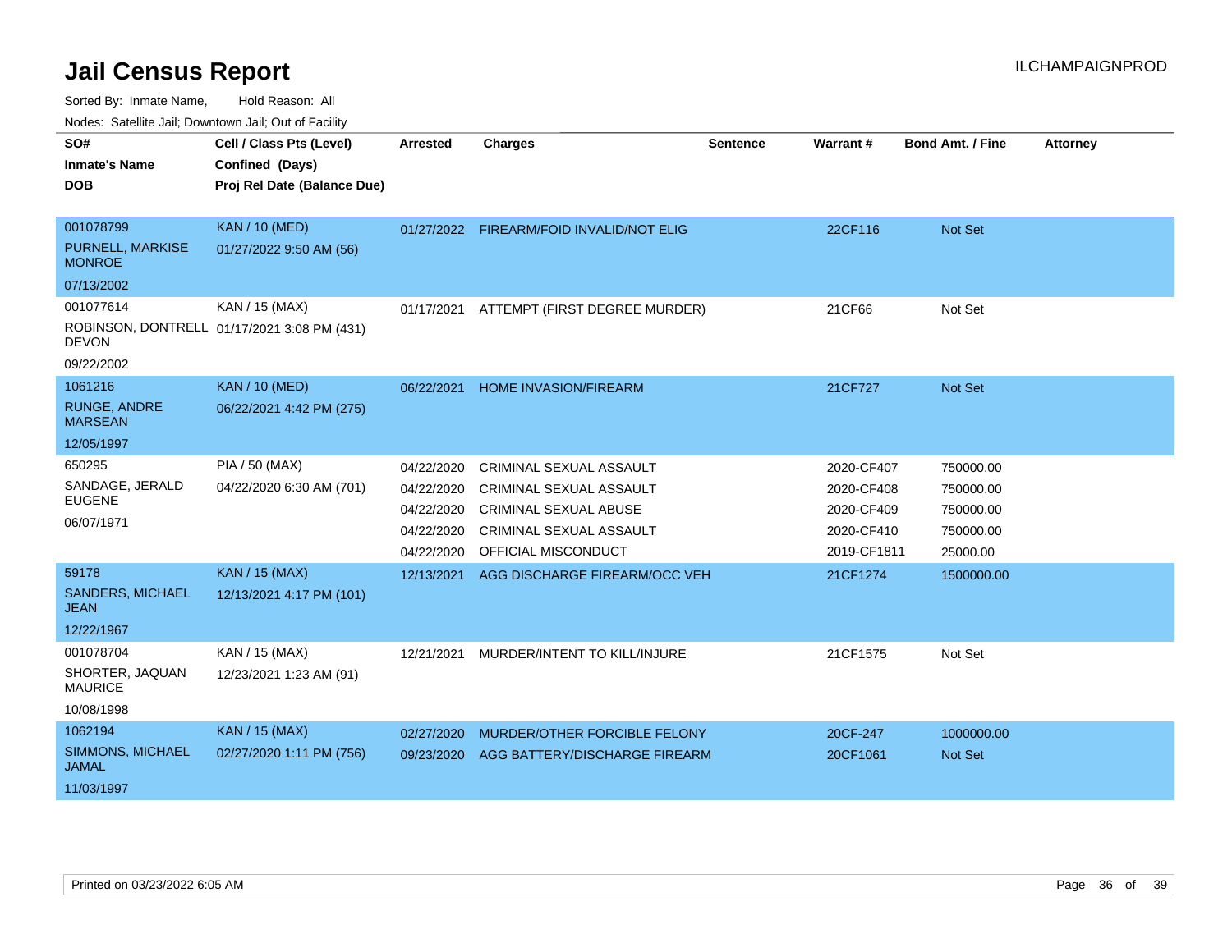# Jail Census Report

ILCHAMPAIGNPROD

Sorted By: Inmate Name, Hold Reason: All

Nodes: Satellite Jail; Downtown Jail; Out of Facility

| SO# / Inmate's Name / DOB | Cell / Class Pts (Level) / Confined (Days) / Proj Rel Date (Balance Due) | Arrested | Charges | Sentence | Warrant # | Bond Amt. / Fine | Attorney |
|---|---|---|---|---|---|---|---|
| 001078799 PURNELL, MARKISE MONROE 07/13/2002 | KAN / 10 (MED) 01/27/2022 9:50 AM (56) | 01/27/2022 | FIREARM/FOID INVALID/NOT ELIG | | 22CF116 | Not Set | |
| 001077614 ROBINSON, DONTRELL DEVON 09/22/2002 | KAN / 15 (MAX) 01/17/2021 3:08 PM (431) | 01/17/2021 | ATTEMPT (FIRST DEGREE MURDER) | | 21CF66 | Not Set | |
| 1061216 RUNGE, ANDRE MARSEAN 12/05/1997 | KAN / 10 (MED) 06/22/2021 4:42 PM (275) | 06/22/2021 | HOME INVASION/FIREARM | | 21CF727 | Not Set | |
| 650295 SANDAGE, JERALD EUGENE 06/07/1971 | PIA / 50 (MAX) 04/22/2020 6:30 AM (701) | 04/22/2020 | CRIMINAL SEXUAL ASSAULT | | 2020-CF407 | 750000.00 | |
| | | 04/22/2020 | CRIMINAL SEXUAL ASSAULT | | 2020-CF408 | 750000.00 | |
| | | 04/22/2020 | CRIMINAL SEXUAL ABUSE | | 2020-CF409 | 750000.00 | |
| | | 04/22/2020 | CRIMINAL SEXUAL ASSAULT | | 2020-CF410 | 750000.00 | |
| | | 04/22/2020 | OFFICIAL MISCONDUCT | | 2019-CF1811 | 25000.00 | |
| 59178 SANDERS, MICHAEL JEAN 12/22/1967 | KAN / 15 (MAX) 12/13/2021 4:17 PM (101) | 12/13/2021 | AGG DISCHARGE FIREARM/OCC VEH | | 21CF1274 | 1500000.00 | |
| 001078704 SHORTER, JAQUAN MAURICE 10/08/1998 | KAN / 15 (MAX) 12/23/2021 1:23 AM (91) | 12/21/2021 | MURDER/INTENT TO KILL/INJURE | | 21CF1575 | Not Set | |
| 1062194 SIMMONS, MICHAEL JAMAL 11/03/1997 | KAN / 15 (MAX) 02/27/2020 1:11 PM (756) | 02/27/2020 | MURDER/OTHER FORCIBLE FELONY | | 20CF-247 | 1000000.00 | |
| | | 09/23/2020 | AGG BATTERY/DISCHARGE FIREARM | | 20CF1061 | Not Set | |

Printed on 03/23/2022 6:05 AM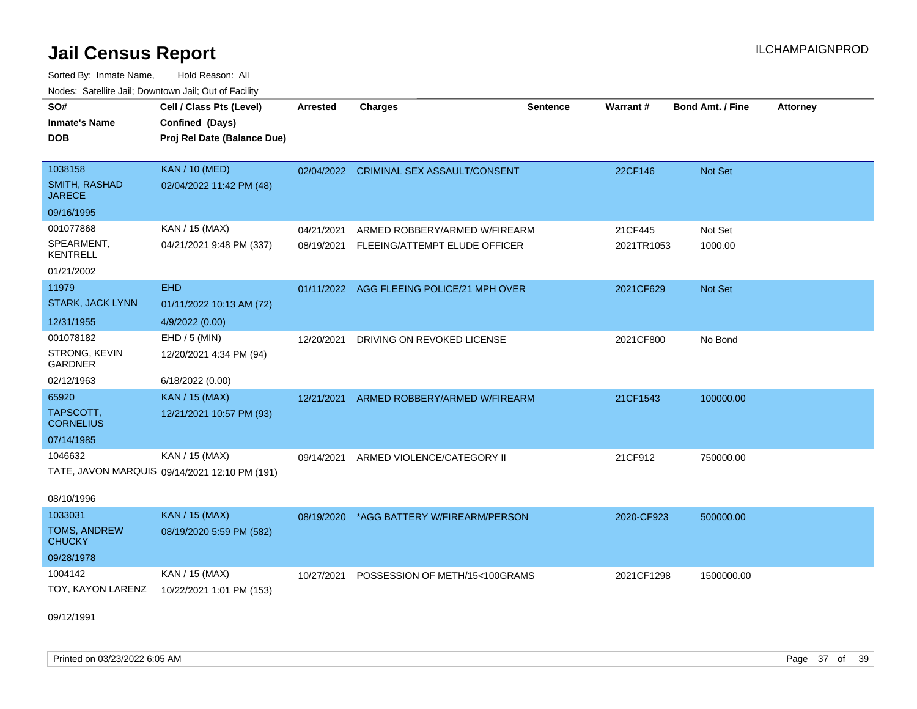# Jail Census Report

ILCHAMPAIGNPROD

Sorted By: Inmate Name, Hold Reason: All

Nodes: Satellite Jail; Downtown Jail; Out of Facility

| SO# / Inmate's Name / DOB | Cell / Class Pts (Level) / Confined (Days) / Proj Rel Date (Balance Due) | Arrested | Charges | Sentence | Warrant # | Bond Amt. / Fine | Attorney |
|---|---|---|---|---|---|---|---|
| 1038158<br>SMITH, RASHAD JARECE<br>09/16/1995 | KAN / 10 (MED)<br>02/04/2022 11:42 PM (48) | 02/04/2022 | CRIMINAL SEX ASSAULT/CONSENT | | 22CF146 | Not Set | |
| 001077868<br>SPEARMENT, KENTRELL<br>01/21/2002 | KAN / 15 (MAX)<br>04/21/2021 9:48 PM (337) | 04/21/2021<br>08/19/2021 | ARMED ROBBERY/ARMED W/FIREARM<br>FLEEING/ATTEMPT ELUDE OFFICER | | 21CF445<br>2021TR1053 | Not Set<br>1000.00 | |
| 11979<br>STARK, JACK LYNN<br>12/31/1955 | EHD<br>01/11/2022 10:13 AM (72)<br>4/9/2022 (0.00) | 01/11/2022 | AGG FLEEING POLICE/21 MPH OVER | | 2021CF629 | Not Set | |
| 001078182<br>STRONG, KEVIN GARDNER<br>02/12/1963 | EHD / 5 (MIN)<br>12/20/2021 4:34 PM (94)<br>6/18/2022 (0.00) | 12/20/2021 | DRIVING ON REVOKED LICENSE | | 2021CF800 | No Bond | |
| 65920<br>TAPSCOTT, CORNELIUS<br>07/14/1985 | KAN / 15 (MAX)<br>12/21/2021 10:57 PM (93) | 12/21/2021 | ARMED ROBBERY/ARMED W/FIREARM | | 21CF1543 | 100000.00 | |
| 1046632<br>TATE, JAVON MARQUIS<br>08/10/1996 | KAN / 15 (MAX)<br>09/14/2021 12:10 PM (191) | 09/14/2021 | ARMED VIOLENCE/CATEGORY II | | 21CF912 | 750000.00 | |
| 1033031<br>TOMS, ANDREW CHUCKY<br>09/28/1978 | KAN / 15 (MAX)<br>08/19/2020 5:59 PM (582) | 08/19/2020 | *AGG BATTERY W/FIREARM/PERSON | | 2020-CF923 | 500000.00 | |
| 1004142<br>TOY, KAYON LARENZ<br>09/12/1991 | KAN / 15 (MAX)<br>10/22/2021 1:01 PM (153) | 10/27/2021 | POSSESSION OF METH/15<100GRAMS | | 2021CF1298 | 1500000.00 | |

Printed on 03/23/2022 6:05 AM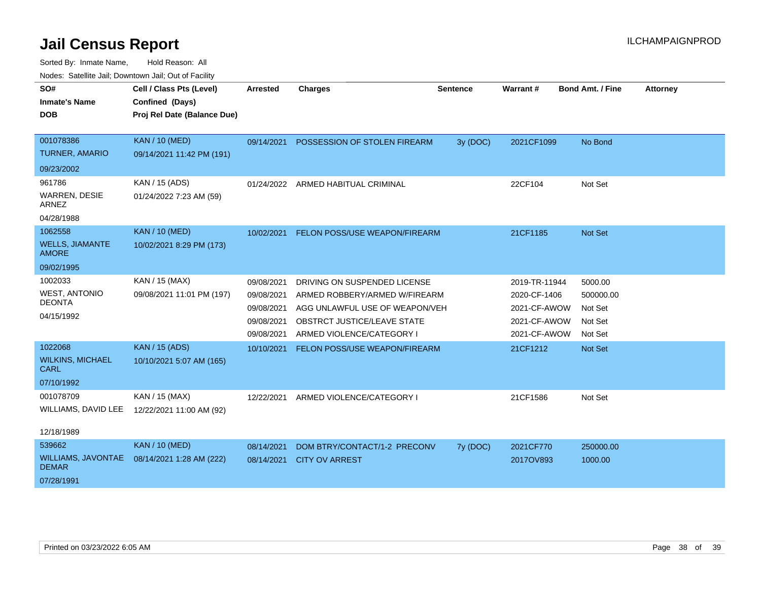# Jail Census Report

ILCHAMPAIGNPROD

Sorted By: Inmate Name, Hold Reason: All

Nodes: Satellite Jail; Downtown Jail; Out of Facility

| SO# / Inmate's Name / DOB | Cell / Class Pts (Level) / Confined (Days) / Proj Rel Date (Balance Due) | Arrested | Charges | Sentence | Warrant # | Bond Amt. / Fine | Attorney |
|---|---|---|---|---|---|---|---|
| 001078386<br>TURNER, AMARIO<br>09/23/2002 | KAN / 10 (MED)<br>09/14/2021 11:42 PM (191) | 09/14/2021 | POSSESSION OF STOLEN FIREARM | 3y (DOC) | 2021CF1099 | No Bond | |
| 961786<br>WARREN, DESIE ARNEZ<br>04/28/1988 | KAN / 15 (ADS)<br>01/24/2022 7:23 AM (59) | 01/24/2022 | ARMED HABITUAL CRIMINAL | | 22CF104 | Not Set | |
| 1062558<br>WELLS, JIAMANTE AMORE<br>09/02/1995 | KAN / 10 (MED)<br>10/02/2021 8:29 PM (173) | 10/02/2021 | FELON POSS/USE WEAPON/FIREARM | | 21CF1185 | Not Set | |
| 1002033<br>WEST, ANTONIO DEONTA<br>04/15/1992 | KAN / 15 (MAX)<br>09/08/2021 11:01 PM (197) | 09/08/2021 | DRIVING ON SUSPENDED LICENSE | | 2019-TR-11944 | 5000.00 | |
| | | 09/08/2021 | ARMED ROBBERY/ARMED W/FIREARM | | 2020-CF-1406 | 500000.00 | |
| | | 09/08/2021 | AGG UNLAWFUL USE OF WEAPON/VEH | | 2021-CF-AWOW | Not Set | |
| | | 09/08/2021 | OBSTRCT JUSTICE/LEAVE STATE | | 2021-CF-AWOW | Not Set | |
| | | 09/08/2021 | ARMED VIOLENCE/CATEGORY I | | 2021-CF-AWOW | Not Set | |
| 1022068<br>WILKINS, MICHAEL CARL<br>07/10/1992 | KAN / 15 (ADS)<br>10/10/2021 5:07 AM (165) | 10/10/2021 | FELON POSS/USE WEAPON/FIREARM | | 21CF1212 | Not Set | |
| 001078709<br>WILLIAMS, DAVID LEE<br>12/18/1989 | KAN / 15 (MAX)<br>12/22/2021 11:00 AM (92) | 12/22/2021 | ARMED VIOLENCE/CATEGORY I | | 21CF1586 | Not Set | |
| 539662<br>WILLIAMS, JAVONTAE DEMAR<br>07/28/1991 | KAN / 10 (MED)<br>08/14/2021 1:28 AM (222) | 08/14/2021 | DOM BTRY/CONTACT/1-2 PRECONV | 7y (DOC) | 2021CF770 | 250000.00 | |
| | | 08/14/2021 | CITY OV ARREST | | 2017OV893 | 1000.00 | |

Printed on 03/23/2022 6:05 AM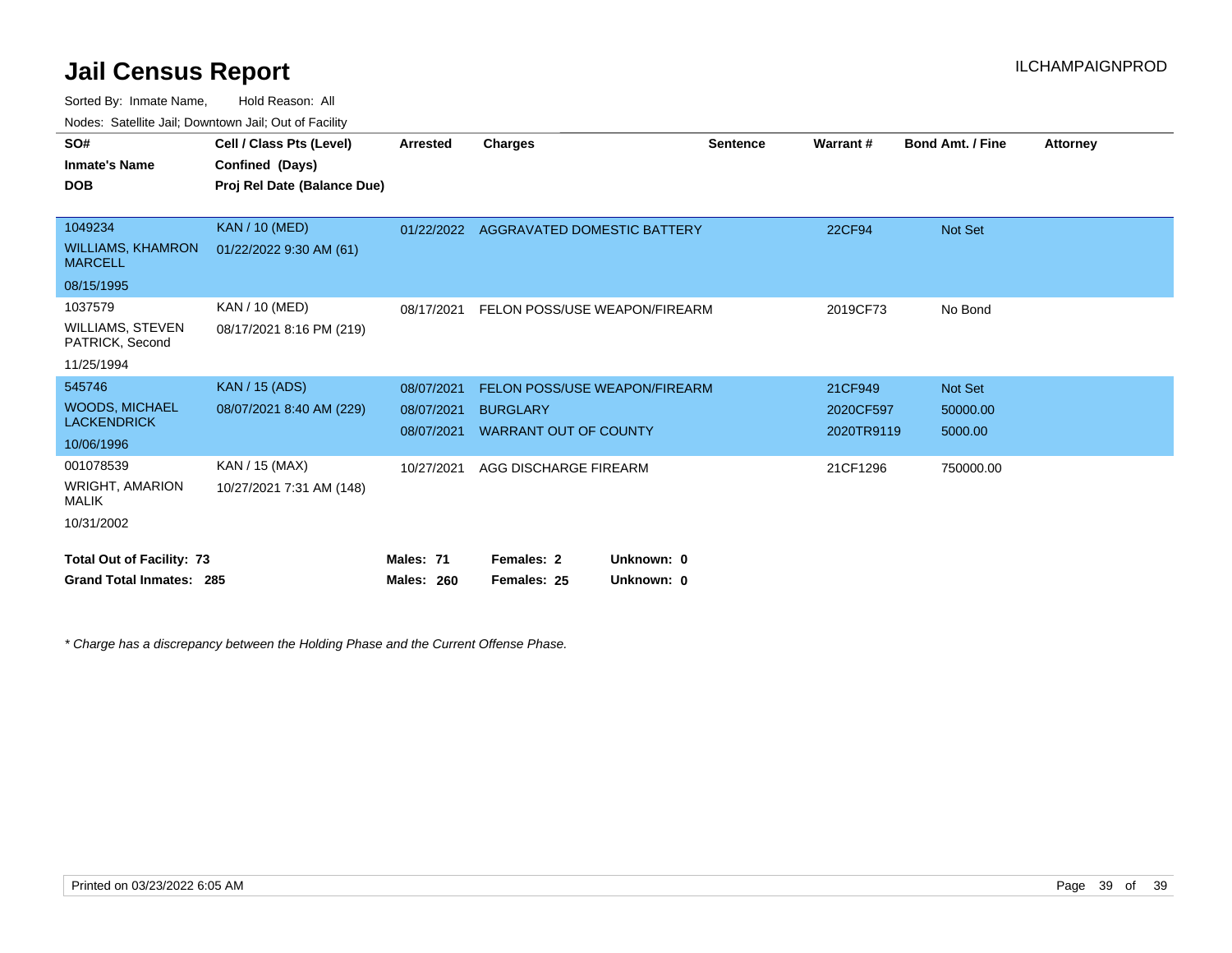# Jail Census Report

ILCHAMPAIGNPROD

Sorted By: Inmate Name, Hold Reason: All

Nodes: Satellite Jail; Downtown Jail; Out of Facility

| SO# / Inmate's Name / DOB | Cell / Class Pts (Level) / Confined (Days) / Proj Rel Date (Balance Due) | Arrested | Charges | Sentence | Warrant # | Bond Amt. / Fine | Attorney |
|---|---|---|---|---|---|---|---|
| 1049234<br>WILLIAMS, KHAMRON MARCELL<br>08/15/1995 | KAN / 10 (MED)<br>01/22/2022 9:30 AM (61) | 01/22/2022 | AGGRAVATED DOMESTIC BATTERY | | 22CF94 | Not Set | |
| 1037579<br>WILLIAMS, STEVEN PATRICK, Second<br>11/25/1994 | KAN / 10 (MED)<br>08/17/2021 8:16 PM (219) | 08/17/2021 | FELON POSS/USE WEAPON/FIREARM | | 2019CF73 | No Bond | |
| 545746<br>WOODS, MICHAEL LACKENDRICK<br>10/06/1996 | KAN / 15 (ADS)<br>08/07/2021 8:40 AM (229) | 08/07/2021 | FELON POSS/USE WEAPON/FIREARM | | 21CF949 | Not Set | |
| | | 08/07/2021 | BURGLARY | | 2020CF597 | 50000.00 | |
| | | 08/07/2021 | WARRANT OUT OF COUNTY | | 2020TR9119 | 5000.00 | |
| 001078539<br>WRIGHT, AMARION MALIK<br>10/31/2002 | KAN / 15 (MAX)<br>10/27/2021 7:31 AM (148) | 10/27/2021 | AGG DISCHARGE FIREARM | | 21CF1296 | 750000.00 | |

**Total Out of Facility: 73** **Males: 71** **Females: 2** **Unknown: 0**

**Grand Total Inmates: 285** **Males: 260** **Females: 25** **Unknown: 0**

*\* Charge has a discrepancy between the Holding Phase and the Current Offense Phase.*

Printed on 03/23/2022 6:05 AM